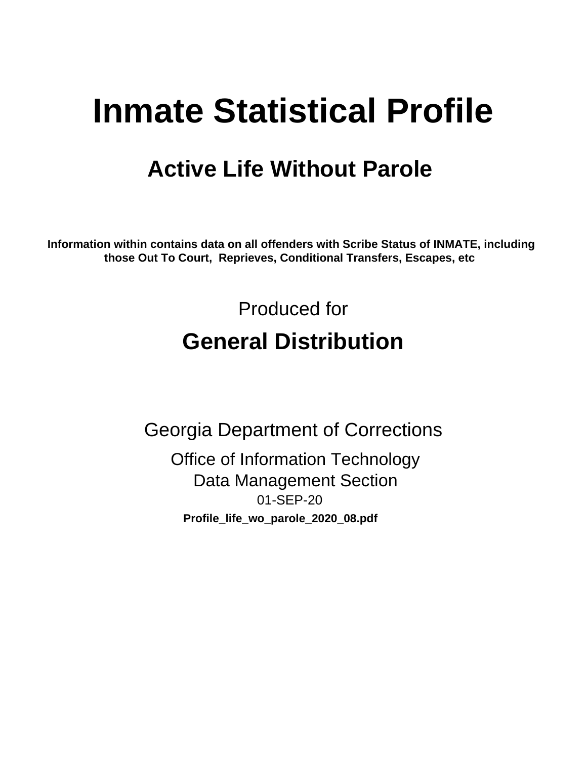# Inmate Statistical Profile

## Active Life Without Parole

**Information within contains data on all offenders with Scribe Status of INMATE, including those Out To Court, Reprieves, Conditional Transfers, Escapes, etc**

Produced for

## General Distribution

Georgia Department of Corrections

Office of Information Technology
Data Management Section
01-SEP-20

**Profile_life_wo_parole_2020_08.pdf**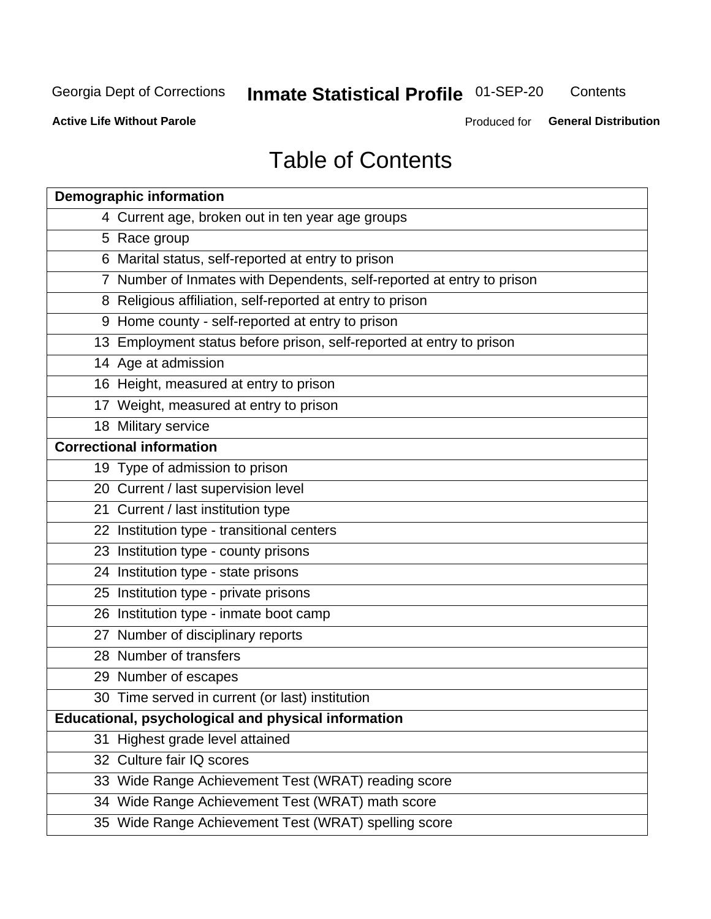# Table of Contents

| Demographic information | |
|---|---|
| 4 | Current age, broken out in ten year age groups |
| 5 | Race group |
| 6 | Marital status, self-reported at entry to prison |
| 7 | Number of Inmates with Dependents, self-reported at entry to prison |
| 8 | Religious affiliation, self-reported at entry to prison |
| 9 | Home county - self-reported at entry to prison |
| 13 | Employment status before prison, self-reported at entry to prison |
| 14 | Age at admission |
| 16 | Height, measured at entry to prison |
| 17 | Weight, measured at entry to prison |
| 18 | Military service |
| **Correctional information** | |
| 19 | Type of admission to prison |
| 20 | Current / last supervision level |
| 21 | Current / last institution type |
| 22 | Institution type - transitional centers |
| 23 | Institution type - county prisons |
| 24 | Institution type - state prisons |
| 25 | Institution type - private prisons |
| 26 | Institution type - inmate boot camp |
| 27 | Number of disciplinary reports |
| 28 | Number of transfers |
| 29 | Number of escapes |
| 30 | Time served in current (or last) institution |
| **Educational, psychological and physical information** | |
| 31 | Highest grade level attained |
| 32 | Culture fair IQ scores |
| 33 | Wide Range Achievement Test (WRAT) reading score |
| 34 | Wide Range Achievement Test (WRAT) math score |
| 35 | Wide Range Achievement Test (WRAT) spelling score |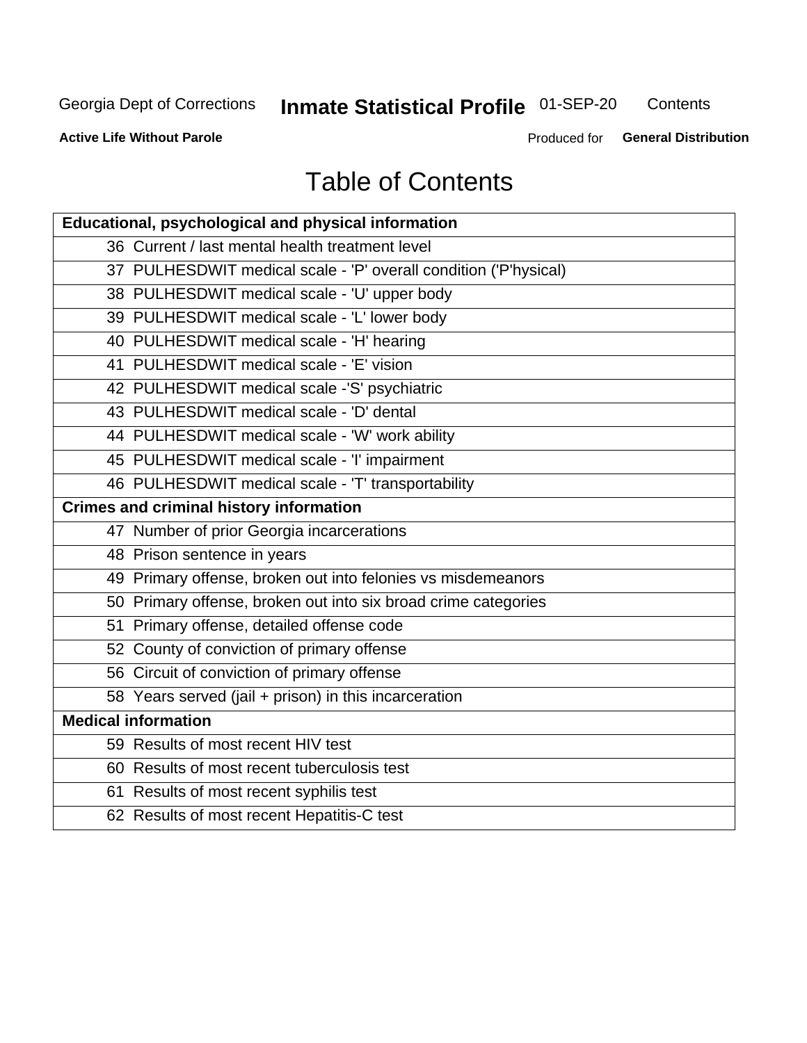# Table of Contents

| Educational, psychological and physical information |
|---|
| 36 Current / last mental health treatment level |
| 37 PULHESDWIT medical scale - 'P' overall condition ('P'hysical) |
| 38 PULHESDWIT medical scale - 'U' upper body |
| 39 PULHESDWIT medical scale - 'L' lower body |
| 40 PULHESDWIT medical scale - 'H' hearing |
| 41 PULHESDWIT medical scale - 'E' vision |
| 42 PULHESDWIT medical scale -'S' psychiatric |
| 43 PULHESDWIT medical scale - 'D' dental |
| 44 PULHESDWIT medical scale - 'W' work ability |
| 45 PULHESDWIT medical scale - 'I' impairment |
| 46 PULHESDWIT medical scale - 'T' transportability |
| **Crimes and criminal history information** |
| 47 Number of prior Georgia incarcerations |
| 48 Prison sentence in years |
| 49 Primary offense, broken out into felonies vs misdemeanors |
| 50 Primary offense, broken out into six broad crime categories |
| 51 Primary offense, detailed offense code |
| 52 County of conviction of primary offense |
| 56 Circuit of conviction of primary offense |
| 58 Years served (jail + prison) in this incarceration |
| **Medical information** |
| 59 Results of most recent HIV test |
| 60 Results of most recent tuberculosis test |
| 61 Results of most recent syphilis test |
| 62 Results of most recent Hepatitis-C test |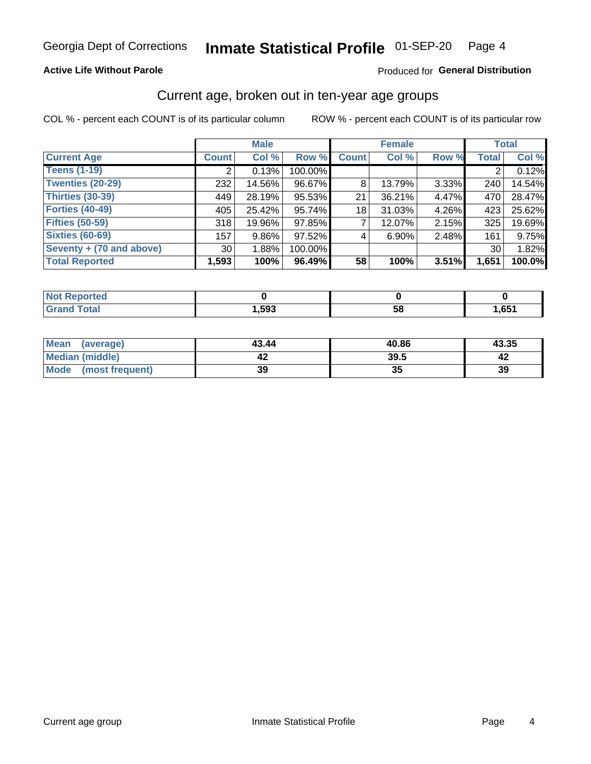Georgia Dept of Corrections **Inmate Statistical Profile** 01-SEP-20

**Active Life Without Parole**

Produced for **General Distribution**

## Current age, broken out in ten-year age groups

COL % - percent each COUNT is of its particular column ROW % - percent each COUNT is of its particular row

| | Male | | | Female | | | Total | |
|---|---|---|---|---|---|---|---|---|
| **Current Age** | **Count** | **Col %** | **Row %** | **Count** | **Col %** | **Row %** | **Total** | **Col %** |
| **Teens (1-19)** | 2 | 0.13% | 100.00% | | | | 2 | 0.12% |
| **Twenties (20-29)** | 232 | 14.56% | 96.67% | 8 | 13.79% | 3.33% | 240 | 14.54% |
| **Thirties (30-39)** | 449 | 28.19% | 95.53% | 21 | 36.21% | 4.47% | 470 | 28.47% |
| **Forties (40-49)** | 405 | 25.42% | 95.74% | 18 | 31.03% | 4.26% | 423 | 25.62% |
| **Fifties (50-59)** | 318 | 19.96% | 97.85% | 7 | 12.07% | 2.15% | 325 | 19.69% |
| **Sixties (60-69)** | 157 | 9.86% | 97.52% | 4 | 6.90% | 2.48% | 161 | 9.75% |
| **Seventy + (70 and above)** | 30 | 1.88% | 100.00% | | | | 30 | 1.82% |
| **Total Reported** | **1,593** | **100%** | **96.49%** | **58** | **100%** | **3.51%** | **1,651** | **100.0%** |

| | Male | Female | Total |
|---|---|---|---|
| **Not Reported** | **0** | **0** | **0** |
| **Grand Total** | **1,593** | **58** | **1,651** |

| | Male | Female | Total |
|---|---|---|---|
| **Mean (average)** | **43.44** | **40.86** | **43.35** |
| **Median (middle)** | **42** | **39.5** | **42** |
| **Mode (most frequent)** | **39** | **35** | **39** |

Current age group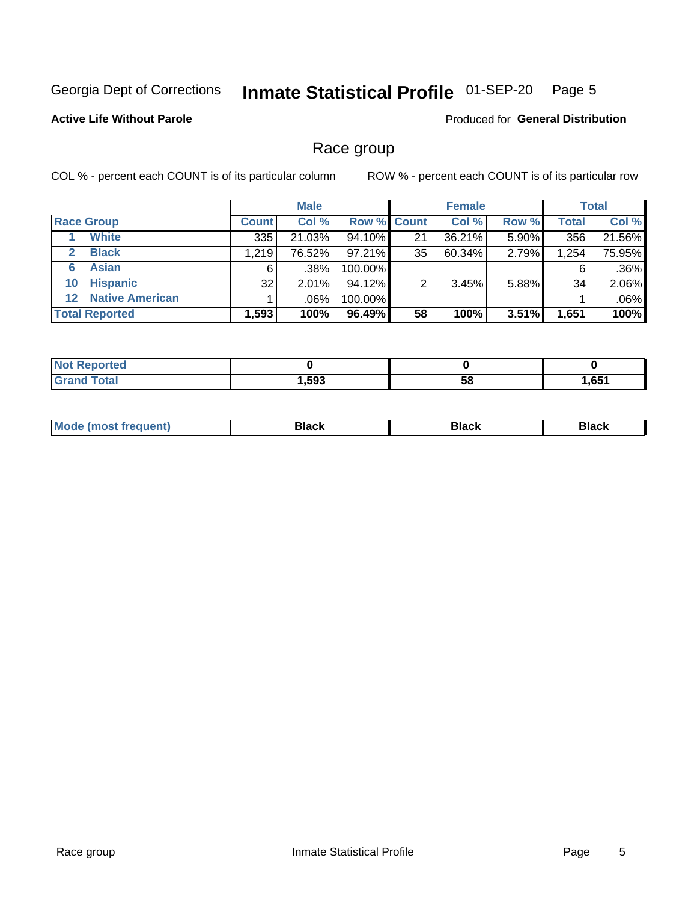Georgia Dept of Corrections **Inmate Statistical Profile** 01-SEP-20 Page 5

**Active Life Without Parole**

Produced for **General Distribution**

## Race group

COL % - percent each COUNT is of its particular column

ROW % - percent each COUNT is of its particular row

| | Male | | | Female | | | Total | |
|---|---|---|---|---|---|---|---|---|
| **Race Group** | **Count** | **Col %** | **Row %** | **Count** | **Col %** | **Row %** | **Total** | **Col %** |
| **1 White** | 335 | 21.03% | 94.10% | 21 | 36.21% | 5.90% | 356 | 21.56% |
| **2 Black** | 1,219 | 76.52% | 97.21% | 35 | 60.34% | 2.79% | 1,254 | 75.95% |
| **6 Asian** | 6 | .38% | 100.00% | | | | 6 | .36% |
| **10 Hispanic** | 32 | 2.01% | 94.12% | 2 | 3.45% | 5.88% | 34 | 2.06% |
| **12 Native American** | 1 | .06% | 100.00% | | | | 1 | .06% |
| **Total Reported** | **1,593** | **100%** | **96.49%** | **58** | **100%** | **3.51%** | **1,651** | **100%** |

| | Male | Female | Total |
|---|---|---|---|
| **Not Reported** | **0** | **0** | **0** |
| **Grand Total** | **1,593** | **58** | **1,651** |

| | Male | Female | Total |
|---|---|---|---|
| **Mode (most frequent)** | **Black** | **Black** | **Black** |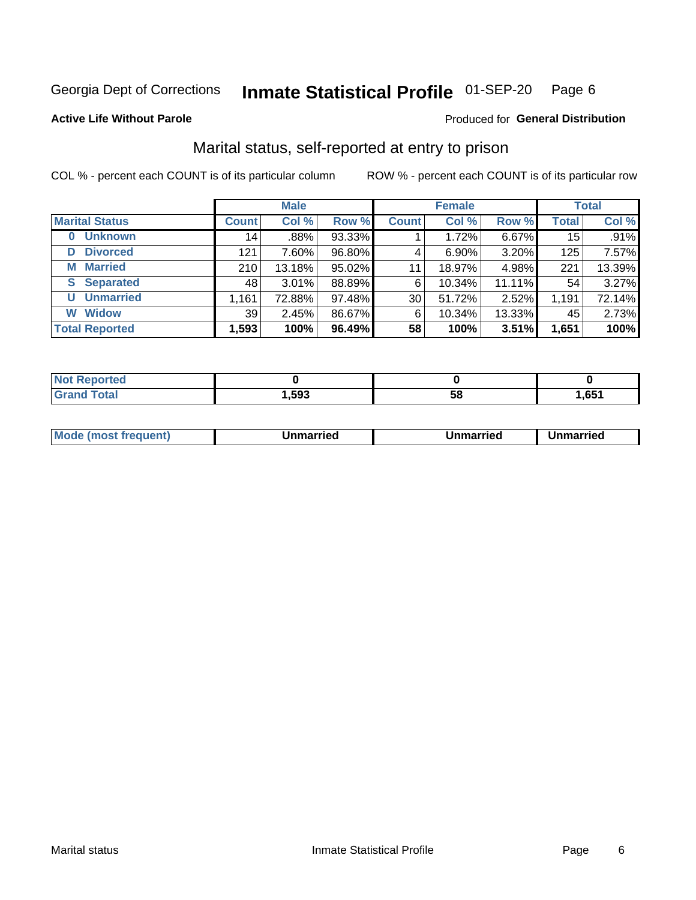Georgia Dept of Corrections **Inmate Statistical Profile** 01-SEP-20 Page 6

**Active Life Without Parole**

Produced for **General Distribution**

## Marital status, self-reported at entry to prison

COL % - percent each COUNT is of its particular column

ROW % - percent each COUNT is of its particular row

| | Male | | | Female | | | Total | |
|---|---|---|---|---|---|---|---|---|
| **Marital Status** | **Count** | **Col %** | **Row %** | **Count** | **Col %** | **Row %** | **Total** | **Col %** |
| **0 Unknown** | 14 | .88% | 93.33% | 1 | 1.72% | 6.67% | 15 | .91% |
| **D Divorced** | 121 | 7.60% | 96.80% | 4 | 6.90% | 3.20% | 125 | 7.57% |
| **M Married** | 210 | 13.18% | 95.02% | 11 | 18.97% | 4.98% | 221 | 13.39% |
| **S Separated** | 48 | 3.01% | 88.89% | 6 | 10.34% | 11.11% | 54 | 3.27% |
| **U Unmarried** | 1,161 | 72.88% | 97.48% | 30 | 51.72% | 2.52% | 1,191 | 72.14% |
| **W Widow** | 39 | 2.45% | 86.67% | 6 | 10.34% | 13.33% | 45 | 2.73% |
| **Total Reported** | **1,593** | **100%** | **96.49%** | **58** | **100%** | **3.51%** | **1,651** | **100%** |

| | Male | Female | Total |
|---|---|---|---|
| **Not Reported** | **0** | **0** | **0** |
| **Grand Total** | **1,593** | **58** | **1,651** |

| | Male | Female | Total |
|---|---|---|---|
| **Mode (most frequent)** | **Unmarried** | **Unmarried** | **Unmarried** |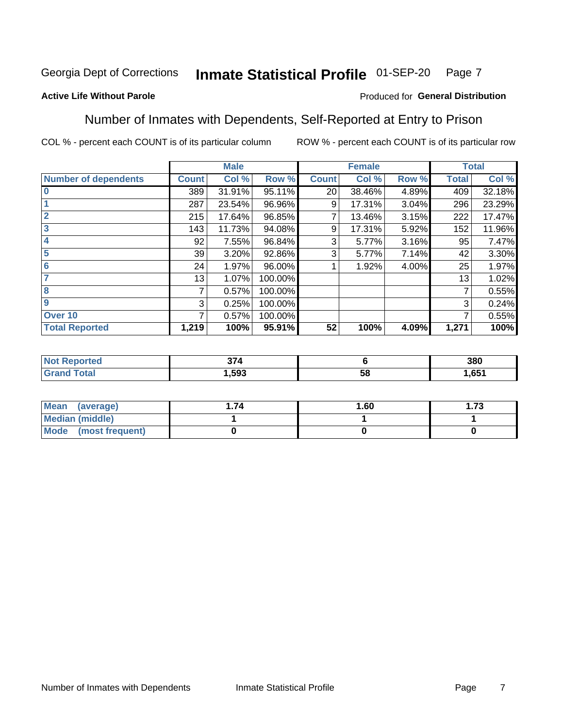Georgia Dept of Corrections **Inmate Statistical Profile** 01-SEP-20

**Active Life Without Parole**

Produced for **General Distribution**

## Number of Inmates with Dependents, Self-Reported at Entry to Prison

COL % - percent each COUNT is of its particular column

ROW % - percent each COUNT is of its particular row

| | Male | | | Female | | | Total | |
|---|---|---|---|---|---|---|---|---|
| **Number of dependents** | **Count** | **Col %** | **Row %** | **Count** | **Col %** | **Row %** | **Total** | **Col %** |
| **0** | 389 | 31.91% | 95.11% | 20 | 38.46% | 4.89% | 409 | 32.18% |
| **1** | 287 | 23.54% | 96.96% | 9 | 17.31% | 3.04% | 296 | 23.29% |
| **2** | 215 | 17.64% | 96.85% | 7 | 13.46% | 3.15% | 222 | 17.47% |
| **3** | 143 | 11.73% | 94.08% | 9 | 17.31% | 5.92% | 152 | 11.96% |
| **4** | 92 | 7.55% | 96.84% | 3 | 5.77% | 3.16% | 95 | 7.47% |
| **5** | 39 | 3.20% | 92.86% | 3 | 5.77% | 7.14% | 42 | 3.30% |
| **6** | 24 | 1.97% | 96.00% | 1 | 1.92% | 4.00% | 25 | 1.97% |
| **7** | 13 | 1.07% | 100.00% | | | | 13 | 1.02% |
| **8** | 7 | 0.57% | 100.00% | | | | 7 | 0.55% |
| **9** | 3 | 0.25% | 100.00% | | | | 3 | 0.24% |
| **Over 10** | 7 | 0.57% | 100.00% | | | | 7 | 0.55% |
| **Total Reported** | **1,219** | **100%** | **95.91%** | **52** | **100%** | **4.09%** | **1,271** | **100%** |

| | Male | Female | Total |
|---|---|---|---|
| **Not Reported** | **374** | **6** | **380** |
| **Grand Total** | **1,593** | **58** | **1,651** |

| | Male | Female | Total |
|---|---|---|---|
| **Mean (average)** | **1.74** | **1.60** | **1.73** |
| **Median (middle)** | **1** | **1** | **1** |
| **Mode (most frequent)** | **0** | **0** | **0** |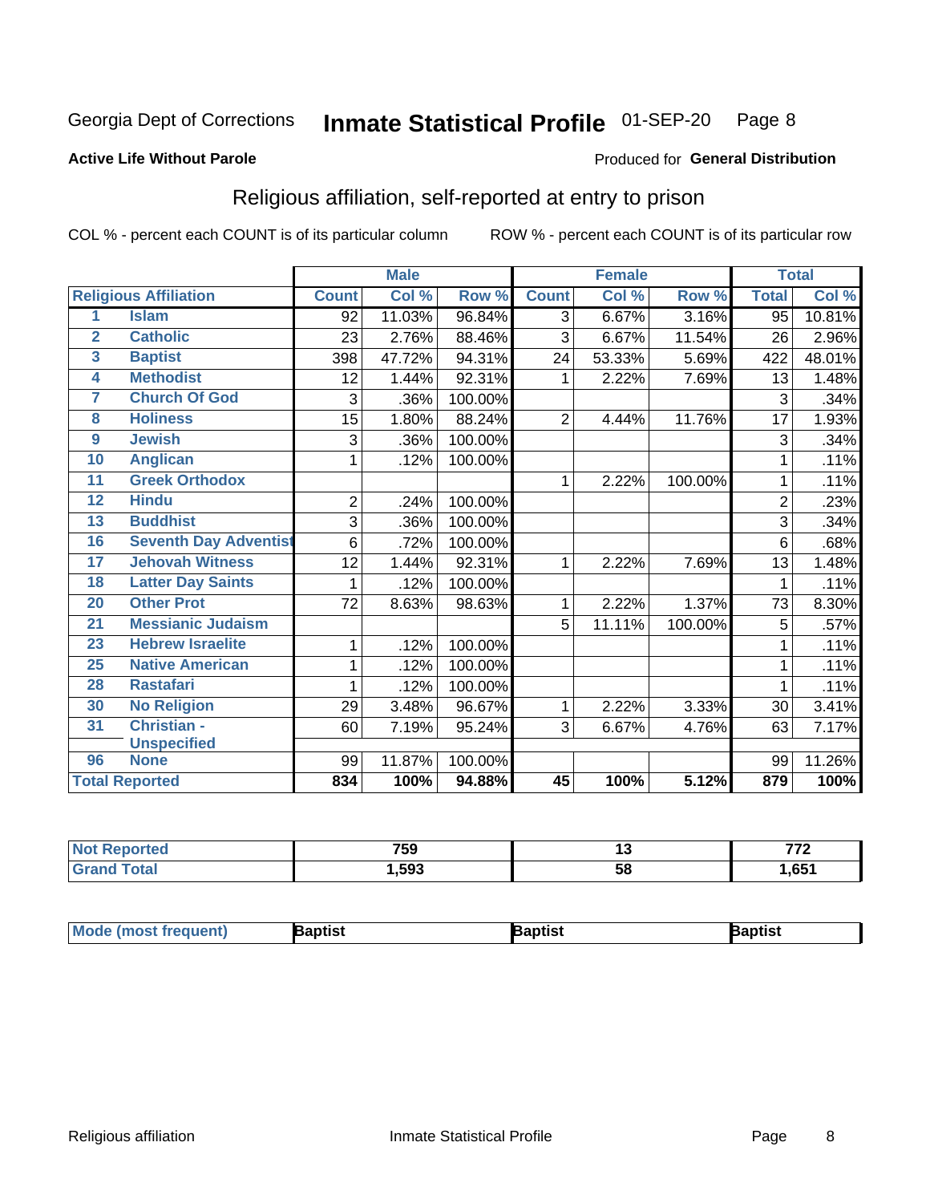Georgia Dept of Corrections **Inmate Statistical Profile** 01-SEP-20

**Active Life Without Parole**

Produced for **General Distribution**

## Religious affiliation, self-reported at entry to prison

COL % - percent each COUNT is of its particular column ROW % - percent each COUNT is of its particular row

| Religious Affiliation | | Male | | | Female | | | Total | |
|---|---|---|---|---|---|---|---|---|---|
| | | Count | Col % | Row % | Count | Col % | Row % | Total | Col % |
| 1 | Islam | 92 | 11.03% | 96.84% | 3 | 6.67% | 3.16% | 95 | 10.81% |
| 2 | Catholic | 23 | 2.76% | 88.46% | 3 | 6.67% | 11.54% | 26 | 2.96% |
| 3 | Baptist | 398 | 47.72% | 94.31% | 24 | 53.33% | 5.69% | 422 | 48.01% |
| 4 | Methodist | 12 | 1.44% | 92.31% | 1 | 2.22% | 7.69% | 13 | 1.48% |
| 7 | Church Of God | 3 | .36% | 100.00% | | | | 3 | .34% |
| 8 | Holiness | 15 | 1.80% | 88.24% | 2 | 4.44% | 11.76% | 17 | 1.93% |
| 9 | Jewish | 3 | .36% | 100.00% | | | | 3 | .34% |
| 10 | Anglican | 1 | .12% | 100.00% | | | | 1 | .11% |
| 11 | Greek Orthodox | | | | 1 | 2.22% | 100.00% | 1 | .11% |
| 12 | Hindu | 2 | .24% | 100.00% | | | | 2 | .23% |
| 13 | Buddhist | 3 | .36% | 100.00% | | | | 3 | .34% |
| 16 | Seventh Day Adventist | 6 | .72% | 100.00% | | | | 6 | .68% |
| 17 | Jehovah Witness | 12 | 1.44% | 92.31% | 1 | 2.22% | 7.69% | 13 | 1.48% |
| 18 | Latter Day Saints | 1 | .12% | 100.00% | | | | 1 | .11% |
| 20 | Other Prot | 72 | 8.63% | 98.63% | 1 | 2.22% | 1.37% | 73 | 8.30% |
| 21 | Messianic Judaism | | | | 5 | 11.11% | 100.00% | 5 | .57% |
| 23 | Hebrew Israelite | 1 | .12% | 100.00% | | | | 1 | .11% |
| 25 | Native American | 1 | .12% | 100.00% | | | | 1 | .11% |
| 28 | Rastafari | 1 | .12% | 100.00% | | | | 1 | .11% |
| 30 | No Religion | 29 | 3.48% | 96.67% | 1 | 2.22% | 3.33% | 30 | 3.41% |
| 31 | Christian - Unspecified | 60 | 7.19% | 95.24% | 3 | 6.67% | 4.76% | 63 | 7.17% |
| 96 | None | 99 | 11.87% | 100.00% | | | | 99 | 11.26% |
| Total Reported | | 834 | 100% | 94.88% | 45 | 100% | 5.12% | 879 | 100% |

| | Male | Female | Total |
|---|---|---|---|
| Not Reported | 759 | 13 | 772 |
| Grand Total | 1,593 | 58 | 1,651 |

| | Male | Female | Total |
|---|---|---|---|
| Mode (most frequent) | Baptist | Baptist | Baptist |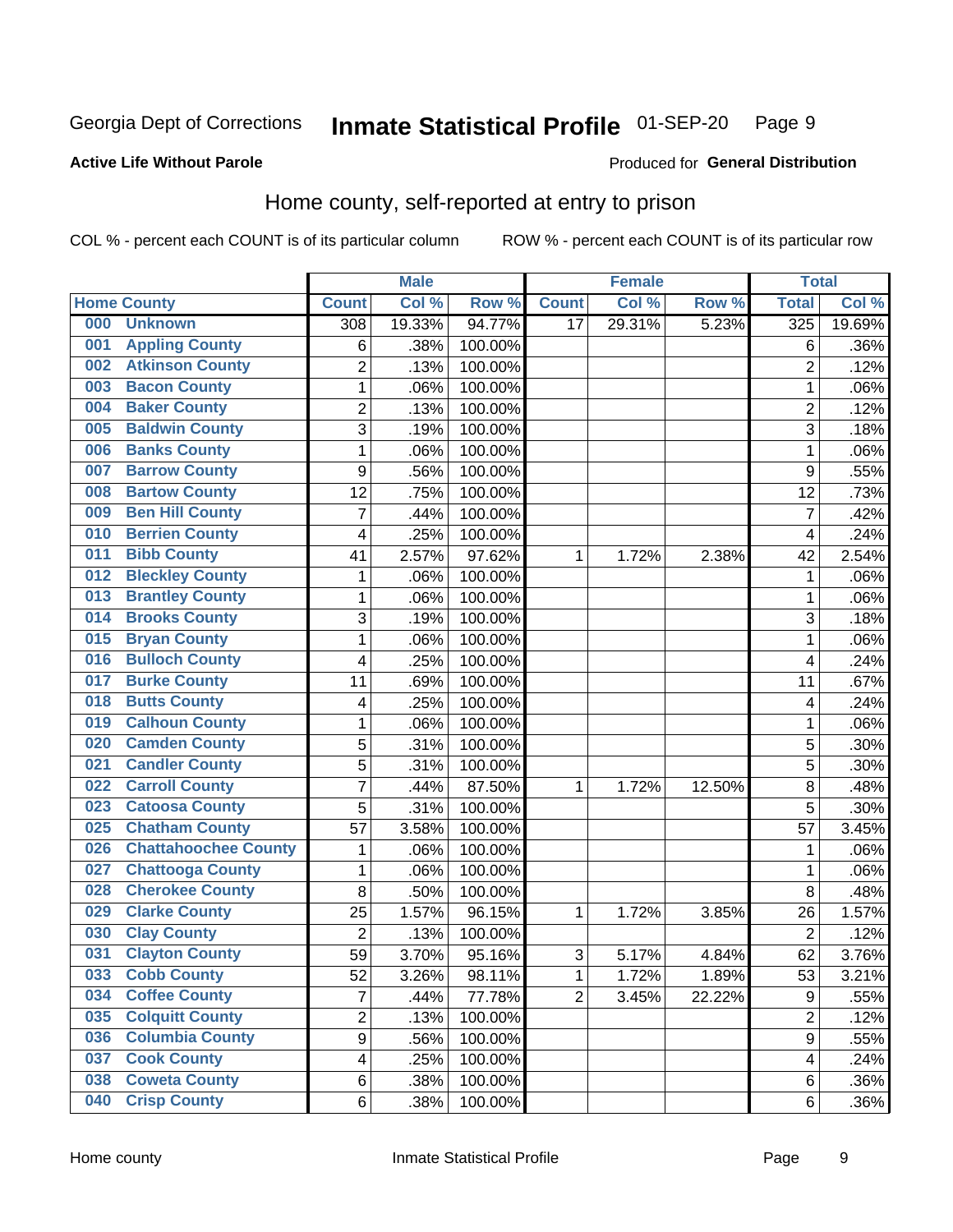Georgia Dept of Corrections **Inmate Statistical Profile** 01-SEP-20

**Active Life Without Parole**

Produced for **General Distribution**

## Home county, self-reported at entry to prison

COL % - percent each COUNT is of its particular column ROW % - percent each COUNT is of its particular row

| Home County | | Male | | | Female | | | Total | |
|---|---|---|---|---|---|---|---|---|---|
| | | Count | Col % | Row % | Count | Col % | Row % | Total | Col % |
| 000 | Unknown | 308 | 19.33% | 94.77% | 17 | 29.31% | 5.23% | 325 | 19.69% |
| 001 | Appling County | 6 | .38% | 100.00% | | | | 6 | .36% |
| 002 | Atkinson County | 2 | .13% | 100.00% | | | | 2 | .12% |
| 003 | Bacon County | 1 | .06% | 100.00% | | | | 1 | .06% |
| 004 | Baker County | 2 | .13% | 100.00% | | | | 2 | .12% |
| 005 | Baldwin County | 3 | .19% | 100.00% | | | | 3 | .18% |
| 006 | Banks County | 1 | .06% | 100.00% | | | | 1 | .06% |
| 007 | Barrow County | 9 | .56% | 100.00% | | | | 9 | .55% |
| 008 | Bartow County | 12 | .75% | 100.00% | | | | 12 | .73% |
| 009 | Ben Hill County | 7 | .44% | 100.00% | | | | 7 | .42% |
| 010 | Berrien County | 4 | .25% | 100.00% | | | | 4 | .24% |
| 011 | Bibb County | 41 | 2.57% | 97.62% | 1 | 1.72% | 2.38% | 42 | 2.54% |
| 012 | Bleckley County | 1 | .06% | 100.00% | | | | 1 | .06% |
| 013 | Brantley County | 1 | .06% | 100.00% | | | | 1 | .06% |
| 014 | Brooks County | 3 | .19% | 100.00% | | | | 3 | .18% |
| 015 | Bryan County | 1 | .06% | 100.00% | | | | 1 | .06% |
| 016 | Bulloch County | 4 | .25% | 100.00% | | | | 4 | .24% |
| 017 | Burke County | 11 | .69% | 100.00% | | | | 11 | .67% |
| 018 | Butts County | 4 | .25% | 100.00% | | | | 4 | .24% |
| 019 | Calhoun County | 1 | .06% | 100.00% | | | | 1 | .06% |
| 020 | Camden County | 5 | .31% | 100.00% | | | | 5 | .30% |
| 021 | Candler County | 5 | .31% | 100.00% | | | | 5 | .30% |
| 022 | Carroll County | 7 | .44% | 87.50% | 1 | 1.72% | 12.50% | 8 | .48% |
| 023 | Catoosa County | 5 | .31% | 100.00% | | | | 5 | .30% |
| 025 | Chatham County | 57 | 3.58% | 100.00% | | | | 57 | 3.45% |
| 026 | Chattahoochee County | 1 | .06% | 100.00% | | | | 1 | .06% |
| 027 | Chattooga County | 1 | .06% | 100.00% | | | | 1 | .06% |
| 028 | Cherokee County | 8 | .50% | 100.00% | | | | 8 | .48% |
| 029 | Clarke County | 25 | 1.57% | 96.15% | 1 | 1.72% | 3.85% | 26 | 1.57% |
| 030 | Clay County | 2 | .13% | 100.00% | | | | 2 | .12% |
| 031 | Clayton County | 59 | 3.70% | 95.16% | 3 | 5.17% | 4.84% | 62 | 3.76% |
| 033 | Cobb County | 52 | 3.26% | 98.11% | 1 | 1.72% | 1.89% | 53 | 3.21% |
| 034 | Coffee County | 7 | .44% | 77.78% | 2 | 3.45% | 22.22% | 9 | .55% |
| 035 | Colquitt County | 2 | .13% | 100.00% | | | | 2 | .12% |
| 036 | Columbia County | 9 | .56% | 100.00% | | | | 9 | .55% |
| 037 | Cook County | 4 | .25% | 100.00% | | | | 4 | .24% |
| 038 | Coweta County | 6 | .38% | 100.00% | | | | 6 | .36% |
| 040 | Crisp County | 6 | .38% | 100.00% | | | | 6 | .36% |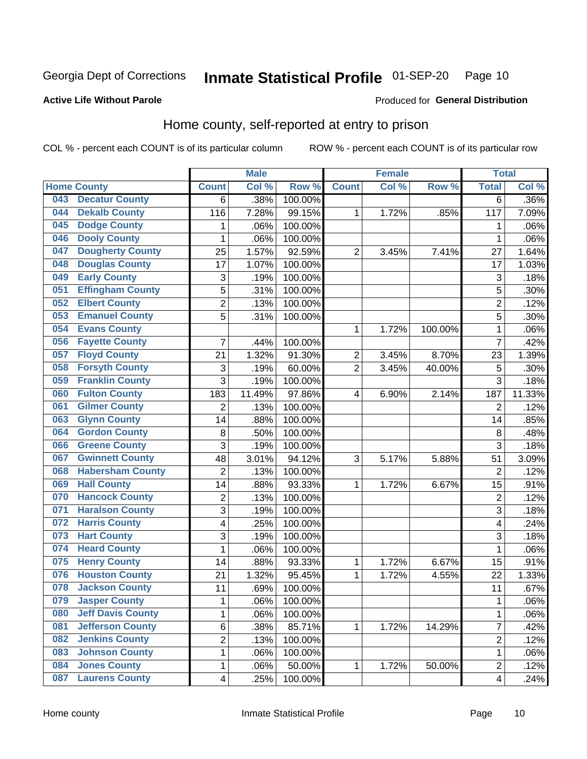Georgia Dept of Corrections **Inmate Statistical Profile** 01-SEP-20

**Active Life Without Parole**

Produced for **General Distribution**

## Home county, self-reported at entry to prison

COL % - percent each COUNT is of its particular column ROW % - percent each COUNT is of its particular row

| Home County | | Male | | | Female | | | Total | |
|---|---|---|---|---|---|---|---|---|---|
| | | Count | Col % | Row % | Count | Col % | Row % | Total | Col % |
| 043 | Decatur County | 6 | .38% | 100.00% | | | | 6 | .36% |
| 044 | Dekalb County | 116 | 7.28% | 99.15% | 1 | 1.72% | .85% | 117 | 7.09% |
| 045 | Dodge County | 1 | .06% | 100.00% | | | | 1 | .06% |
| 046 | Dooly County | 1 | .06% | 100.00% | | | | 1 | .06% |
| 047 | Dougherty County | 25 | 1.57% | 92.59% | 2 | 3.45% | 7.41% | 27 | 1.64% |
| 048 | Douglas County | 17 | 1.07% | 100.00% | | | | 17 | 1.03% |
| 049 | Early County | 3 | .19% | 100.00% | | | | 3 | .18% |
| 051 | Effingham County | 5 | .31% | 100.00% | | | | 5 | .30% |
| 052 | Elbert County | 2 | .13% | 100.00% | | | | 2 | .12% |
| 053 | Emanuel County | 5 | .31% | 100.00% | | | | 5 | .30% |
| 054 | Evans County | | | | 1 | 1.72% | 100.00% | 1 | .06% |
| 056 | Fayette County | 7 | .44% | 100.00% | | | | 7 | .42% |
| 057 | Floyd County | 21 | 1.32% | 91.30% | 2 | 3.45% | 8.70% | 23 | 1.39% |
| 058 | Forsyth County | 3 | .19% | 60.00% | 2 | 3.45% | 40.00% | 5 | .30% |
| 059 | Franklin County | 3 | .19% | 100.00% | | | | 3 | .18% |
| 060 | Fulton County | 183 | 11.49% | 97.86% | 4 | 6.90% | 2.14% | 187 | 11.33% |
| 061 | Gilmer County | 2 | .13% | 100.00% | | | | 2 | .12% |
| 063 | Glynn County | 14 | .88% | 100.00% | | | | 14 | .85% |
| 064 | Gordon County | 8 | .50% | 100.00% | | | | 8 | .48% |
| 066 | Greene County | 3 | .19% | 100.00% | | | | 3 | .18% |
| 067 | Gwinnett County | 48 | 3.01% | 94.12% | 3 | 5.17% | 5.88% | 51 | 3.09% |
| 068 | Habersham County | 2 | .13% | 100.00% | | | | 2 | .12% |
| 069 | Hall County | 14 | .88% | 93.33% | 1 | 1.72% | 6.67% | 15 | .91% |
| 070 | Hancock County | 2 | .13% | 100.00% | | | | 2 | .12% |
| 071 | Haralson County | 3 | .19% | 100.00% | | | | 3 | .18% |
| 072 | Harris County | 4 | .25% | 100.00% | | | | 4 | .24% |
| 073 | Hart County | 3 | .19% | 100.00% | | | | 3 | .18% |
| 074 | Heard County | 1 | .06% | 100.00% | | | | 1 | .06% |
| 075 | Henry County | 14 | .88% | 93.33% | 1 | 1.72% | 6.67% | 15 | .91% |
| 076 | Houston County | 21 | 1.32% | 95.45% | 1 | 1.72% | 4.55% | 22 | 1.33% |
| 078 | Jackson County | 11 | .69% | 100.00% | | | | 11 | .67% |
| 079 | Jasper County | 1 | .06% | 100.00% | | | | 1 | .06% |
| 080 | Jeff Davis County | 1 | .06% | 100.00% | | | | 1 | .06% |
| 081 | Jefferson County | 6 | .38% | 85.71% | 1 | 1.72% | 14.29% | 7 | .42% |
| 082 | Jenkins County | 2 | .13% | 100.00% | | | | 2 | .12% |
| 083 | Johnson County | 1 | .06% | 100.00% | | | | 1 | .06% |
| 084 | Jones County | 1 | .06% | 50.00% | 1 | 1.72% | 50.00% | 2 | .12% |
| 087 | Laurens County | 4 | .25% | 100.00% | | | | 4 | .24% |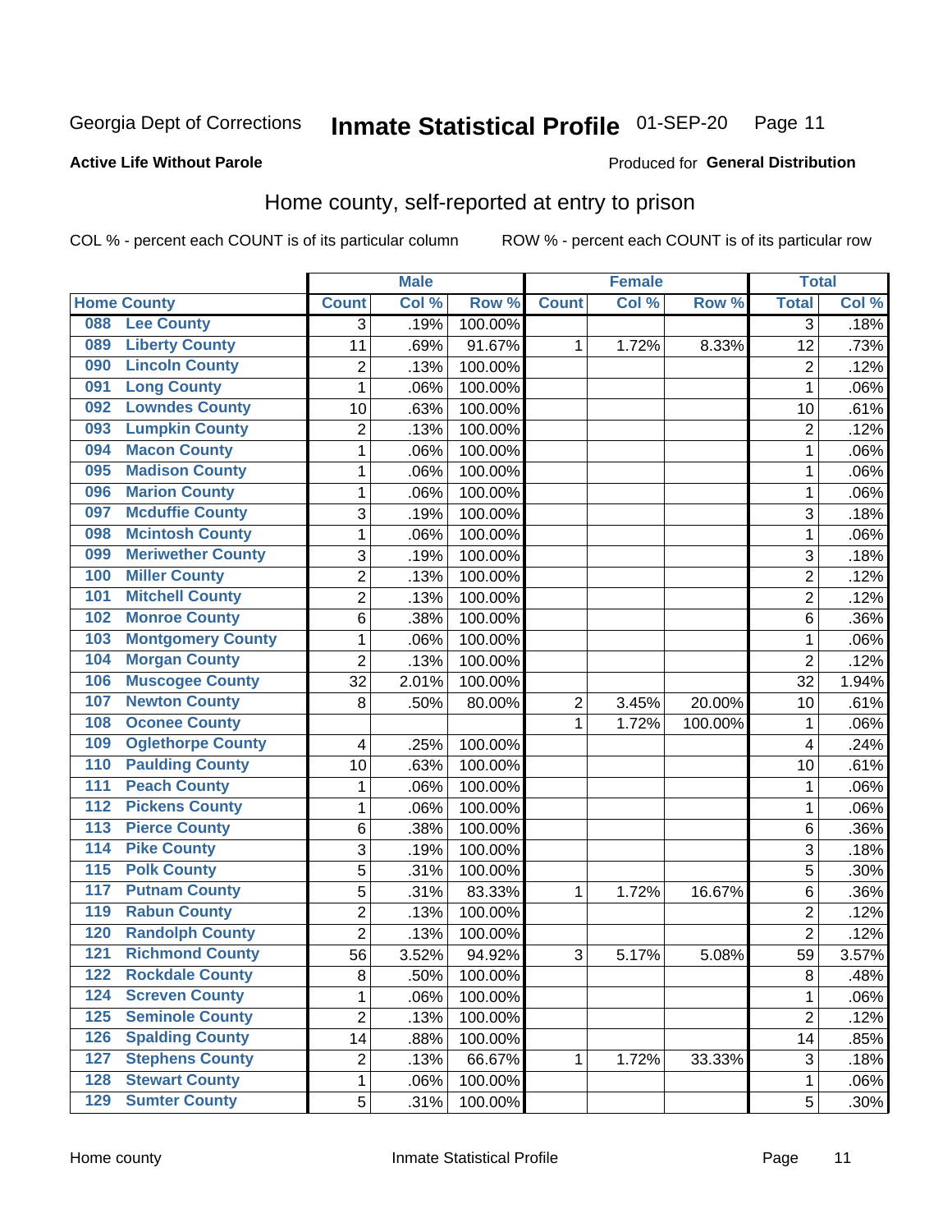Georgia Dept of Corrections **Inmate Statistical Profile** 01-SEP-20

**Active Life Without Parole**

Produced for **General Distribution**

## Home county, self-reported at entry to prison

COL % - percent each COUNT is of its particular column     ROW % - percent each COUNT is of its particular row

| | Male | | | Female | | | Total | |
|---|---|---|---|---|---|---|---|---|
| Home County | Count | Col % | Row % | Count | Col % | Row % | Total | Col % |
| 088 Lee County | 3 | .19% | 100.00% | | | | 3 | .18% |
| 089 Liberty County | 11 | .69% | 91.67% | 1 | 1.72% | 8.33% | 12 | .73% |
| 090 Lincoln County | 2 | .13% | 100.00% | | | | 2 | .12% |
| 091 Long County | 1 | .06% | 100.00% | | | | 1 | .06% |
| 092 Lowndes County | 10 | .63% | 100.00% | | | | 10 | .61% |
| 093 Lumpkin County | 2 | .13% | 100.00% | | | | 2 | .12% |
| 094 Macon County | 1 | .06% | 100.00% | | | | 1 | .06% |
| 095 Madison County | 1 | .06% | 100.00% | | | | 1 | .06% |
| 096 Marion County | 1 | .06% | 100.00% | | | | 1 | .06% |
| 097 Mcduffie County | 3 | .19% | 100.00% | | | | 3 | .18% |
| 098 Mcintosh County | 1 | .06% | 100.00% | | | | 1 | .06% |
| 099 Meriwether County | 3 | .19% | 100.00% | | | | 3 | .18% |
| 100 Miller County | 2 | .13% | 100.00% | | | | 2 | .12% |
| 101 Mitchell County | 2 | .13% | 100.00% | | | | 2 | .12% |
| 102 Monroe County | 6 | .38% | 100.00% | | | | 6 | .36% |
| 103 Montgomery County | 1 | .06% | 100.00% | | | | 1 | .06% |
| 104 Morgan County | 2 | .13% | 100.00% | | | | 2 | .12% |
| 106 Muscogee County | 32 | 2.01% | 100.00% | | | | 32 | 1.94% |
| 107 Newton County | 8 | .50% | 80.00% | 2 | 3.45% | 20.00% | 10 | .61% |
| 108 Oconee County | | | | 1 | 1.72% | 100.00% | 1 | .06% |
| 109 Oglethorpe County | 4 | .25% | 100.00% | | | | 4 | .24% |
| 110 Paulding County | 10 | .63% | 100.00% | | | | 10 | .61% |
| 111 Peach County | 1 | .06% | 100.00% | | | | 1 | .06% |
| 112 Pickens County | 1 | .06% | 100.00% | | | | 1 | .06% |
| 113 Pierce County | 6 | .38% | 100.00% | | | | 6 | .36% |
| 114 Pike County | 3 | .19% | 100.00% | | | | 3 | .18% |
| 115 Polk County | 5 | .31% | 100.00% | | | | 5 | .30% |
| 117 Putnam County | 5 | .31% | 83.33% | 1 | 1.72% | 16.67% | 6 | .36% |
| 119 Rabun County | 2 | .13% | 100.00% | | | | 2 | .12% |
| 120 Randolph County | 2 | .13% | 100.00% | | | | 2 | .12% |
| 121 Richmond County | 56 | 3.52% | 94.92% | 3 | 5.17% | 5.08% | 59 | 3.57% |
| 122 Rockdale County | 8 | .50% | 100.00% | | | | 8 | .48% |
| 124 Screven County | 1 | .06% | 100.00% | | | | 1 | .06% |
| 125 Seminole County | 2 | .13% | 100.00% | | | | 2 | .12% |
| 126 Spalding County | 14 | .88% | 100.00% | | | | 14 | .85% |
| 127 Stephens County | 2 | .13% | 66.67% | 1 | 1.72% | 33.33% | 3 | .18% |
| 128 Stewart County | 1 | .06% | 100.00% | | | | 1 | .06% |
| 129 Sumter County | 5 | .31% | 100.00% | | | | 5 | .30% |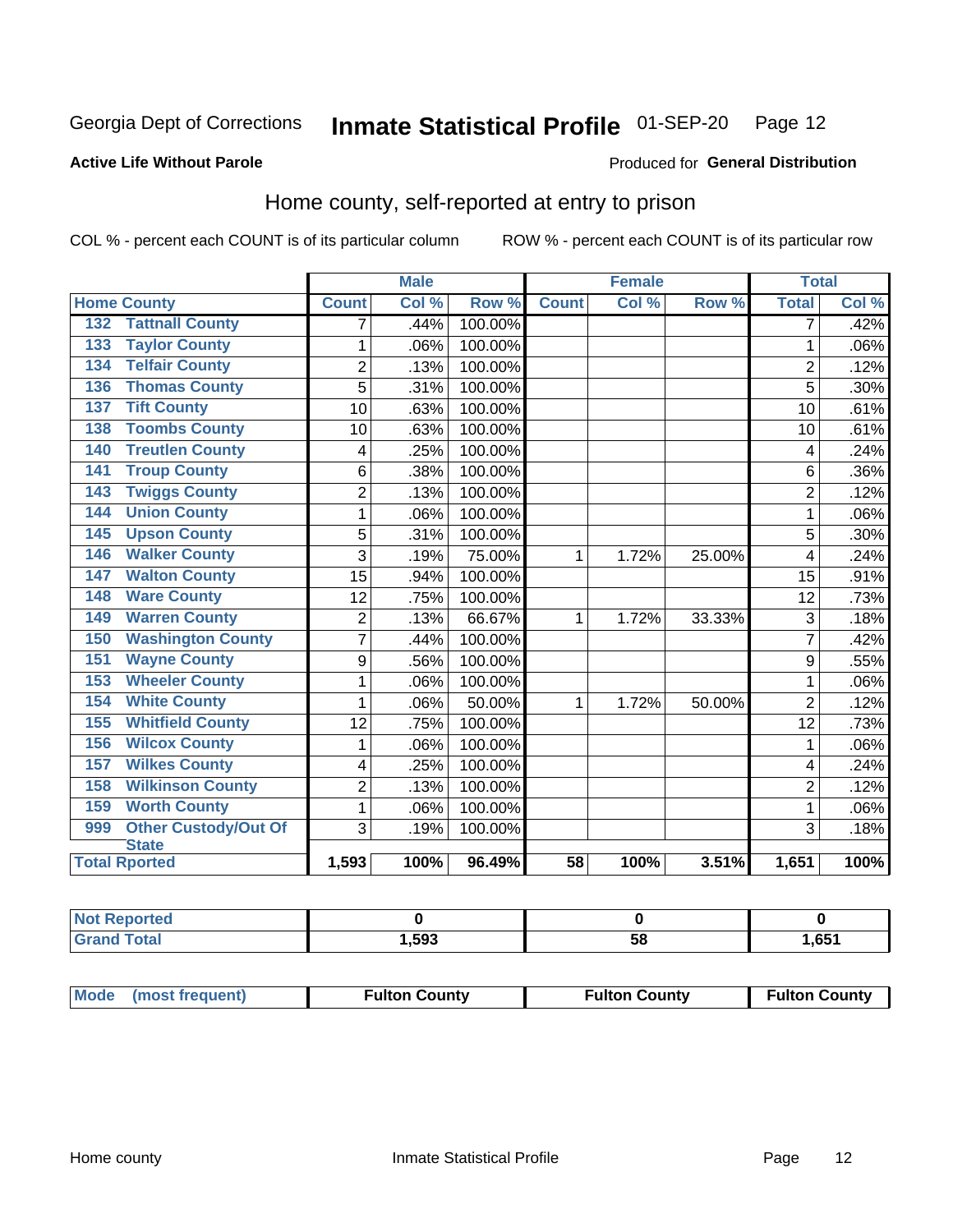Georgia Dept of Corrections **Inmate Statistical Profile** 01-SEP-20 Page 12

**Active Life Without Parole** Produced for **General Distribution**

## Home county, self-reported at entry to prison

COL % - percent each COUNT is of its particular column ROW % - percent each COUNT is of its particular row

| | | Male | | | Female | | | Total | |
|---|---|---|---|---|---|---|---|---|---|
| Home County | | Count | Col % | Row % | Count | Col % | Row % | Total | Col % |
| 132 | Tattnall County | 7 | .44% | 100.00% | | | | 7 | .42% |
| 133 | Taylor County | 1 | .06% | 100.00% | | | | 1 | .06% |
| 134 | Telfair County | 2 | .13% | 100.00% | | | | 2 | .12% |
| 136 | Thomas County | 5 | .31% | 100.00% | | | | 5 | .30% |
| 137 | Tift County | 10 | .63% | 100.00% | | | | 10 | .61% |
| 138 | Toombs County | 10 | .63% | 100.00% | | | | 10 | .61% |
| 140 | Treutlen County | 4 | .25% | 100.00% | | | | 4 | .24% |
| 141 | Troup County | 6 | .38% | 100.00% | | | | 6 | .36% |
| 143 | Twiggs County | 2 | .13% | 100.00% | | | | 2 | .12% |
| 144 | Union County | 1 | .06% | 100.00% | | | | 1 | .06% |
| 145 | Upson County | 5 | .31% | 100.00% | | | | 5 | .30% |
| 146 | Walker County | 3 | .19% | 75.00% | 1 | 1.72% | 25.00% | 4 | .24% |
| 147 | Walton County | 15 | .94% | 100.00% | | | | 15 | .91% |
| 148 | Ware County | 12 | .75% | 100.00% | | | | 12 | .73% |
| 149 | Warren County | 2 | .13% | 66.67% | 1 | 1.72% | 33.33% | 3 | .18% |
| 150 | Washington County | 7 | .44% | 100.00% | | | | 7 | .42% |
| 151 | Wayne County | 9 | .56% | 100.00% | | | | 9 | .55% |
| 153 | Wheeler County | 1 | .06% | 100.00% | | | | 1 | .06% |
| 154 | White County | 1 | .06% | 50.00% | 1 | 1.72% | 50.00% | 2 | .12% |
| 155 | Whitfield County | 12 | .75% | 100.00% | | | | 12 | .73% |
| 156 | Wilcox County | 1 | .06% | 100.00% | | | | 1 | .06% |
| 157 | Wilkes County | 4 | .25% | 100.00% | | | | 4 | .24% |
| 158 | Wilkinson County | 2 | .13% | 100.00% | | | | 2 | .12% |
| 159 | Worth County | 1 | .06% | 100.00% | | | | 1 | .06% |
| 999 | Other Custody/Out Of State | 3 | .19% | 100.00% | | | | 3 | .18% |
| Total Rported | | 1,593 | 100% | 96.49% | 58 | 100% | 3.51% | 1,651 | 100% |

| | Male | Female | Total |
|---|---|---|---|
| Not Reported | 0 | 0 | 0 |
| Grand Total | 1,593 | 58 | 1,651 |

| | Male | Female | Total |
|---|---|---|---|
| Mode (most frequent) | Fulton County | Fulton County | Fulton County |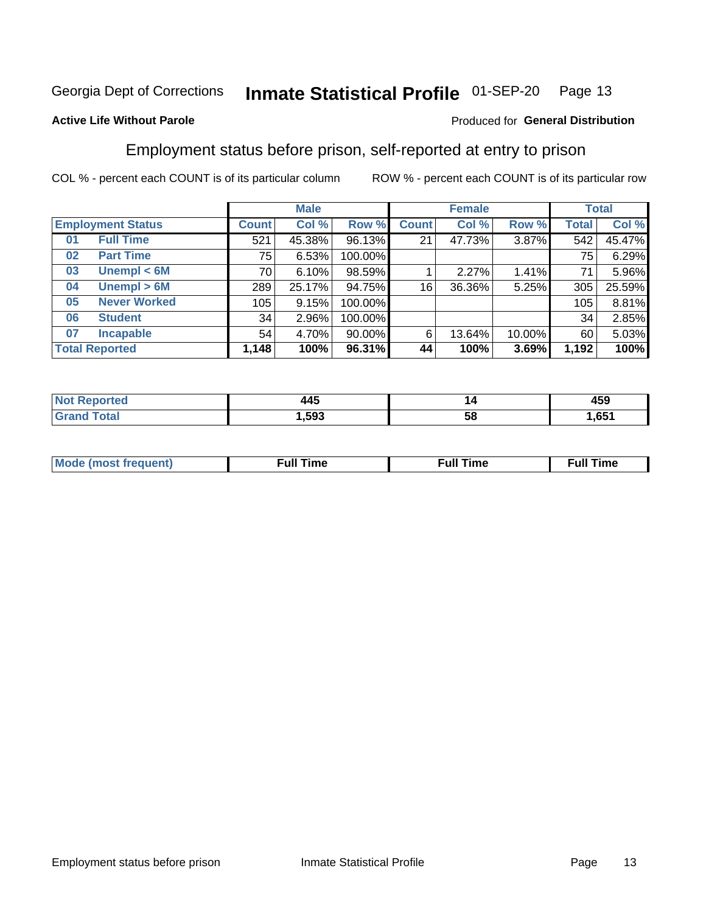Georgia Dept of Corrections **Inmate Statistical Profile** 01-SEP-20 Page 13

**Active Life Without Parole**

Produced for **General Distribution**

## Employment status before prison, self-reported at entry to prison

COL % - percent each COUNT is of its particular column ROW % - percent each COUNT is of its particular row

| Employment Status | | Male | | | Female | | | Total | |
|---|---|---|---|---|---|---|---|---|---|
| | | Count | Col % | Row % | Count | Col % | Row % | Total | Col % |
| 01 | Full Time | 521 | 45.38% | 96.13% | 21 | 47.73% | 3.87% | 542 | 45.47% |
| 02 | Part Time | 75 | 6.53% | 100.00% | | | | 75 | 6.29% |
| 03 | Unempl < 6M | 70 | 6.10% | 98.59% | 1 | 2.27% | 1.41% | 71 | 5.96% |
| 04 | Unempl > 6M | 289 | 25.17% | 94.75% | 16 | 36.36% | 5.25% | 305 | 25.59% |
| 05 | Never Worked | 105 | 9.15% | 100.00% | | | | 105 | 8.81% |
| 06 | Student | 34 | 2.96% | 100.00% | | | | 34 | 2.85% |
| 07 | Incapable | 54 | 4.70% | 90.00% | 6 | 13.64% | 10.00% | 60 | 5.03% |
| **Total Reported** | | **1,148** | **100%** | **96.31%** | **44** | **100%** | **3.69%** | **1,192** | **100%** |

| | Male | Female | Total |
|---|---|---|---|
| Not Reported | 445 | 14 | 459 |
| Grand Total | 1,593 | 58 | 1,651 |

| | Male | Female | Total |
|---|---|---|---|
| Mode (most frequent) | Full Time | Full Time | Full Time |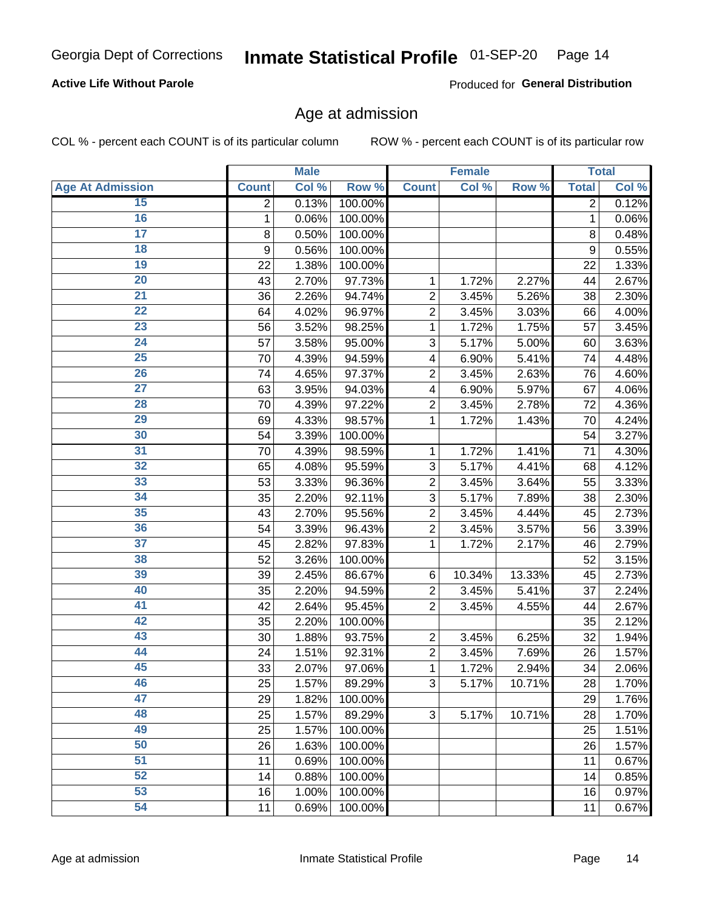# Inmate Statistical Profile

Georgia Dept of Corrections — 01-SEP-20

**Active Life Without Parole**

Produced for **General Distribution**

## Age at admission

COL % - percent each COUNT is of its particular column

ROW % - percent each COUNT is of its particular row

| Age At Admission | Male | | | Female | | | Total | |
|---|---|---|---|---|---|---|---|---|
| | Count | Col % | Row % | Count | Col % | Row % | Total | Col % |
| 15 | 2 | 0.13% | 100.00% | | | | 2 | 0.12% |
| 16 | 1 | 0.06% | 100.00% | | | | 1 | 0.06% |
| 17 | 8 | 0.50% | 100.00% | | | | 8 | 0.48% |
| 18 | 9 | 0.56% | 100.00% | | | | 9 | 0.55% |
| 19 | 22 | 1.38% | 100.00% | | | | 22 | 1.33% |
| 20 | 43 | 2.70% | 97.73% | 1 | 1.72% | 2.27% | 44 | 2.67% |
| 21 | 36 | 2.26% | 94.74% | 2 | 3.45% | 5.26% | 38 | 2.30% |
| 22 | 64 | 4.02% | 96.97% | 2 | 3.45% | 3.03% | 66 | 4.00% |
| 23 | 56 | 3.52% | 98.25% | 1 | 1.72% | 1.75% | 57 | 3.45% |
| 24 | 57 | 3.58% | 95.00% | 3 | 5.17% | 5.00% | 60 | 3.63% |
| 25 | 70 | 4.39% | 94.59% | 4 | 6.90% | 5.41% | 74 | 4.48% |
| 26 | 74 | 4.65% | 97.37% | 2 | 3.45% | 2.63% | 76 | 4.60% |
| 27 | 63 | 3.95% | 94.03% | 4 | 6.90% | 5.97% | 67 | 4.06% |
| 28 | 70 | 4.39% | 97.22% | 2 | 3.45% | 2.78% | 72 | 4.36% |
| 29 | 69 | 4.33% | 98.57% | 1 | 1.72% | 1.43% | 70 | 4.24% |
| 30 | 54 | 3.39% | 100.00% | | | | 54 | 3.27% |
| 31 | 70 | 4.39% | 98.59% | 1 | 1.72% | 1.41% | 71 | 4.30% |
| 32 | 65 | 4.08% | 95.59% | 3 | 5.17% | 4.41% | 68 | 4.12% |
| 33 | 53 | 3.33% | 96.36% | 2 | 3.45% | 3.64% | 55 | 3.33% |
| 34 | 35 | 2.20% | 92.11% | 3 | 5.17% | 7.89% | 38 | 2.30% |
| 35 | 43 | 2.70% | 95.56% | 2 | 3.45% | 4.44% | 45 | 2.73% |
| 36 | 54 | 3.39% | 96.43% | 2 | 3.45% | 3.57% | 56 | 3.39% |
| 37 | 45 | 2.82% | 97.83% | 1 | 1.72% | 2.17% | 46 | 2.79% |
| 38 | 52 | 3.26% | 100.00% | | | | 52 | 3.15% |
| 39 | 39 | 2.45% | 86.67% | 6 | 10.34% | 13.33% | 45 | 2.73% |
| 40 | 35 | 2.20% | 94.59% | 2 | 3.45% | 5.41% | 37 | 2.24% |
| 41 | 42 | 2.64% | 95.45% | 2 | 3.45% | 4.55% | 44 | 2.67% |
| 42 | 35 | 2.20% | 100.00% | | | | 35 | 2.12% |
| 43 | 30 | 1.88% | 93.75% | 2 | 3.45% | 6.25% | 32 | 1.94% |
| 44 | 24 | 1.51% | 92.31% | 2 | 3.45% | 7.69% | 26 | 1.57% |
| 45 | 33 | 2.07% | 97.06% | 1 | 1.72% | 2.94% | 34 | 2.06% |
| 46 | 25 | 1.57% | 89.29% | 3 | 5.17% | 10.71% | 28 | 1.70% |
| 47 | 29 | 1.82% | 100.00% | | | | 29 | 1.76% |
| 48 | 25 | 1.57% | 89.29% | 3 | 5.17% | 10.71% | 28 | 1.70% |
| 49 | 25 | 1.57% | 100.00% | | | | 25 | 1.51% |
| 50 | 26 | 1.63% | 100.00% | | | | 26 | 1.57% |
| 51 | 11 | 0.69% | 100.00% | | | | 11 | 0.67% |
| 52 | 14 | 0.88% | 100.00% | | | | 14 | 0.85% |
| 53 | 16 | 1.00% | 100.00% | | | | 16 | 0.97% |
| 54 | 11 | 0.69% | 100.00% | | | | 11 | 0.67% |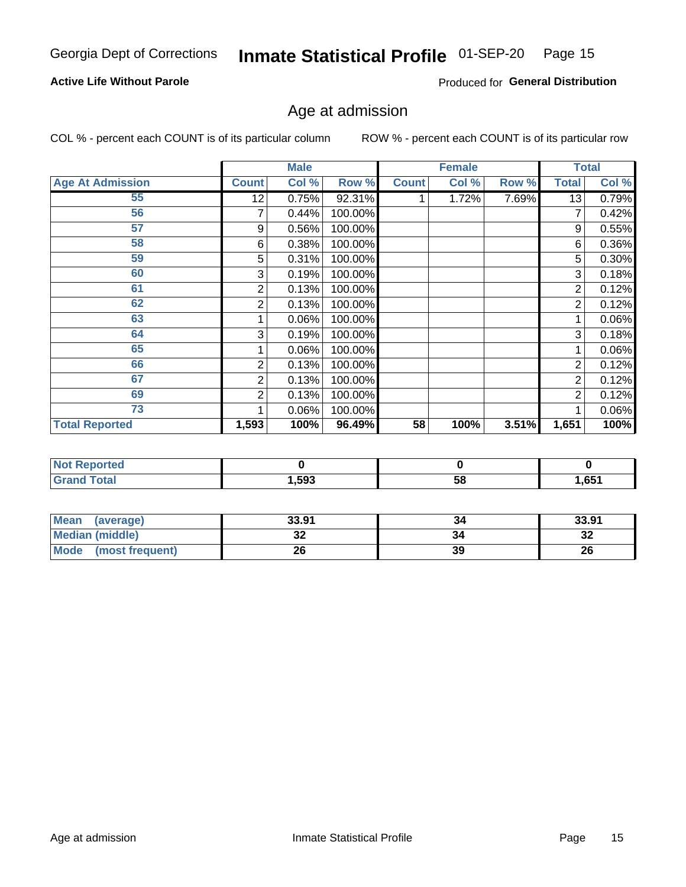Georgia Dept of Corrections **Inmate Statistical Profile** 01-SEP-20

**Active Life Without Parole**

Produced for **General Distribution**

## Age at admission

COL % - percent each COUNT is of its particular column ROW % - percent each COUNT is of its particular row

| | Male | | | Female | | | Total | |
|---|---|---|---|---|---|---|---|---|
| **Age At Admission** | **Count** | **Col %** | **Row %** | **Count** | **Col %** | **Row %** | **Total** | **Col %** |
| 55 | 12 | 0.75% | 92.31% | 1 | 1.72% | 7.69% | 13 | 0.79% |
| 56 | 7 | 0.44% | 100.00% | | | | 7 | 0.42% |
| 57 | 9 | 0.56% | 100.00% | | | | 9 | 0.55% |
| 58 | 6 | 0.38% | 100.00% | | | | 6 | 0.36% |
| 59 | 5 | 0.31% | 100.00% | | | | 5 | 0.30% |
| 60 | 3 | 0.19% | 100.00% | | | | 3 | 0.18% |
| 61 | 2 | 0.13% | 100.00% | | | | 2 | 0.12% |
| 62 | 2 | 0.13% | 100.00% | | | | 2 | 0.12% |
| 63 | 1 | 0.06% | 100.00% | | | | 1 | 0.06% |
| 64 | 3 | 0.19% | 100.00% | | | | 3 | 0.18% |
| 65 | 1 | 0.06% | 100.00% | | | | 1 | 0.06% |
| 66 | 2 | 0.13% | 100.00% | | | | 2 | 0.12% |
| 67 | 2 | 0.13% | 100.00% | | | | 2 | 0.12% |
| 69 | 2 | 0.13% | 100.00% | | | | 2 | 0.12% |
| 73 | 1 | 0.06% | 100.00% | | | | 1 | 0.06% |
| **Total Reported** | **1,593** | **100%** | **96.49%** | **58** | **100%** | **3.51%** | **1,651** | **100%** |

| | Male | Female | Total |
|---|---|---|---|
| **Not Reported** | 0 | 0 | 0 |
| **Grand Total** | 1,593 | 58 | 1,651 |

| | Male | Female | Total |
|---|---|---|---|
| **Mean (average)** | 33.91 | 34 | 33.91 |
| **Median (middle)** | 32 | 34 | 32 |
| **Mode (most frequent)** | 26 | 39 | 26 |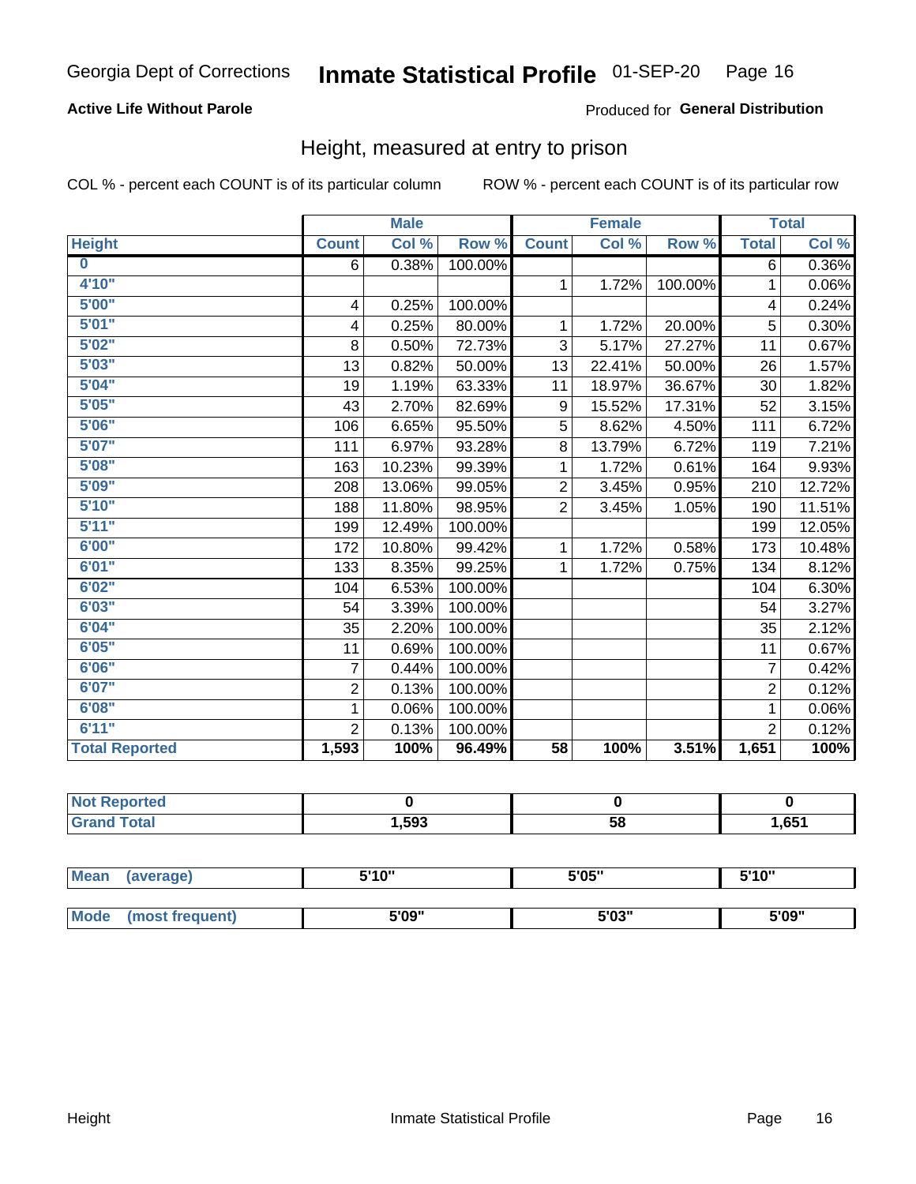Georgia Dept of Corrections **Inmate Statistical Profile** 01-SEP-20

**Active Life Without Parole**

Produced for **General Distribution**

## Height, measured at entry to prison

COL % - percent each COUNT is of its particular column

ROW % - percent each COUNT is of its particular row

| | Male | | | Female | | | Total | |
|---|---|---|---|---|---|---|---|---|
| **Height** | **Count** | **Col %** | **Row %** | **Count** | **Col %** | **Row %** | **Total** | **Col %** |
| **0** | 6 | 0.38% | 100.00% | | | | 6 | 0.36% |
| **4'10"** | | | | 1 | 1.72% | 100.00% | 1 | 0.06% |
| **5'00"** | 4 | 0.25% | 100.00% | | | | 4 | 0.24% |
| **5'01"** | 4 | 0.25% | 80.00% | 1 | 1.72% | 20.00% | 5 | 0.30% |
| **5'02"** | 8 | 0.50% | 72.73% | 3 | 5.17% | 27.27% | 11 | 0.67% |
| **5'03"** | 13 | 0.82% | 50.00% | 13 | 22.41% | 50.00% | 26 | 1.57% |
| **5'04"** | 19 | 1.19% | 63.33% | 11 | 18.97% | 36.67% | 30 | 1.82% |
| **5'05"** | 43 | 2.70% | 82.69% | 9 | 15.52% | 17.31% | 52 | 3.15% |
| **5'06"** | 106 | 6.65% | 95.50% | 5 | 8.62% | 4.50% | 111 | 6.72% |
| **5'07"** | 111 | 6.97% | 93.28% | 8 | 13.79% | 6.72% | 119 | 7.21% |
| **5'08"** | 163 | 10.23% | 99.39% | 1 | 1.72% | 0.61% | 164 | 9.93% |
| **5'09"** | 208 | 13.06% | 99.05% | 2 | 3.45% | 0.95% | 210 | 12.72% |
| **5'10"** | 188 | 11.80% | 98.95% | 2 | 3.45% | 1.05% | 190 | 11.51% |
| **5'11"** | 199 | 12.49% | 100.00% | | | | 199 | 12.05% |
| **6'00"** | 172 | 10.80% | 99.42% | 1 | 1.72% | 0.58% | 173 | 10.48% |
| **6'01"** | 133 | 8.35% | 99.25% | 1 | 1.72% | 0.75% | 134 | 8.12% |
| **6'02"** | 104 | 6.53% | 100.00% | | | | 104 | 6.30% |
| **6'03"** | 54 | 3.39% | 100.00% | | | | 54 | 3.27% |
| **6'04"** | 35 | 2.20% | 100.00% | | | | 35 | 2.12% |
| **6'05"** | 11 | 0.69% | 100.00% | | | | 11 | 0.67% |
| **6'06"** | 7 | 0.44% | 100.00% | | | | 7 | 0.42% |
| **6'07"** | 2 | 0.13% | 100.00% | | | | 2 | 0.12% |
| **6'08"** | 1 | 0.06% | 100.00% | | | | 1 | 0.06% |
| **6'11"** | 2 | 0.13% | 100.00% | | | | 2 | 0.12% |
| **Total Reported** | **1,593** | **100%** | **96.49%** | **58** | **100%** | **3.51%** | **1,651** | **100%** |

| | Male | Female | Total |
|---|---|---|---|
| **Not Reported** | **0** | **0** | **0** |
| **Grand Total** | **1,593** | **58** | **1,651** |

| | Male | Female | Total |
|---|---|---|---|
| **Mean (average)** | **5'10"** | **5'05"** | **5'10"** |
| **Mode (most frequent)** | **5'09"** | **5'03"** | **5'09"** |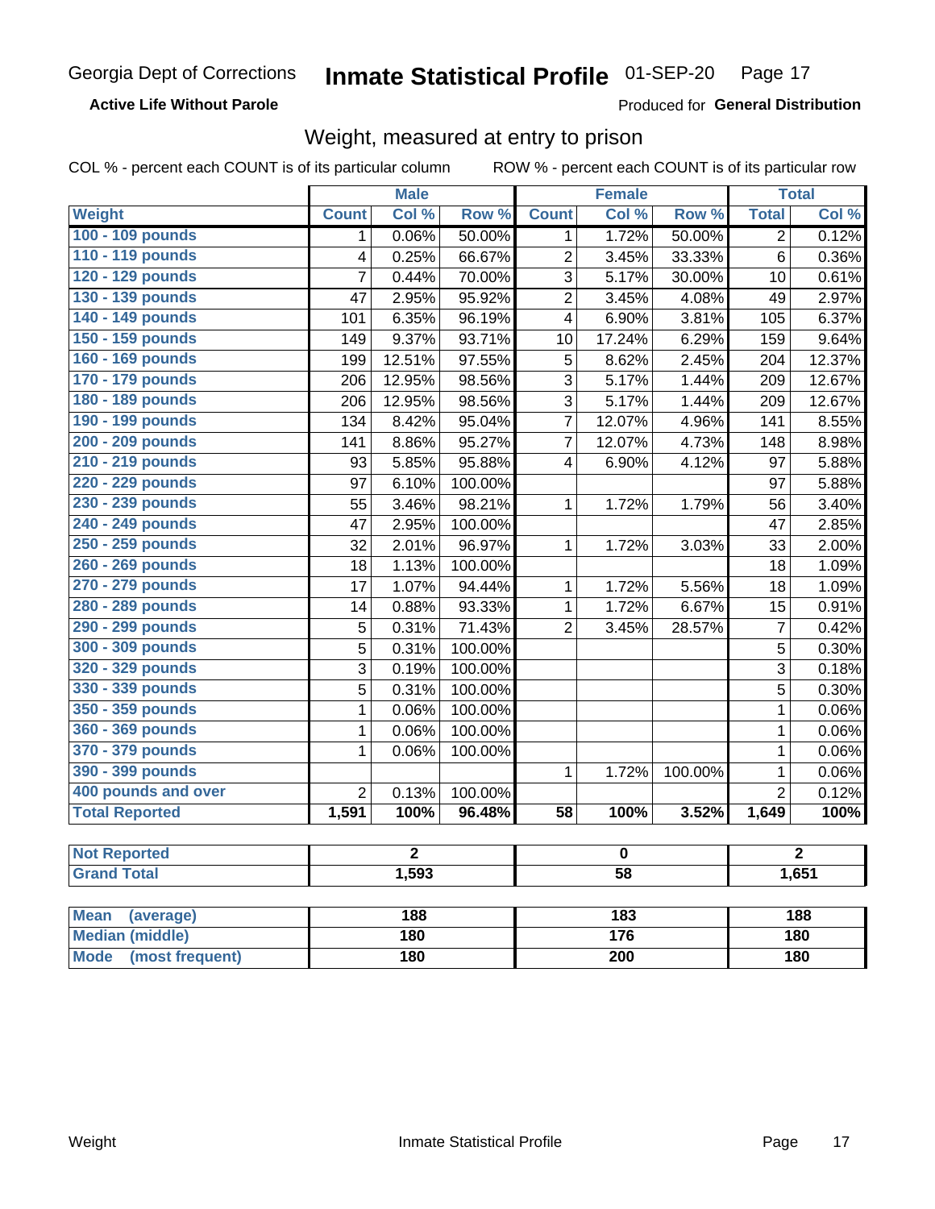Georgia Dept of Corrections **Inmate Statistical Profile** 01-SEP-20

**Active Life Without Parole**

Produced for **General Distribution**

## Weight, measured at entry to prison

COL % - percent each COUNT is of its particular column ROW % - percent each COUNT is of its particular row

| | Male | | | Female | | | Total | |
|---|---|---|---|---|---|---|---|---|
| Weight | Count | Col % | Row % | Count | Col % | Row % | Total | Col % |
| 100 - 109 pounds | 1 | 0.06% | 50.00% | 1 | 1.72% | 50.00% | 2 | 0.12% |
| 110 - 119 pounds | 4 | 0.25% | 66.67% | 2 | 3.45% | 33.33% | 6 | 0.36% |
| 120 - 129 pounds | 7 | 0.44% | 70.00% | 3 | 5.17% | 30.00% | 10 | 0.61% |
| 130 - 139 pounds | 47 | 2.95% | 95.92% | 2 | 3.45% | 4.08% | 49 | 2.97% |
| 140 - 149 pounds | 101 | 6.35% | 96.19% | 4 | 6.90% | 3.81% | 105 | 6.37% |
| 150 - 159 pounds | 149 | 9.37% | 93.71% | 10 | 17.24% | 6.29% | 159 | 9.64% |
| 160 - 169 pounds | 199 | 12.51% | 97.55% | 5 | 8.62% | 2.45% | 204 | 12.37% |
| 170 - 179 pounds | 206 | 12.95% | 98.56% | 3 | 5.17% | 1.44% | 209 | 12.67% |
| 180 - 189 pounds | 206 | 12.95% | 98.56% | 3 | 5.17% | 1.44% | 209 | 12.67% |
| 190 - 199 pounds | 134 | 8.42% | 95.04% | 7 | 12.07% | 4.96% | 141 | 8.55% |
| 200 - 209 pounds | 141 | 8.86% | 95.27% | 7 | 12.07% | 4.73% | 148 | 8.98% |
| 210 - 219 pounds | 93 | 5.85% | 95.88% | 4 | 6.90% | 4.12% | 97 | 5.88% |
| 220 - 229 pounds | 97 | 6.10% | 100.00% | | | | 97 | 5.88% |
| 230 - 239 pounds | 55 | 3.46% | 98.21% | 1 | 1.72% | 1.79% | 56 | 3.40% |
| 240 - 249 pounds | 47 | 2.95% | 100.00% | | | | 47 | 2.85% |
| 250 - 259 pounds | 32 | 2.01% | 96.97% | 1 | 1.72% | 3.03% | 33 | 2.00% |
| 260 - 269 pounds | 18 | 1.13% | 100.00% | | | | 18 | 1.09% |
| 270 - 279 pounds | 17 | 1.07% | 94.44% | 1 | 1.72% | 5.56% | 18 | 1.09% |
| 280 - 289 pounds | 14 | 0.88% | 93.33% | 1 | 1.72% | 6.67% | 15 | 0.91% |
| 290 - 299 pounds | 5 | 0.31% | 71.43% | 2 | 3.45% | 28.57% | 7 | 0.42% |
| 300 - 309 pounds | 5 | 0.31% | 100.00% | | | | 5 | 0.30% |
| 320 - 329 pounds | 3 | 0.19% | 100.00% | | | | 3 | 0.18% |
| 330 - 339 pounds | 5 | 0.31% | 100.00% | | | | 5 | 0.30% |
| 350 - 359 pounds | 1 | 0.06% | 100.00% | | | | 1 | 0.06% |
| 360 - 369 pounds | 1 | 0.06% | 100.00% | | | | 1 | 0.06% |
| 370 - 379 pounds | 1 | 0.06% | 100.00% | | | | 1 | 0.06% |
| 390 - 399 pounds | | | | 1 | 1.72% | 100.00% | 1 | 0.06% |
| 400 pounds and over | 2 | 0.13% | 100.00% | | | | 2 | 0.12% |
| **Total Reported** | **1,591** | **100%** | **96.48%** | **58** | **100%** | **3.52%** | **1,649** | **100%** |

| | Male | Female | Total |
|---|---|---|---|
| Not Reported | 2 | 0 | 2 |
| Grand Total | 1,593 | 58 | 1,651 |

| | Male | Female | Total |
|---|---|---|---|
| Mean (average) | 188 | 183 | 188 |
| Median (middle) | 180 | 176 | 180 |
| Mode (most frequent) | 180 | 200 | 180 |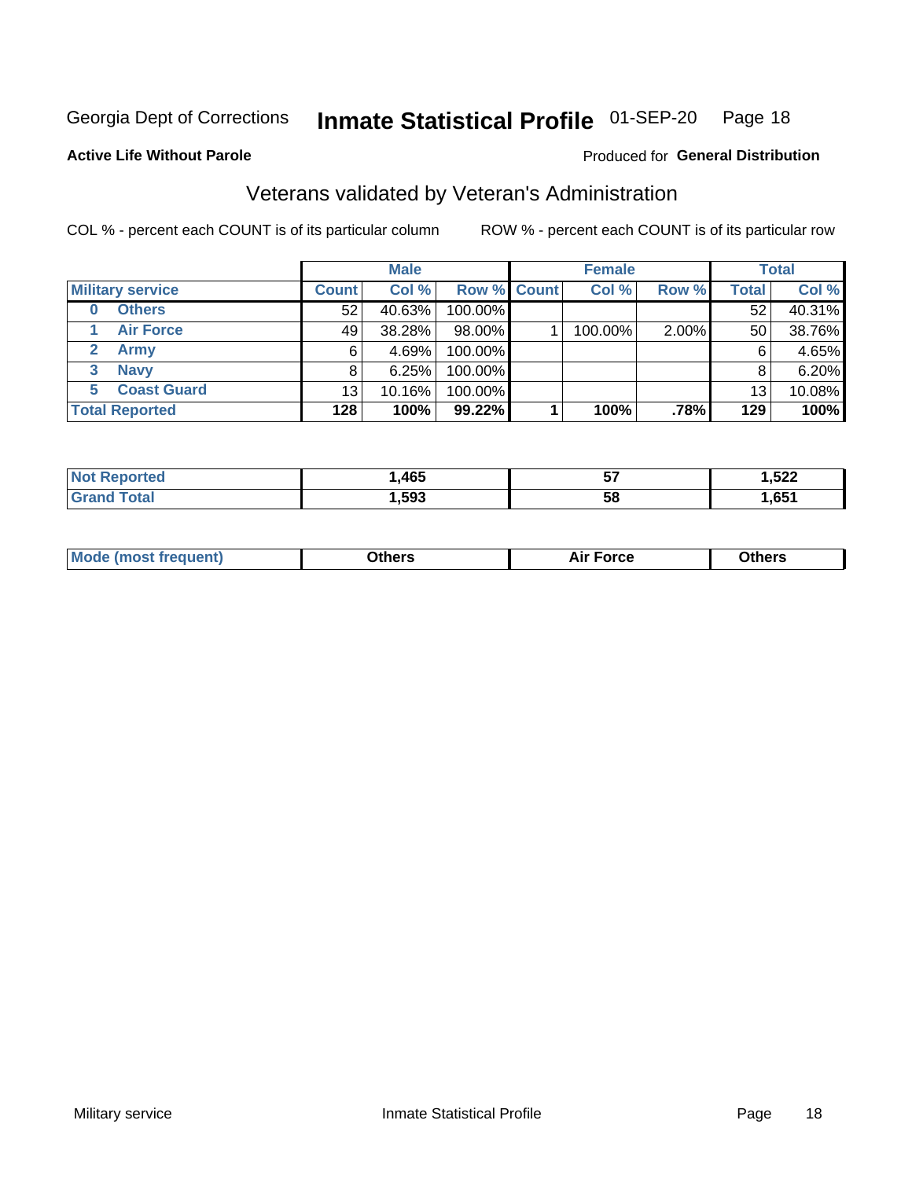Georgia Dept of Corrections **Inmate Statistical Profile** 01-SEP-20

**Active Life Without Parole**

Produced for **General Distribution**

## Veterans validated by Veteran's Administration

COL % - percent each COUNT is of its particular column ROW % - percent each COUNT is of its particular row

| | Male | | | Female | | | Total | |
|---|---|---|---|---|---|---|---|---|
| **Military service** | **Count** | **Col %** | **Row %** | **Count** | **Col %** | **Row %** | **Total** | **Col %** |
| **0 Others** | 52 | 40.63% | 100.00% | | | | 52 | 40.31% |
| **1 Air Force** | 49 | 38.28% | 98.00% | 1 | 100.00% | 2.00% | 50 | 38.76% |
| **2 Army** | 6 | 4.69% | 100.00% | | | | 6 | 4.65% |
| **3 Navy** | 8 | 6.25% | 100.00% | | | | 8 | 6.20% |
| **5 Coast Guard** | 13 | 10.16% | 100.00% | | | | 13 | 10.08% |
| **Total Reported** | **128** | **100%** | **99.22%** | **1** | **100%** | **.78%** | **129** | **100%** |

| | Male | Female | Total |
|---|---|---|---|
| **Not Reported** | **1,465** | **57** | **1,522** |
| **Grand Total** | **1,593** | **58** | **1,651** |

| | Male | Female | Total |
|---|---|---|---|
| **Mode (most frequent)** | **Others** | **Air Force** | **Others** |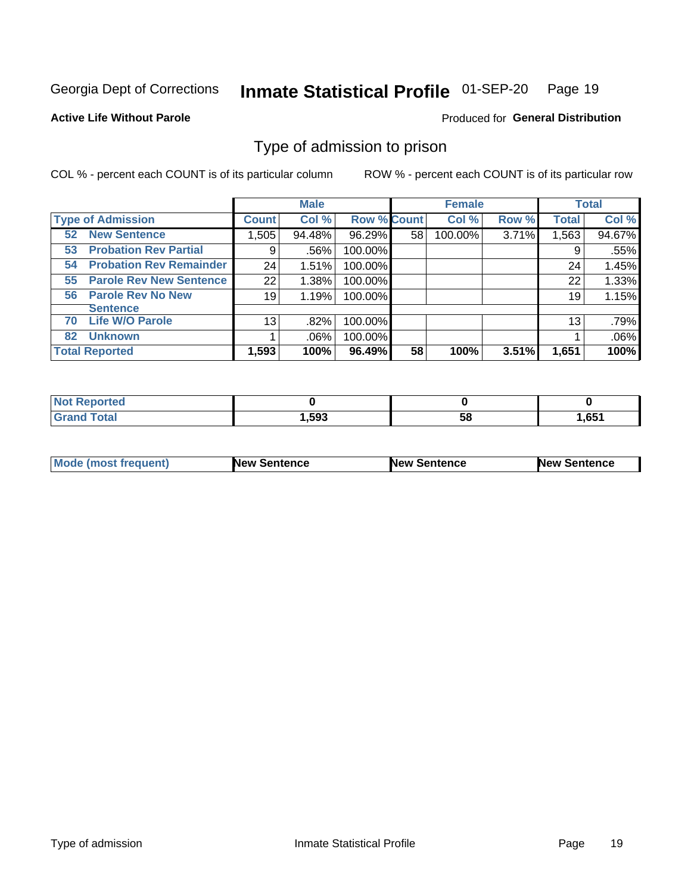Georgia Dept of Corrections **Inmate Statistical Profile** 01-SEP-20

**Active Life Without Parole**

Produced for **General Distribution**

## Type of admission to prison

COL % - percent each COUNT is of its particular column ROW % - percent each COUNT is of its particular row

| | Male | | | Female | | | Total | |
|---|---|---|---|---|---|---|---|---|
| **Type of Admission** | **Count** | **Col %** | **Row %** | **Count** | **Col %** | **Row %** | **Total** | **Col %** |
| **52 New Sentence** | 1,505 | 94.48% | 96.29% | 58 | 100.00% | 3.71% | 1,563 | 94.67% |
| **53 Probation Rev Partial** | 9 | .56% | 100.00% | | | | 9 | .55% |
| **54 Probation Rev Remainder** | 24 | 1.51% | 100.00% | | | | 24 | 1.45% |
| **55 Parole Rev New Sentence** | 22 | 1.38% | 100.00% | | | | 22 | 1.33% |
| **56 Parole Rev No New Sentence** | 19 | 1.19% | 100.00% | | | | 19 | 1.15% |
| **70 Life W/O Parole** | 13 | .82% | 100.00% | | | | 13 | .79% |
| **82 Unknown** | 1 | .06% | 100.00% | | | | 1 | .06% |
| **Total Reported** | **1,593** | **100%** | **96.49%** | **58** | **100%** | **3.51%** | **1,651** | **100%** |

| | Male | Female | Total |
|---|---|---|---|
| **Not Reported** | **0** | **0** | **0** |
| **Grand Total** | **1,593** | **58** | **1,651** |

| | Male | Female | Total |
|---|---|---|---|
| **Mode (most frequent)** | **New Sentence** | **New Sentence** | **New Sentence** |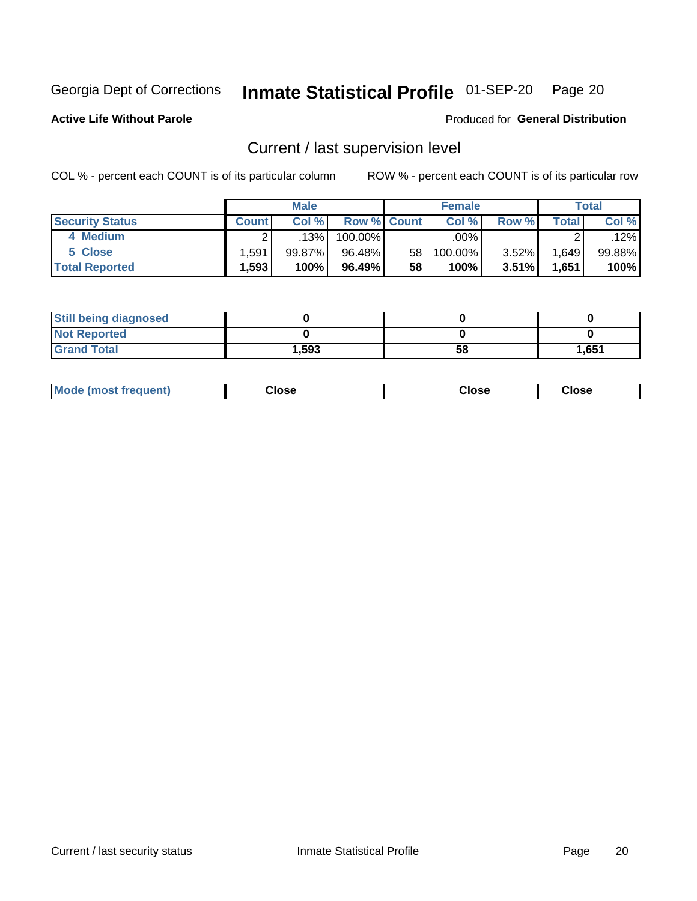Georgia Dept of Corrections **Inmate Statistical Profile** 01-SEP-20 Page 20

**Active Life Without Parole**

Produced for **General Distribution**

## Current / last supervision level

COL % - percent each COUNT is of its particular column

ROW % - percent each COUNT is of its particular row

| | Male | | | Female | | | Total | |
|---|---|---|---|---|---|---|---|---|
| **Security Status** | **Count** | **Col %** | **Row %** | **Count** | **Col %** | **Row %** | **Total** | **Col %** |
| 4 Medium | 2 | .13% | 100.00% | | .00% | | 2 | .12% |
| 5 Close | 1,591 | 99.87% | 96.48% | 58 | 100.00% | 3.52% | 1,649 | 99.88% |
| **Total Reported** | **1,593** | **100%** | **96.49%** | **58** | **100%** | **3.51%** | **1,651** | **100%** |

| | Male | Female | Total |
|---|---|---|---|
| **Still being diagnosed** | **0** | **0** | **0** |
| **Not Reported** | **0** | **0** | **0** |
| **Grand Total** | **1,593** | **58** | **1,651** |

| | Male | Female | Total |
|---|---|---|---|
| **Mode (most frequent)** | **Close** | **Close** | **Close** |

Current / last security status

Inmate Statistical Profile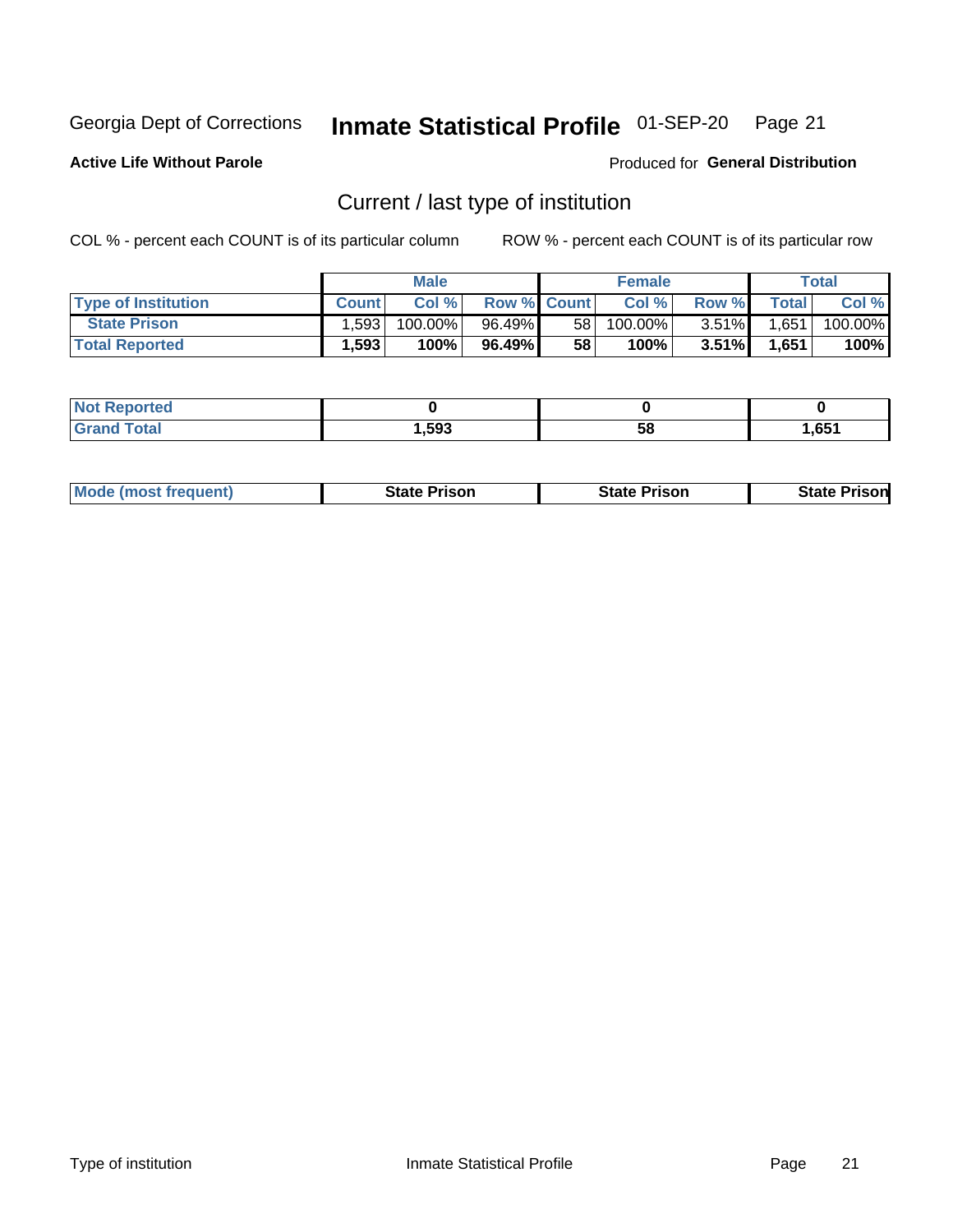Georgia Dept of Corrections **Inmate Statistical Profile** 01-SEP-20

**Active Life Without Parole**

Produced for **General Distribution**

## Current / last type of institution

COL % - percent each COUNT is of its particular column

ROW % - percent each COUNT is of its particular row

| | Male | | | Female | | | Total | |
|---|---|---|---|---|---|---|---|---|
| **Type of Institution** | **Count** | **Col %** | **Row %** | **Count** | **Col %** | **Row %** | **Total** | **Col %** |
| **State Prison** | 1,593 | 100.00% | 96.49% | 58 | 100.00% | 3.51% | 1,651 | 100.00% |
| **Total Reported** | **1,593** | **100%** | **96.49%** | **58** | **100%** | **3.51%** | **1,651** | **100%** |

| | Male | Female | Total |
|---|---|---|---|
| **Not Reported** | **0** | **0** | **0** |
| **Grand Total** | **1,593** | **58** | **1,651** |

| | Male | Female | Total |
|---|---|---|---|
| **Mode (most frequent)** | **State Prison** | **State Prison** | **State Prison** |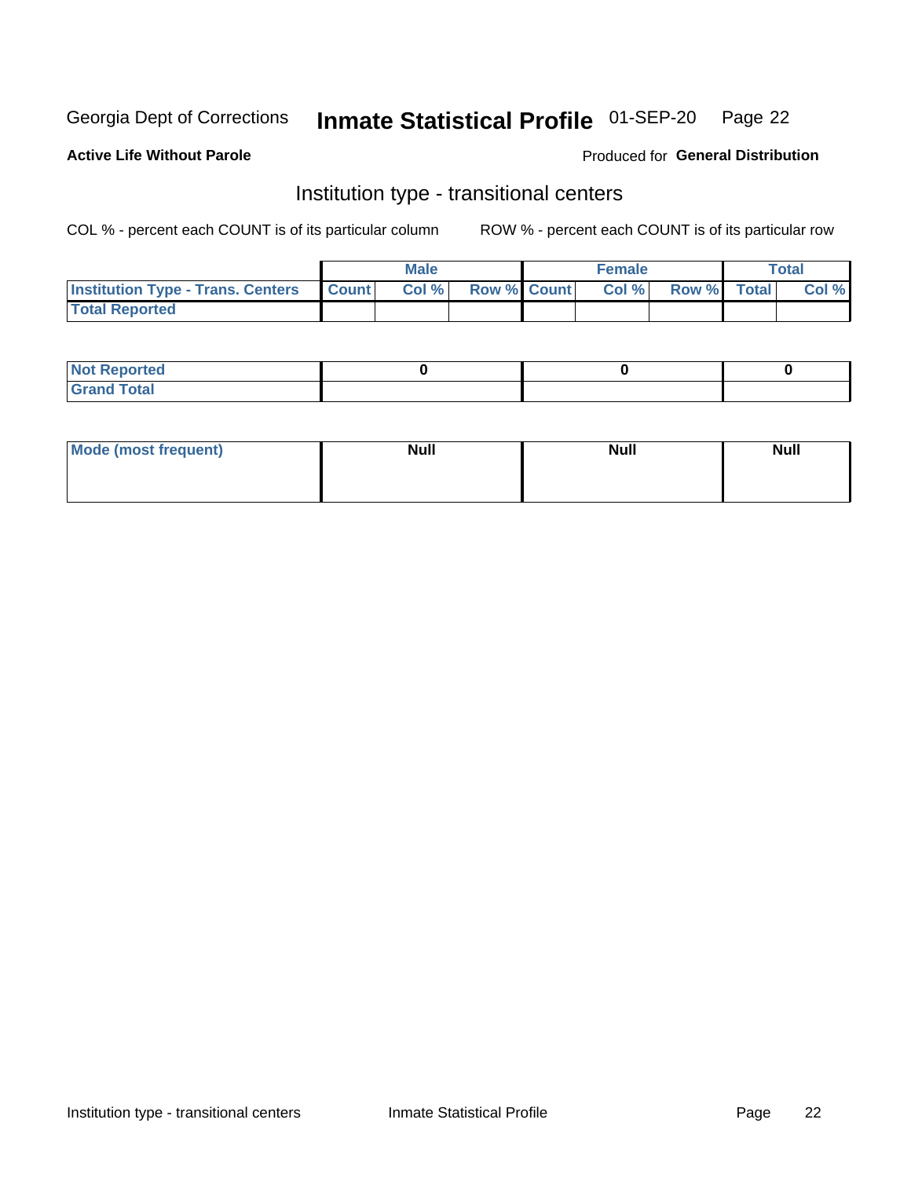Georgia Dept of Corrections **Inmate Statistical Profile** 01-SEP-20 Page 22

**Active Life Without Parole**

Produced for **General Distribution**

## Institution type - transitional centers

COL % - percent each COUNT is of its particular column

ROW % - percent each COUNT is of its particular row

| | Male | | | Female | | | Total | |
|---|---|---|---|---|---|---|---|---|
| **Institution Type - Trans. Centers** | **Count** | **Col %** | **Row %** | **Count** | **Col %** | **Row %** | **Total** | **Col %** |
| **Total Reported** | | | | | | | | |

| | Male | Female | Total |
|---|---|---|---|
| **Not Reported** | 0 | 0 | 0 |
| **Grand Total** | | | |

| | Male | Female | Total |
|---|---|---|---|
| **Mode (most frequent)** | **Null** | **Null** | **Null** |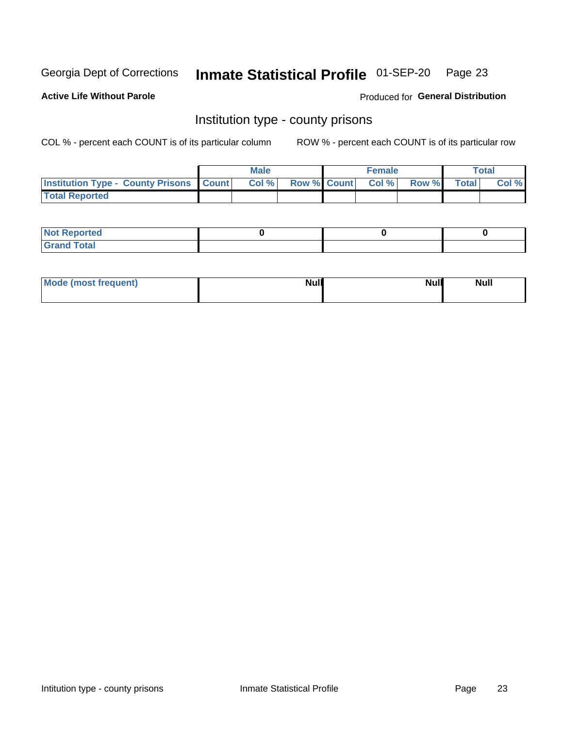Georgia Dept of Corrections **Inmate Statistical Profile** 01-SEP-20

**Active Life Without Parole**

Produced for **General Distribution**

## Institution type - county prisons

COL % - percent each COUNT is of its particular column

ROW % - percent each COUNT is of its particular row

| | Male | | | Female | | | Total | |
|---|---|---|---|---|---|---|---|---|
| Institution Type - County Prisons | Count | Col % | Row % | Count | Col % | Row % | Total | Col % |
| Total Reported | | | | | | | | |

| | Male | Female | Total |
|---|---|---|---|
| Not Reported | 0 | 0 | 0 |
| Grand Total | | | |

| | Male | Female | Total |
|---|---|---|---|
| Mode (most frequent) | Null | Null | Null |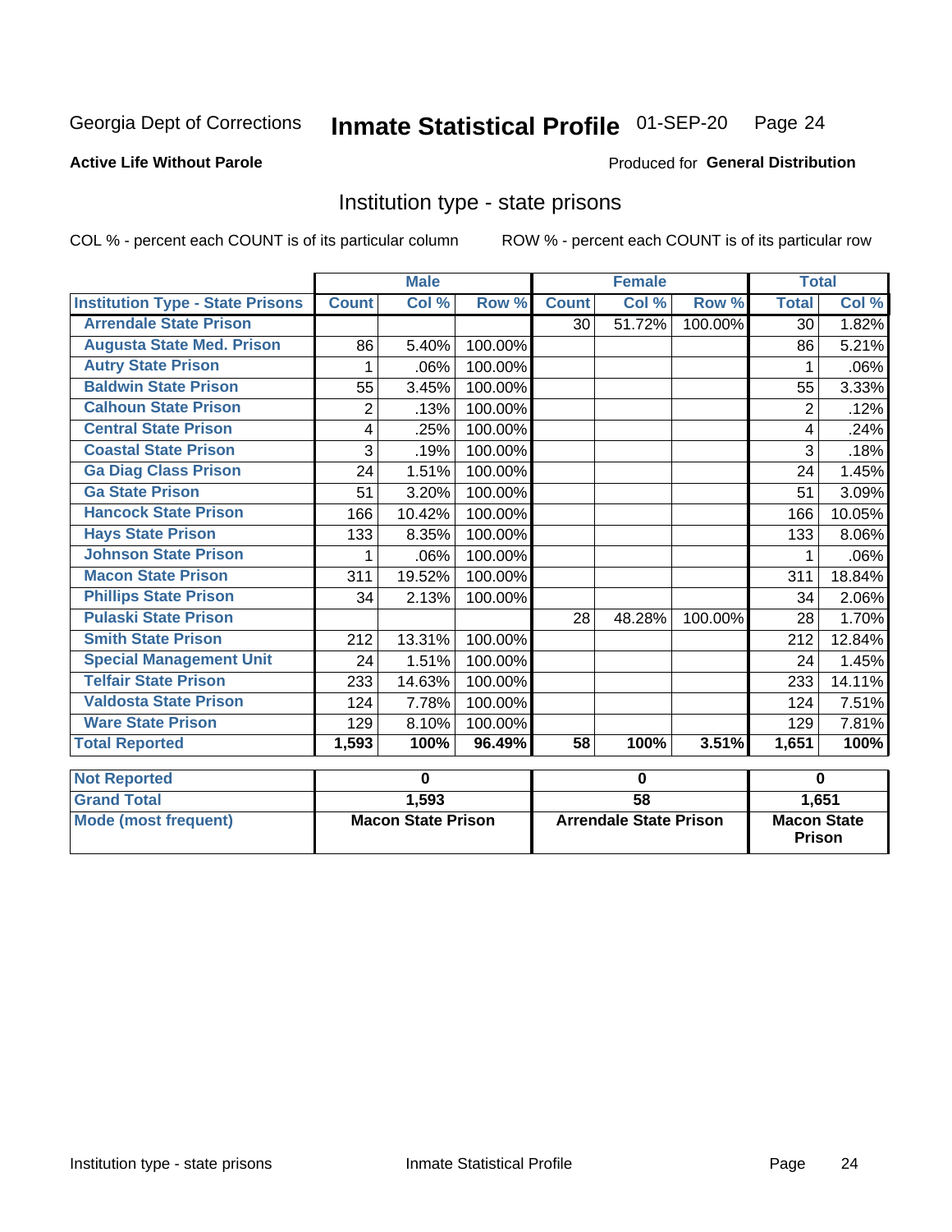Georgia Dept of Corrections **Inmate Statistical Profile** 01-SEP-20

**Active Life Without Parole**

Produced for **General Distribution**

## Institution type - state prisons

COL % - percent each COUNT is of its particular column     ROW % - percent each COUNT is of its particular row

| | Male | | | Female | | | Total | |
|---|---|---|---|---|---|---|---|---|
| **Institution Type - State Prisons** | **Count** | **Col %** | **Row %** | **Count** | **Col %** | **Row %** | **Total** | **Col %** |
| Arrendale State Prison | | | | 30 | 51.72% | 100.00% | 30 | 1.82% |
| Augusta State Med. Prison | 86 | 5.40% | 100.00% | | | | 86 | 5.21% |
| Autry State Prison | 1 | .06% | 100.00% | | | | 1 | .06% |
| Baldwin State Prison | 55 | 3.45% | 100.00% | | | | 55 | 3.33% |
| Calhoun State Prison | 2 | .13% | 100.00% | | | | 2 | .12% |
| Central State Prison | 4 | .25% | 100.00% | | | | 4 | .24% |
| Coastal State Prison | 3 | .19% | 100.00% | | | | 3 | .18% |
| Ga Diag Class Prison | 24 | 1.51% | 100.00% | | | | 24 | 1.45% |
| Ga State Prison | 51 | 3.20% | 100.00% | | | | 51 | 3.09% |
| Hancock State Prison | 166 | 10.42% | 100.00% | | | | 166 | 10.05% |
| Hays State Prison | 133 | 8.35% | 100.00% | | | | 133 | 8.06% |
| Johnson State Prison | 1 | .06% | 100.00% | | | | 1 | .06% |
| Macon State Prison | 311 | 19.52% | 100.00% | | | | 311 | 18.84% |
| Phillips State Prison | 34 | 2.13% | 100.00% | | | | 34 | 2.06% |
| Pulaski State Prison | | | | 28 | 48.28% | 100.00% | 28 | 1.70% |
| Smith State Prison | 212 | 13.31% | 100.00% | | | | 212 | 12.84% |
| Special Management Unit | 24 | 1.51% | 100.00% | | | | 24 | 1.45% |
| Telfair State Prison | 233 | 14.63% | 100.00% | | | | 233 | 14.11% |
| Valdosta State Prison | 124 | 7.78% | 100.00% | | | | 124 | 7.51% |
| Ware State Prison | 129 | 8.10% | 100.00% | | | | 129 | 7.81% |
| **Total Reported** | **1,593** | **100%** | **96.49%** | **58** | **100%** | **3.51%** | **1,651** | **100%** |

| | Male | Female | Total |
|---|---|---|---|
| **Not Reported** | **0** | **0** | **0** |
| **Grand Total** | **1,593** | **58** | **1,651** |
| **Mode (most frequent)** | **Macon State Prison** | **Arrendale State Prison** | **Macon State Prison** |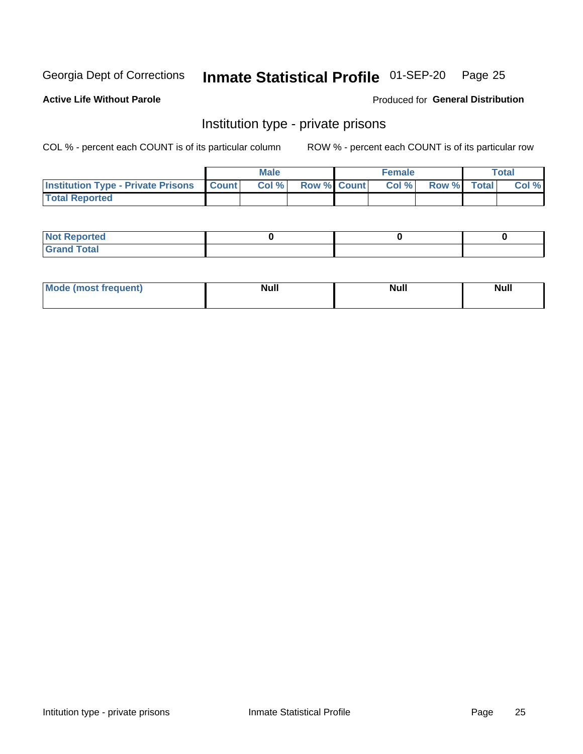Georgia Dept of Corrections **Inmate Statistical Profile** 01-SEP-20

**Active Life Without Parole**

Produced for **General Distribution**

## Institution type - private prisons

COL % - percent each COUNT is of its particular column

ROW % - percent each COUNT is of its particular row

| | Male | | | Female | | | Total | |
|---|---|---|---|---|---|---|---|---|
| **Institution Type - Private Prisons** | **Count** | **Col %** | **Row %** | **Count** | **Col %** | **Row %** | **Total** | **Col %** |
| **Total Reported** | | | | | | | | |

| | Male | Female | Total |
|---|---|---|---|
| **Not Reported** | 0 | 0 | 0 |
| **Grand Total** | | | |

| | Male | Female | Total |
|---|---|---|---|
| **Mode (most frequent)** | Null | Null | Null |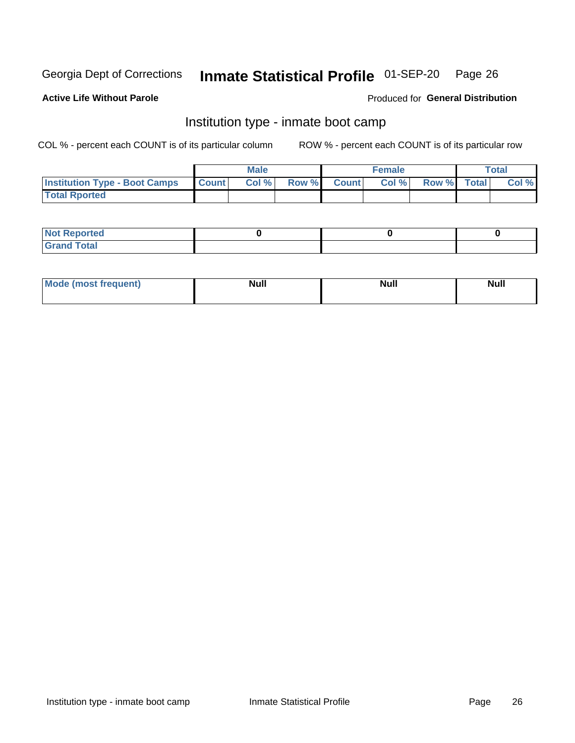Georgia Dept of Corrections **Inmate Statistical Profile** 01-SEP-20

**Active Life Without Parole**

Produced for **General Distribution**

## Institution type - inmate boot camp

COL % - percent each COUNT is of its particular column

ROW % - percent each COUNT is of its particular row

| | Male | | | Female | | | Total | |
|---|---|---|---|---|---|---|---|---|
| **Institution Type - Boot Camps** | **Count** | **Col %** | **Row %** | **Count** | **Col %** | **Row %** | **Total** | **Col %** |
| **Total Rported** | | | | | | | | |

| | Male | Female | Total |
|---|---|---|---|
| **Not Reported** | 0 | 0 | 0 |
| **Grand Total** | | | |

| | Male | Female | Total |
|---|---|---|---|
| **Mode (most frequent)** | Null | Null | Null |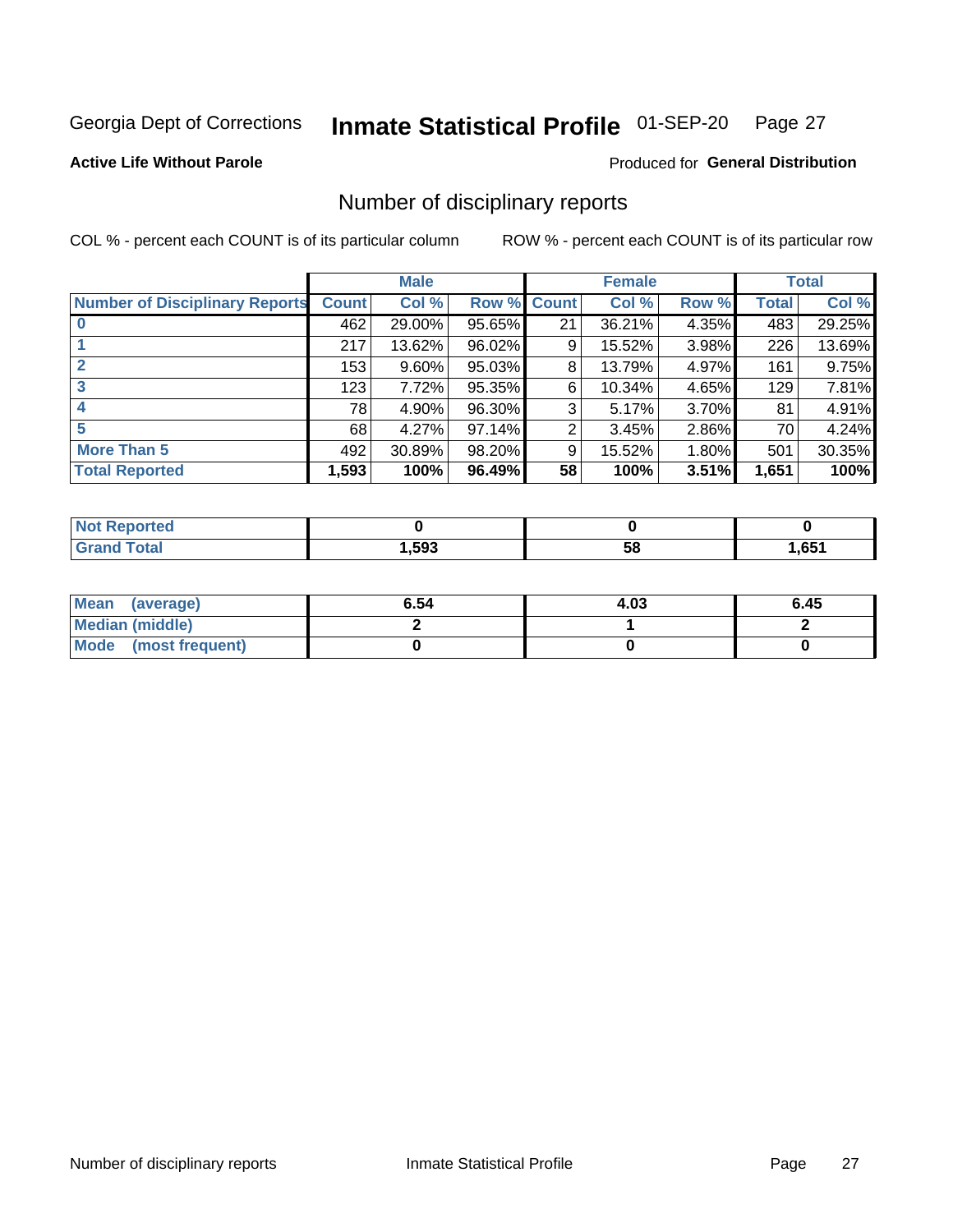Georgia Dept of Corrections **Inmate Statistical Profile** 01-SEP-20

**Active Life Without Parole**

Produced for **General Distribution**

## Number of disciplinary reports

COL % - percent each COUNT is of its particular column

ROW % - percent each COUNT is of its particular row

| | Male | | | Female | | | Total | |
|---|---|---|---|---|---|---|---|---|
| **Number of Disciplinary Reports** | **Count** | **Col %** | **Row %** | **Count** | **Col %** | **Row %** | **Total** | **Col %** |
| **0** | 462 | 29.00% | 95.65% | 21 | 36.21% | 4.35% | 483 | 29.25% |
| **1** | 217 | 13.62% | 96.02% | 9 | 15.52% | 3.98% | 226 | 13.69% |
| **2** | 153 | 9.60% | 95.03% | 8 | 13.79% | 4.97% | 161 | 9.75% |
| **3** | 123 | 7.72% | 95.35% | 6 | 10.34% | 4.65% | 129 | 7.81% |
| **4** | 78 | 4.90% | 96.30% | 3 | 5.17% | 3.70% | 81 | 4.91% |
| **5** | 68 | 4.27% | 97.14% | 2 | 3.45% | 2.86% | 70 | 4.24% |
| **More Than 5** | 492 | 30.89% | 98.20% | 9 | 15.52% | 1.80% | 501 | 30.35% |
| **Total Reported** | **1,593** | **100%** | **96.49%** | **58** | **100%** | **3.51%** | **1,651** | **100%** |

| | Male | Female | Total |
|---|---|---|---|
| **Not Reported** | **0** | **0** | **0** |
| **Grand Total** | **1,593** | **58** | **1,651** |

| | Male | Female | Total |
|---|---|---|---|
| **Mean (average)** | **6.54** | **4.03** | **6.45** |
| **Median (middle)** | **2** | **1** | **2** |
| **Mode (most frequent)** | **0** | **0** | **0** |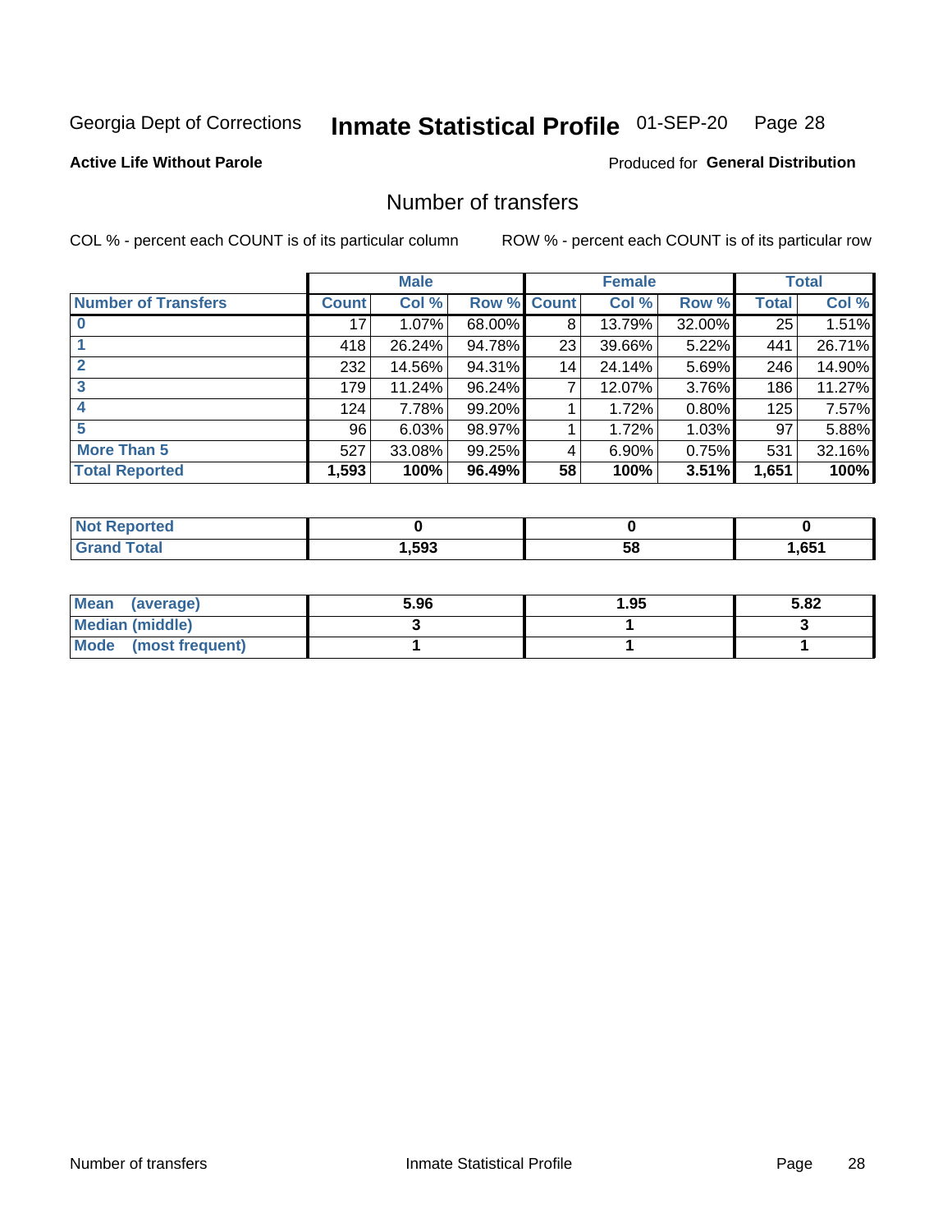Georgia Dept of Corrections **Inmate Statistical Profile** 01-SEP-20

**Active Life Without Parole**

Produced for **General Distribution**

## Number of transfers

COL % - percent each COUNT is of its particular column

ROW % - percent each COUNT is of its particular row

| | Male | | | Female | | | Total | |
|---|---|---|---|---|---|---|---|---|
| **Number of Transfers** | **Count** | **Col %** | **Row %** | **Count** | **Col %** | **Row %** | **Total** | **Col %** |
| **0** | 17 | 1.07% | 68.00% | 8 | 13.79% | 32.00% | 25 | 1.51% |
| **1** | 418 | 26.24% | 94.78% | 23 | 39.66% | 5.22% | 441 | 26.71% |
| **2** | 232 | 14.56% | 94.31% | 14 | 24.14% | 5.69% | 246 | 14.90% |
| **3** | 179 | 11.24% | 96.24% | 7 | 12.07% | 3.76% | 186 | 11.27% |
| **4** | 124 | 7.78% | 99.20% | 1 | 1.72% | 0.80% | 125 | 7.57% |
| **5** | 96 | 6.03% | 98.97% | 1 | 1.72% | 1.03% | 97 | 5.88% |
| **More Than 5** | 527 | 33.08% | 99.25% | 4 | 6.90% | 0.75% | 531 | 32.16% |
| **Total Reported** | **1,593** | **100%** | **96.49%** | **58** | **100%** | **3.51%** | **1,651** | **100%** |

| | Male | Female | Total |
|---|---|---|---|
| **Not Reported** | **0** | **0** | **0** |
| **Grand Total** | **1,593** | **58** | **1,651** |

| | Male | Female | Total |
|---|---|---|---|
| **Mean (average)** | **5.96** | **1.95** | **5.82** |
| **Median (middle)** | **3** | **1** | **3** |
| **Mode (most frequent)** | **1** | **1** | **1** |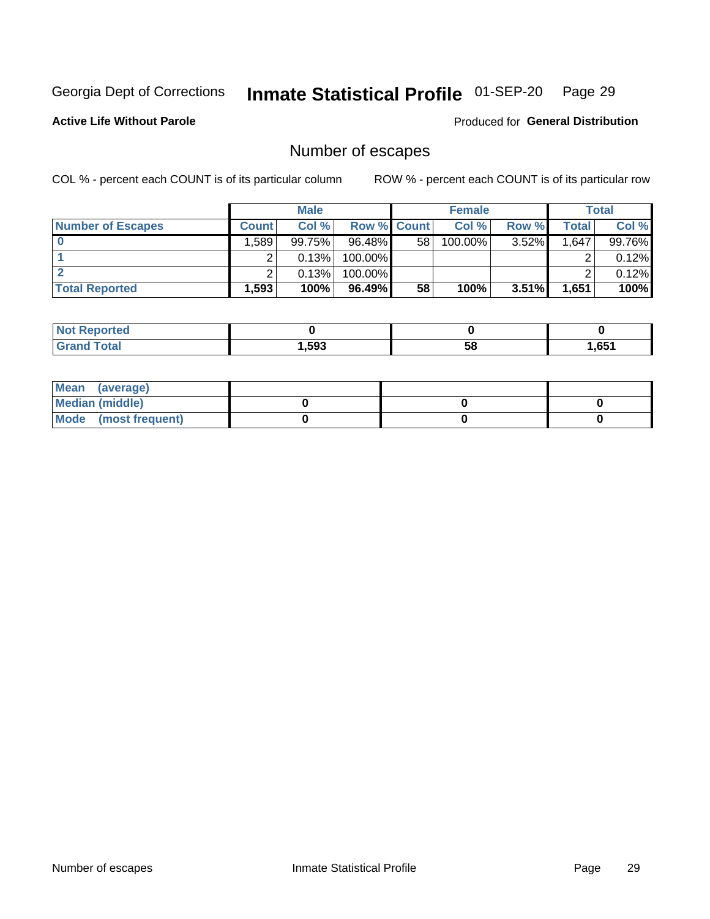Georgia Dept of Corrections **Inmate Statistical Profile** 01-SEP-20

**Active Life Without Parole**

Produced for **General Distribution**

## Number of escapes

COL % - percent each COUNT is of its particular column ROW % - percent each COUNT is of its particular row

| | Male | | | Female | | | Total | |
|---|---|---|---|---|---|---|---|---|
| **Number of Escapes** | **Count** | **Col %** | **Row %** | **Count** | **Col %** | **Row %** | **Total** | **Col %** |
| **0** | 1,589 | 99.75% | 96.48% | 58 | 100.00% | 3.52% | 1,647 | 99.76% |
| **1** | 2 | 0.13% | 100.00% | | | | 2 | 0.12% |
| **2** | 2 | 0.13% | 100.00% | | | | 2 | 0.12% |
| **Total Reported** | **1,593** | **100%** | **96.49%** | **58** | **100%** | **3.51%** | **1,651** | **100%** |

| | Male | Female | Total |
|---|---|---|---|
| **Not Reported** | **0** | **0** | **0** |
| **Grand Total** | **1,593** | **58** | **1,651** |

| | Male | Female | Total |
|---|---|---|---|
| **Mean (average)** | | | |
| **Median (middle)** | **0** | **0** | **0** |
| **Mode (most frequent)** | **0** | **0** | **0** |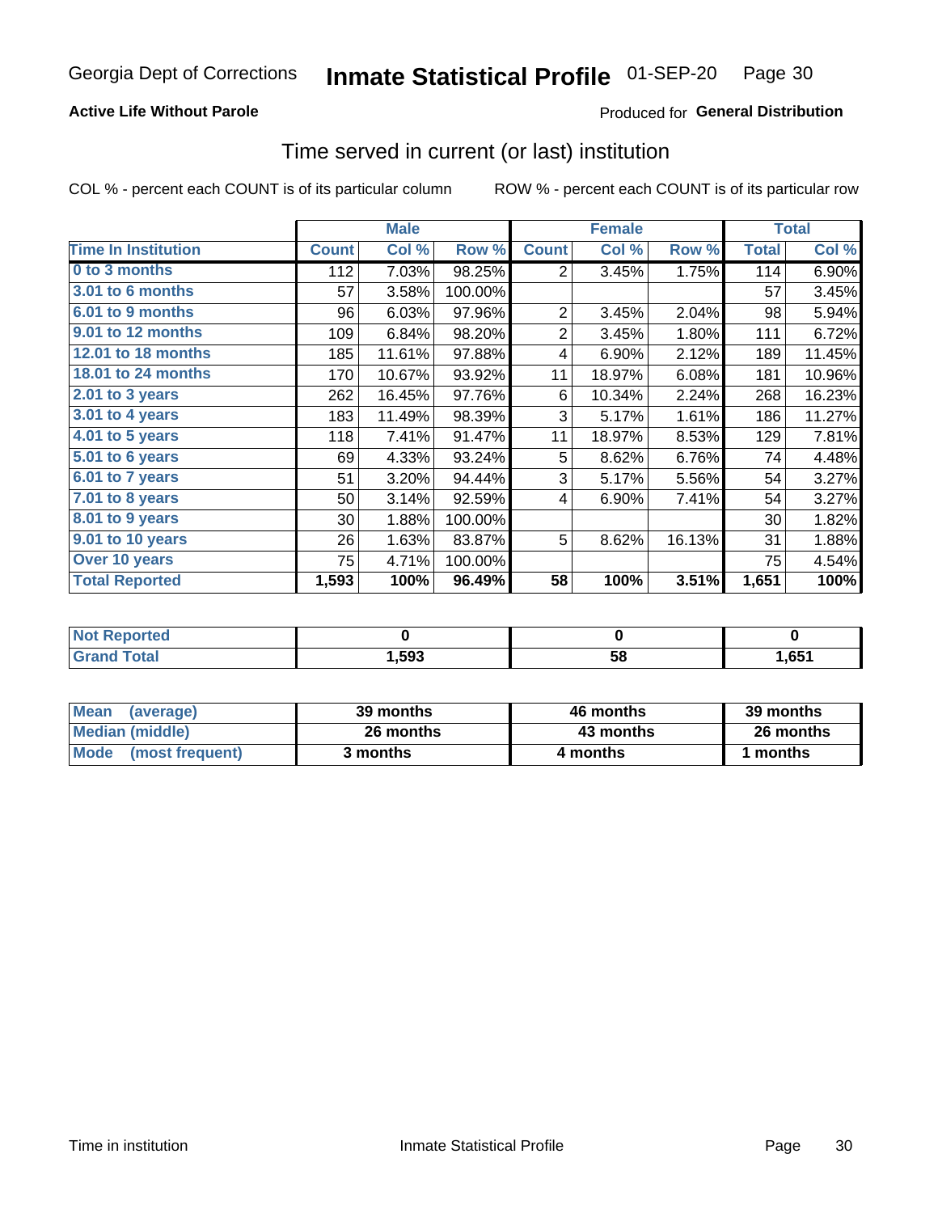Georgia Dept of Corrections **Inmate Statistical Profile** 01-SEP-20

**Active Life Without Parole**

Produced for **General Distribution**

## Time served in current (or last) institution

COL % - percent each COUNT is of its particular column    ROW % - percent each COUNT is of its particular row

| | Male | | | Female | | | Total | |
|---|---|---|---|---|---|---|---|---|
| **Time In Institution** | **Count** | **Col %** | **Row %** | **Count** | **Col %** | **Row %** | **Total** | **Col %** |
| **0 to 3 months** | 112 | 7.03% | 98.25% | 2 | 3.45% | 1.75% | 114 | 6.90% |
| **3.01 to 6 months** | 57 | 3.58% | 100.00% | | | | 57 | 3.45% |
| **6.01 to 9 months** | 96 | 6.03% | 97.96% | 2 | 3.45% | 2.04% | 98 | 5.94% |
| **9.01 to 12 months** | 109 | 6.84% | 98.20% | 2 | 3.45% | 1.80% | 111 | 6.72% |
| **12.01 to 18 months** | 185 | 11.61% | 97.88% | 4 | 6.90% | 2.12% | 189 | 11.45% |
| **18.01 to 24 months** | 170 | 10.67% | 93.92% | 11 | 18.97% | 6.08% | 181 | 10.96% |
| **2.01 to 3 years** | 262 | 16.45% | 97.76% | 6 | 10.34% | 2.24% | 268 | 16.23% |
| **3.01 to 4 years** | 183 | 11.49% | 98.39% | 3 | 5.17% | 1.61% | 186 | 11.27% |
| **4.01 to 5 years** | 118 | 7.41% | 91.47% | 11 | 18.97% | 8.53% | 129 | 7.81% |
| **5.01 to 6 years** | 69 | 4.33% | 93.24% | 5 | 8.62% | 6.76% | 74 | 4.48% |
| **6.01 to 7 years** | 51 | 3.20% | 94.44% | 3 | 5.17% | 5.56% | 54 | 3.27% |
| **7.01 to 8 years** | 50 | 3.14% | 92.59% | 4 | 6.90% | 7.41% | 54 | 3.27% |
| **8.01 to 9 years** | 30 | 1.88% | 100.00% | | | | 30 | 1.82% |
| **9.01 to 10 years** | 26 | 1.63% | 83.87% | 5 | 8.62% | 16.13% | 31 | 1.88% |
| **Over 10 years** | 75 | 4.71% | 100.00% | | | | 75 | 4.54% |
| **Total Reported** | **1,593** | **100%** | **96.49%** | **58** | **100%** | **3.51%** | **1,651** | **100%** |

| | Male | Female | Total |
|---|---|---|---|
| **Not Reported** | **0** | **0** | **0** |
| **Grand Total** | **1,593** | **58** | **1,651** |

| | Male | Female | Total |
|---|---|---|---|
| **Mean (average)** | **39 months** | **46 months** | **39 months** |
| **Median (middle)** | **26 months** | **43 months** | **26 months** |
| **Mode (most frequent)** | **3 months** | **4 months** | **1 months** |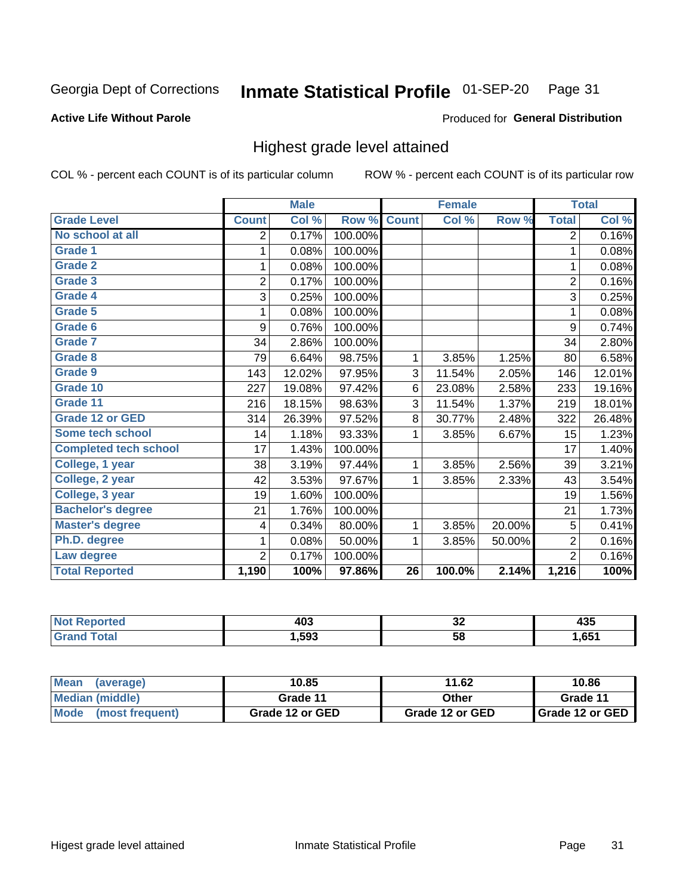Georgia Dept of Corrections **Inmate Statistical Profile** 01-SEP-20

**Active Life Without Parole**

Produced for **General Distribution**

## Highest grade level attained

COL % - percent each COUNT is of its particular column ROW % - percent each COUNT is of its particular row

| | Male | | | Female | | | Total | |
|---|---|---|---|---|---|---|---|---|
| **Grade Level** | **Count** | **Col %** | **Row %** | **Count** | **Col %** | **Row %** | **Total** | **Col %** |
| No school at all | 2 | 0.17% | 100.00% | | | | 2 | 0.16% |
| Grade 1 | 1 | 0.08% | 100.00% | | | | 1 | 0.08% |
| Grade 2 | 1 | 0.08% | 100.00% | | | | 1 | 0.08% |
| Grade 3 | 2 | 0.17% | 100.00% | | | | 2 | 0.16% |
| Grade 4 | 3 | 0.25% | 100.00% | | | | 3 | 0.25% |
| Grade 5 | 1 | 0.08% | 100.00% | | | | 1 | 0.08% |
| Grade 6 | 9 | 0.76% | 100.00% | | | | 9 | 0.74% |
| Grade 7 | 34 | 2.86% | 100.00% | | | | 34 | 2.80% |
| Grade 8 | 79 | 6.64% | 98.75% | 1 | 3.85% | 1.25% | 80 | 6.58% |
| Grade 9 | 143 | 12.02% | 97.95% | 3 | 11.54% | 2.05% | 146 | 12.01% |
| Grade 10 | 227 | 19.08% | 97.42% | 6 | 23.08% | 2.58% | 233 | 19.16% |
| Grade 11 | 216 | 18.15% | 98.63% | 3 | 11.54% | 1.37% | 219 | 18.01% |
| Grade 12 or GED | 314 | 26.39% | 97.52% | 8 | 30.77% | 2.48% | 322 | 26.48% |
| Some tech school | 14 | 1.18% | 93.33% | 1 | 3.85% | 6.67% | 15 | 1.23% |
| Completed tech school | 17 | 1.43% | 100.00% | | | | 17 | 1.40% |
| College, 1 year | 38 | 3.19% | 97.44% | 1 | 3.85% | 2.56% | 39 | 3.21% |
| College, 2 year | 42 | 3.53% | 97.67% | 1 | 3.85% | 2.33% | 43 | 3.54% |
| College, 3 year | 19 | 1.60% | 100.00% | | | | 19 | 1.56% |
| Bachelor's degree | 21 | 1.76% | 100.00% | | | | 21 | 1.73% |
| Master's degree | 4 | 0.34% | 80.00% | 1 | 3.85% | 20.00% | 5 | 0.41% |
| Ph.D. degree | 1 | 0.08% | 50.00% | 1 | 3.85% | 50.00% | 2 | 0.16% |
| Law degree | 2 | 0.17% | 100.00% | | | | 2 | 0.16% |
| **Total Reported** | **1,190** | **100%** | **97.86%** | **26** | **100.0%** | **2.14%** | **1,216** | **100%** |

| | Male | Female | Total |
|---|---|---|---|
| Not Reported | 403 | 32 | 435 |
| Grand Total | 1,593 | 58 | 1,651 |

| | Male | Female | Total |
|---|---|---|---|
| Mean (average) | 10.85 | 11.62 | 10.86 |
| Median (middle) | Grade 11 | Other | Grade 11 |
| Mode (most frequent) | Grade 12 or GED | Grade 12 or GED | Grade 12 or GED |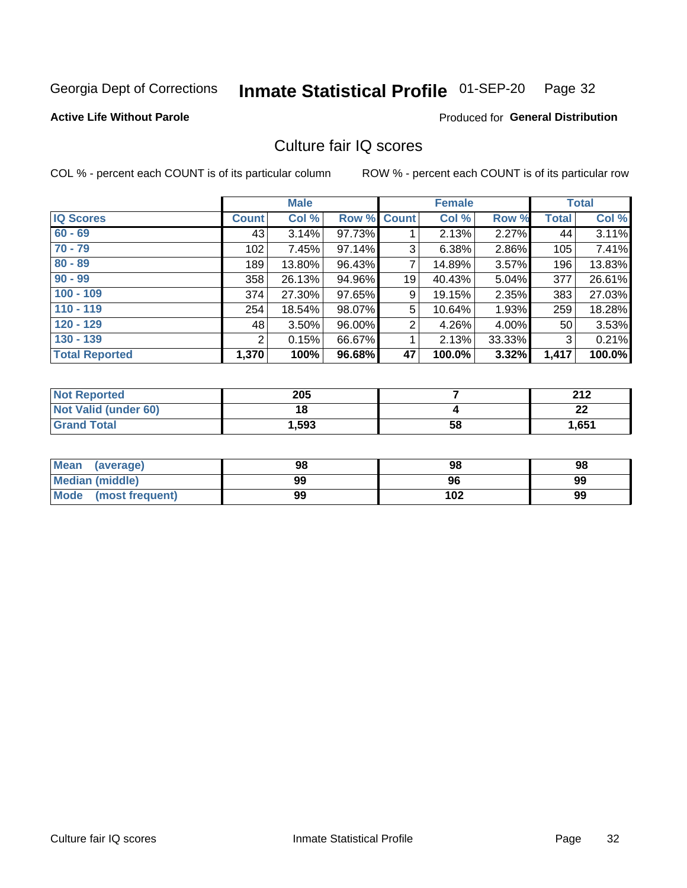Georgia Dept of Corrections **Inmate Statistical Profile** 01-SEP-20

**Active Life Without Parole**

Produced for **General Distribution**

## Culture fair IQ scores

COL % - percent each COUNT is of its particular column ROW % - percent each COUNT is of its particular row

| | Male | | | Female | | | Total | |
|---|---|---|---|---|---|---|---|---|
| IQ Scores | Count | Col % | Row % | Count | Col % | Row % | Total | Col % |
| 60 - 69 | 43 | 3.14% | 97.73% | 1 | 2.13% | 2.27% | 44 | 3.11% |
| 70 - 79 | 102 | 7.45% | 97.14% | 3 | 6.38% | 2.86% | 105 | 7.41% |
| 80 - 89 | 189 | 13.80% | 96.43% | 7 | 14.89% | 3.57% | 196 | 13.83% |
| 90 - 99 | 358 | 26.13% | 94.96% | 19 | 40.43% | 5.04% | 377 | 26.61% |
| 100 - 109 | 374 | 27.30% | 97.65% | 9 | 19.15% | 2.35% | 383 | 27.03% |
| 110 - 119 | 254 | 18.54% | 98.07% | 5 | 10.64% | 1.93% | 259 | 18.28% |
| 120 - 129 | 48 | 3.50% | 96.00% | 2 | 4.26% | 4.00% | 50 | 3.53% |
| 130 - 139 | 2 | 0.15% | 66.67% | 1 | 2.13% | 33.33% | 3 | 0.21% |
| **Total Reported** | **1,370** | **100%** | **96.68%** | **47** | **100.0%** | **3.32%** | **1,417** | **100.0%** |

| | Male | Female | Total |
|---|---|---|---|
| Not Reported | 205 | 7 | 212 |
| Not Valid (under 60) | 18 | 4 | 22 |
| Grand Total | 1,593 | 58 | 1,651 |

| | Male | Female | Total |
|---|---|---|---|
| Mean (average) | 98 | 98 | 98 |
| Median (middle) | 99 | 96 | 99 |
| Mode (most frequent) | 99 | 102 | 99 |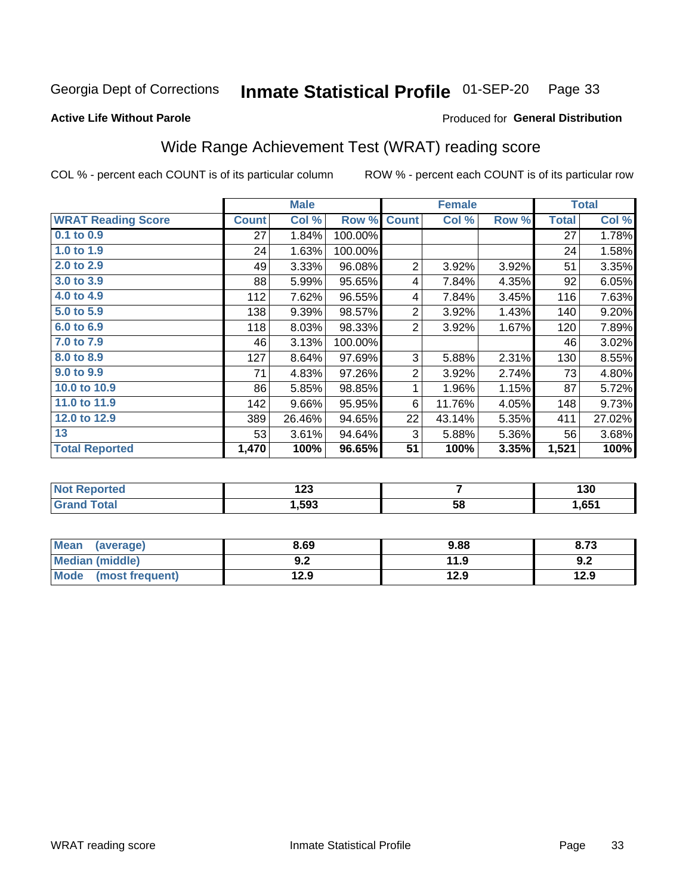Georgia Dept of Corrections **Inmate Statistical Profile** 01-SEP-20

**Active Life Without Parole**

Produced for **General Distribution**

## Wide Range Achievement Test (WRAT) reading score

COL % - percent each COUNT is of its particular column ROW % - percent each COUNT is of its particular row

| | Male | | | Female | | | Total | |
|---|---|---|---|---|---|---|---|---|
| **WRAT Reading Score** | **Count** | **Col %** | **Row %** | **Count** | **Col %** | **Row %** | **Total** | **Col %** |
| 0.1 to 0.9 | 27 | 1.84% | 100.00% | | | | 27 | 1.78% |
| 1.0 to 1.9 | 24 | 1.63% | 100.00% | | | | 24 | 1.58% |
| 2.0 to 2.9 | 49 | 3.33% | 96.08% | 2 | 3.92% | 3.92% | 51 | 3.35% |
| 3.0 to 3.9 | 88 | 5.99% | 95.65% | 4 | 7.84% | 4.35% | 92 | 6.05% |
| 4.0 to 4.9 | 112 | 7.62% | 96.55% | 4 | 7.84% | 3.45% | 116 | 7.63% |
| 5.0 to 5.9 | 138 | 9.39% | 98.57% | 2 | 3.92% | 1.43% | 140 | 9.20% |
| 6.0 to 6.9 | 118 | 8.03% | 98.33% | 2 | 3.92% | 1.67% | 120 | 7.89% |
| 7.0 to 7.9 | 46 | 3.13% | 100.00% | | | | 46 | 3.02% |
| 8.0 to 8.9 | 127 | 8.64% | 97.69% | 3 | 5.88% | 2.31% | 130 | 8.55% |
| 9.0 to 9.9 | 71 | 4.83% | 97.26% | 2 | 3.92% | 2.74% | 73 | 4.80% |
| 10.0 to 10.9 | 86 | 5.85% | 98.85% | 1 | 1.96% | 1.15% | 87 | 5.72% |
| 11.0 to 11.9 | 142 | 9.66% | 95.95% | 6 | 11.76% | 4.05% | 148 | 9.73% |
| 12.0 to 12.9 | 389 | 26.46% | 94.65% | 22 | 43.14% | 5.35% | 411 | 27.02% |
| 13 | 53 | 3.61% | 94.64% | 3 | 5.88% | 5.36% | 56 | 3.68% |
| **Total Reported** | **1,470** | **100%** | **96.65%** | **51** | **100%** | **3.35%** | **1,521** | **100%** |

| | Male | Female | Total |
|---|---|---|---|
| Not Reported | 123 | 7 | 130 |
| Grand Total | 1,593 | 58 | 1,651 |

| | Male | Female | Total |
|---|---|---|---|
| Mean (average) | 8.69 | 9.88 | 8.73 |
| Median (middle) | 9.2 | 11.9 | 9.2 |
| Mode (most frequent) | 12.9 | 12.9 | 12.9 |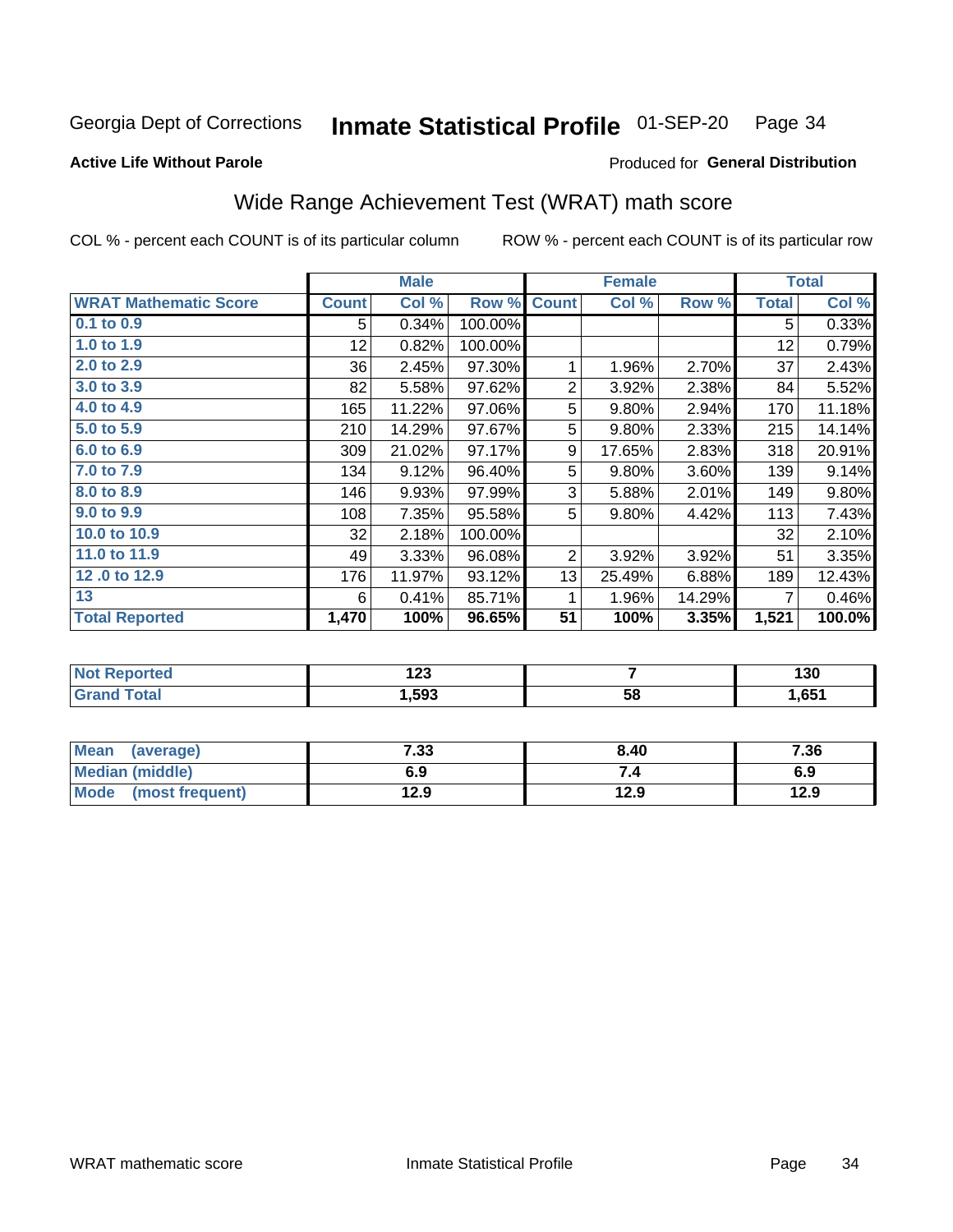Georgia Dept of Corrections **Inmate Statistical Profile** 01-SEP-20 Page 34

**Active Life Without Parole**

Produced for **General Distribution**

## Wide Range Achievement Test (WRAT) math score

COL % - percent each COUNT is of its particular column ROW % - percent each COUNT is of its particular row

| | Male | | | Female | | | Total | |
|---|---|---|---|---|---|---|---|---|
| **WRAT Mathematic Score** | **Count** | **Col %** | **Row %** | **Count** | **Col %** | **Row %** | **Total** | **Col %** |
| 0.1 to 0.9 | 5 | 0.34% | 100.00% | | | | 5 | 0.33% |
| 1.0 to 1.9 | 12 | 0.82% | 100.00% | | | | 12 | 0.79% |
| 2.0 to 2.9 | 36 | 2.45% | 97.30% | 1 | 1.96% | 2.70% | 37 | 2.43% |
| 3.0 to 3.9 | 82 | 5.58% | 97.62% | 2 | 3.92% | 2.38% | 84 | 5.52% |
| 4.0 to 4.9 | 165 | 11.22% | 97.06% | 5 | 9.80% | 2.94% | 170 | 11.18% |
| 5.0 to 5.9 | 210 | 14.29% | 97.67% | 5 | 9.80% | 2.33% | 215 | 14.14% |
| 6.0 to 6.9 | 309 | 21.02% | 97.17% | 9 | 17.65% | 2.83% | 318 | 20.91% |
| 7.0 to 7.9 | 134 | 9.12% | 96.40% | 5 | 9.80% | 3.60% | 139 | 9.14% |
| 8.0 to 8.9 | 146 | 9.93% | 97.99% | 3 | 5.88% | 2.01% | 149 | 9.80% |
| 9.0 to 9.9 | 108 | 7.35% | 95.58% | 5 | 9.80% | 4.42% | 113 | 7.43% |
| 10.0 to 10.9 | 32 | 2.18% | 100.00% | | | | 32 | 2.10% |
| 11.0 to 11.9 | 49 | 3.33% | 96.08% | 2 | 3.92% | 3.92% | 51 | 3.35% |
| 12 .0 to 12.9 | 176 | 11.97% | 93.12% | 13 | 25.49% | 6.88% | 189 | 12.43% |
| 13 | 6 | 0.41% | 85.71% | 1 | 1.96% | 14.29% | 7 | 0.46% |
| **Total Reported** | **1,470** | **100%** | **96.65%** | **51** | **100%** | **3.35%** | **1,521** | **100.0%** |

| | Male | Female | Total |
|---|---|---|---|
| **Not Reported** | **123** | **7** | **130** |
| **Grand Total** | **1,593** | **58** | **1,651** |

| | Male | Female | Total |
|---|---|---|---|
| **Mean (average)** | **7.33** | **8.40** | **7.36** |
| **Median (middle)** | **6.9** | **7.4** | **6.9** |
| **Mode (most frequent)** | **12.9** | **12.9** | **12.9** |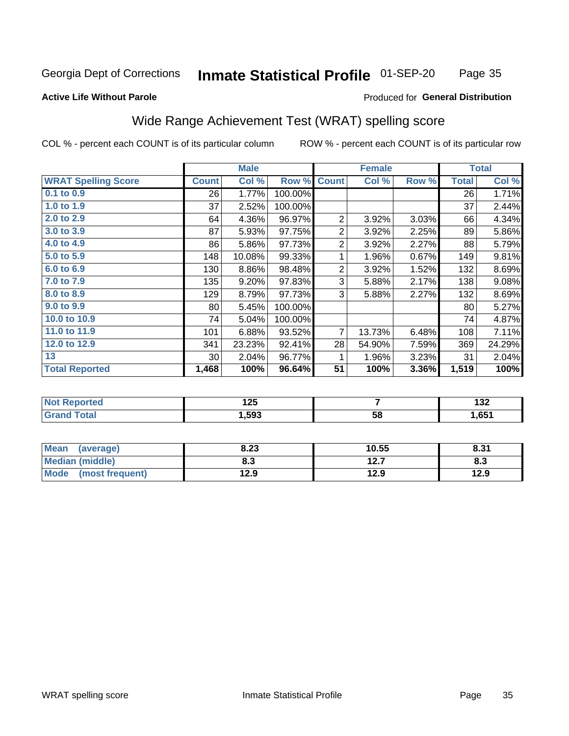Georgia Dept of Corrections **Inmate Statistical Profile** 01-SEP-20

**Active Life Without Parole** Produced for **General Distribution**

## Wide Range Achievement Test (WRAT) spelling score

COL % - percent each COUNT is of its particular column ROW % - percent each COUNT is of its particular row

| | Male | | | Female | | | Total | |
|---|---|---|---|---|---|---|---|---|
| **WRAT Spelling Score** | **Count** | **Col %** | **Row %** | **Count** | **Col %** | **Row %** | **Total** | **Col %** |
| 0.1 to 0.9 | 26 | 1.77% | 100.00% | | | | 26 | 1.71% |
| 1.0 to 1.9 | 37 | 2.52% | 100.00% | | | | 37 | 2.44% |
| 2.0 to 2.9 | 64 | 4.36% | 96.97% | 2 | 3.92% | 3.03% | 66 | 4.34% |
| 3.0 to 3.9 | 87 | 5.93% | 97.75% | 2 | 3.92% | 2.25% | 89 | 5.86% |
| 4.0 to 4.9 | 86 | 5.86% | 97.73% | 2 | 3.92% | 2.27% | 88 | 5.79% |
| 5.0 to 5.9 | 148 | 10.08% | 99.33% | 1 | 1.96% | 0.67% | 149 | 9.81% |
| 6.0 to 6.9 | 130 | 8.86% | 98.48% | 2 | 3.92% | 1.52% | 132 | 8.69% |
| 7.0 to 7.9 | 135 | 9.20% | 97.83% | 3 | 5.88% | 2.17% | 138 | 9.08% |
| 8.0 to 8.9 | 129 | 8.79% | 97.73% | 3 | 5.88% | 2.27% | 132 | 8.69% |
| 9.0 to 9.9 | 80 | 5.45% | 100.00% | | | | 80 | 5.27% |
| 10.0 to 10.9 | 74 | 5.04% | 100.00% | | | | 74 | 4.87% |
| 11.0 to 11.9 | 101 | 6.88% | 93.52% | 7 | 13.73% | 6.48% | 108 | 7.11% |
| 12.0 to 12.9 | 341 | 23.23% | 92.41% | 28 | 54.90% | 7.59% | 369 | 24.29% |
| 13 | 30 | 2.04% | 96.77% | 1 | 1.96% | 3.23% | 31 | 2.04% |
| **Total Reported** | **1,468** | **100%** | **96.64%** | **51** | **100%** | **3.36%** | **1,519** | **100%** |

| | Male | Female | Total |
|---|---|---|---|
| Not Reported | 125 | 7 | 132 |
| Grand Total | 1,593 | 58 | 1,651 |

| | Male | Female | Total |
|---|---|---|---|
| Mean (average) | 8.23 | 10.55 | 8.31 |
| Median (middle) | 8.3 | 12.7 | 8.3 |
| Mode (most frequent) | 12.9 | 12.9 | 12.9 |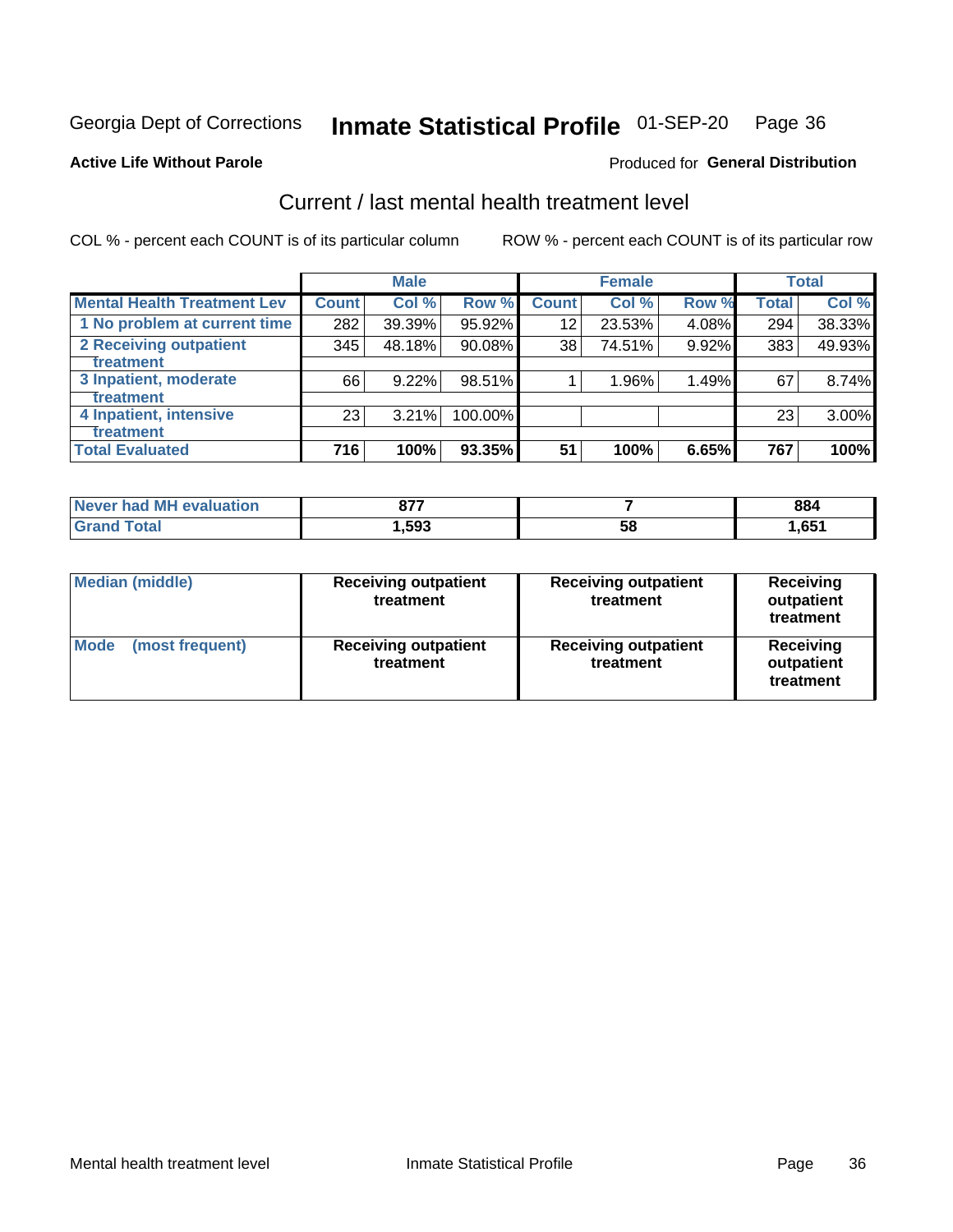Georgia Dept of Corrections **Inmate Statistical Profile** 01-SEP-20

**Active Life Without Parole**

Produced for **General Distribution**

## Current / last mental health treatment level

COL % - percent each COUNT is of its particular column

ROW % - percent each COUNT is of its particular row

| | Male | | | Female | | | Total | |
|---|---|---|---|---|---|---|---|---|
| **Mental Health Treatment Lev** | **Count** | **Col %** | **Row %** | **Count** | **Col %** | **Row %** | **Total** | **Col %** |
| 1 No problem at current time | 282 | 39.39% | 95.92% | 12 | 23.53% | 4.08% | 294 | 38.33% |
| 2 Receiving outpatient treatment | 345 | 48.18% | 90.08% | 38 | 74.51% | 9.92% | 383 | 49.93% |
| 3 Inpatient, moderate treatment | 66 | 9.22% | 98.51% | 1 | 1.96% | 1.49% | 67 | 8.74% |
| 4 Inpatient, intensive treatment | 23 | 3.21% | 100.00% | | | | 23 | 3.00% |
| **Total Evaluated** | **716** | **100%** | **93.35%** | **51** | **100%** | **6.65%** | **767** | **100%** |

| | Male | Female | Total |
|---|---|---|---|
| **Never had MH evaluation** | **877** | **7** | **884** |
| **Grand Total** | **1,593** | **58** | **1,651** |

| | Male | Female | Total |
|---|---|---|---|
| **Median (middle)** | **Receiving outpatient treatment** | **Receiving outpatient treatment** | **Receiving outpatient treatment** |
| **Mode (most frequent)** | **Receiving outpatient treatment** | **Receiving outpatient treatment** | **Receiving outpatient treatment** |

Mental health treatment level Inmate Statistical Profile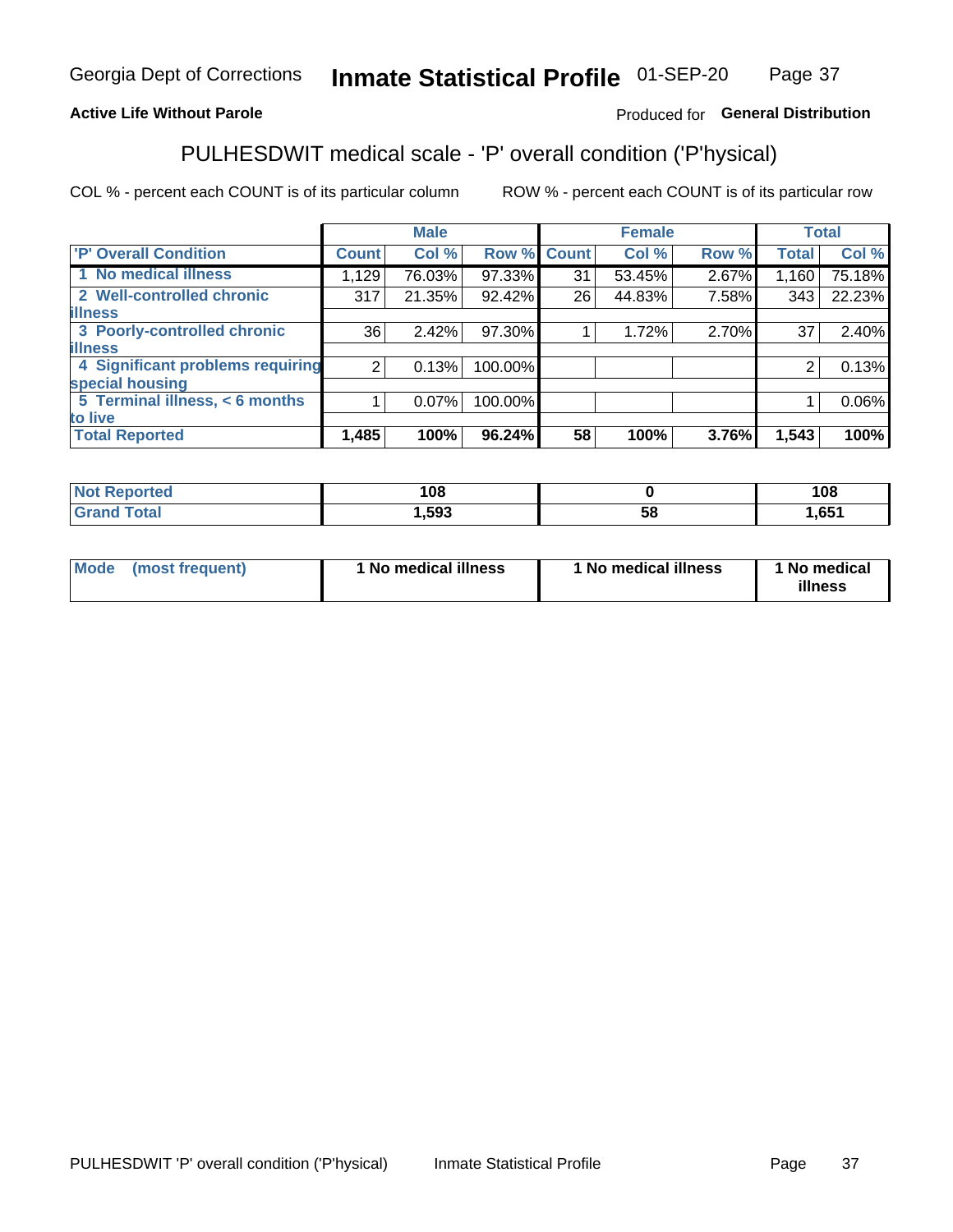Georgia Dept of Corrections **Inmate Statistical Profile** 01-SEP-20

**Active Life Without Parole**

Produced for **General Distribution**

## PULHESDWIT medical scale - 'P' overall condition ('P'hysical)

COL % - percent each COUNT is of its particular column ROW % - percent each COUNT is of its particular row

| | Male | | | Female | | | Total | |
|---|---|---|---|---|---|---|---|---|
| 'P' Overall Condition | Count | Col % | Row % | Count | Col % | Row % | Total | Col % |
| 1 No medical illness | 1,129 | 76.03% | 97.33% | 31 | 53.45% | 2.67% | 1,160 | 75.18% |
| 2 Well-controlled chronic illness | 317 | 21.35% | 92.42% | 26 | 44.83% | 7.58% | 343 | 22.23% |
| 3 Poorly-controlled chronic illness | 36 | 2.42% | 97.30% | 1 | 1.72% | 2.70% | 37 | 2.40% |
| 4 Significant problems requiring special housing | 2 | 0.13% | 100.00% | | | | 2 | 0.13% |
| 5 Terminal illness, < 6 months to live | 1 | 0.07% | 100.00% | | | | 1 | 0.06% |
| **Total Reported** | **1,485** | **100%** | **96.24%** | **58** | **100%** | **3.76%** | **1,543** | **100%** |

| | Male | Female | Total |
|---|---|---|---|
| Not Reported | 108 | 0 | 108 |
| Grand Total | 1,593 | 58 | 1,651 |

| | Male | Female | Total |
|---|---|---|---|
| Mode (most frequent) | 1 No medical illness | 1 No medical illness | 1 No medical illness |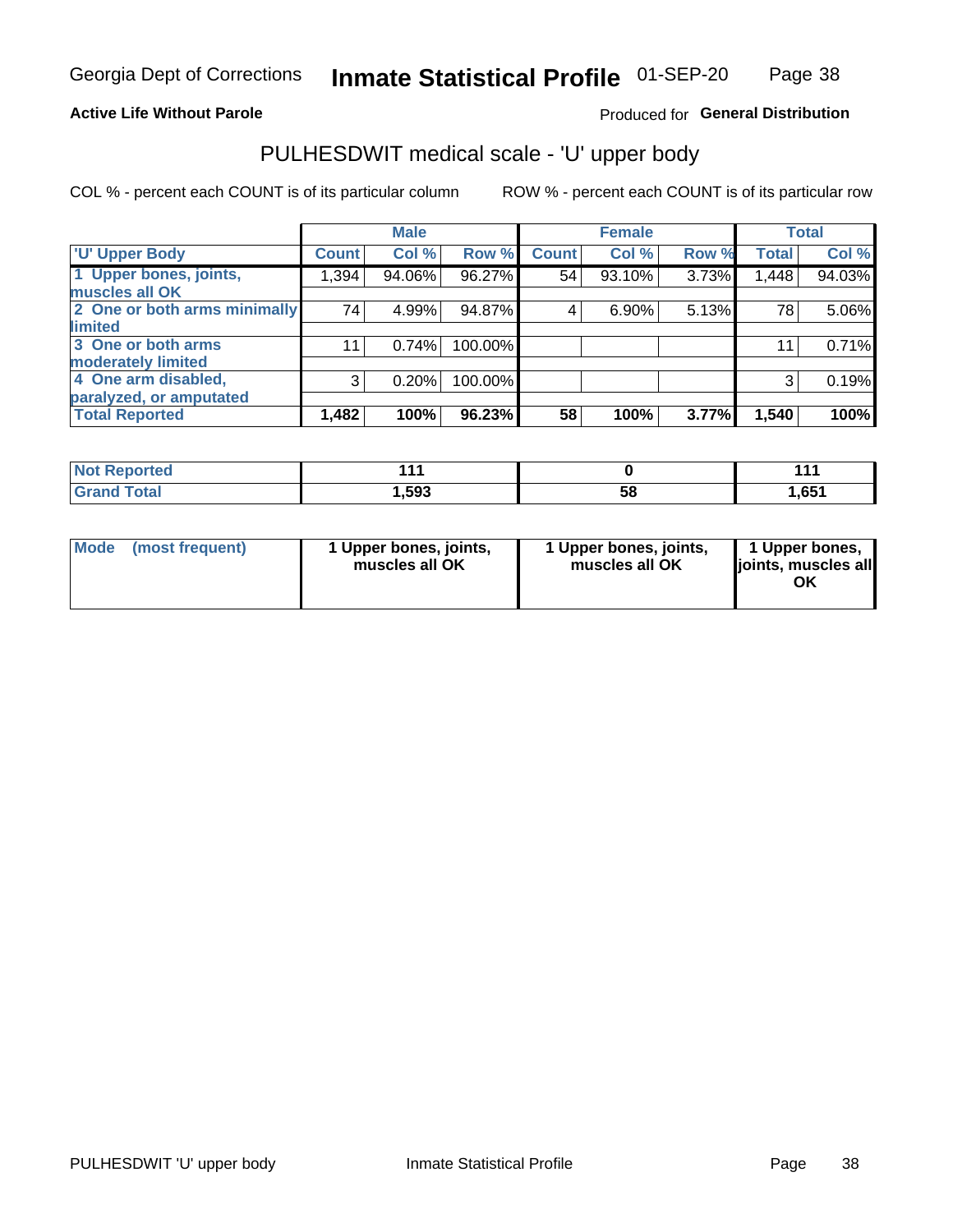Georgia Dept of Corrections **Inmate Statistical Profile** 01-SEP-20

**Active Life Without Parole**

Produced for **General Distribution**

## PULHESDWIT medical scale - 'U' upper body

COL % - percent each COUNT is of its particular column

ROW % - percent each COUNT is of its particular row

| | Male | | | Female | | | Total | |
|---|---|---|---|---|---|---|---|---|
| 'U' Upper Body | Count | Col % | Row % | Count | Col % | Row % | Total | Col % |
| 1 Upper bones, joints, muscles all OK | 1,394 | 94.06% | 96.27% | 54 | 93.10% | 3.73% | 1,448 | 94.03% |
| 2 One or both arms minimally limited | 74 | 4.99% | 94.87% | 4 | 6.90% | 5.13% | 78 | 5.06% |
| 3 One or both arms moderately limited | 11 | 0.74% | 100.00% | | | | 11 | 0.71% |
| 4 One arm disabled, paralyzed, or amputated | 3 | 0.20% | 100.00% | | | | 3 | 0.19% |
| **Total Reported** | **1,482** | **100%** | **96.23%** | **58** | **100%** | **3.77%** | **1,540** | **100%** |

| | Male | Female | Total |
|---|---|---|---|
| Not Reported | 111 | 0 | 111 |
| Grand Total | 1,593 | 58 | 1,651 |

| | Male | Female | Total |
|---|---|---|---|
| Mode (most frequent) | 1 Upper bones, joints, muscles all OK | 1 Upper bones, joints, muscles all OK | 1 Upper bones, joints, muscles all OK |

PULHESDWIT 'U' upper body Inmate Statistical Profile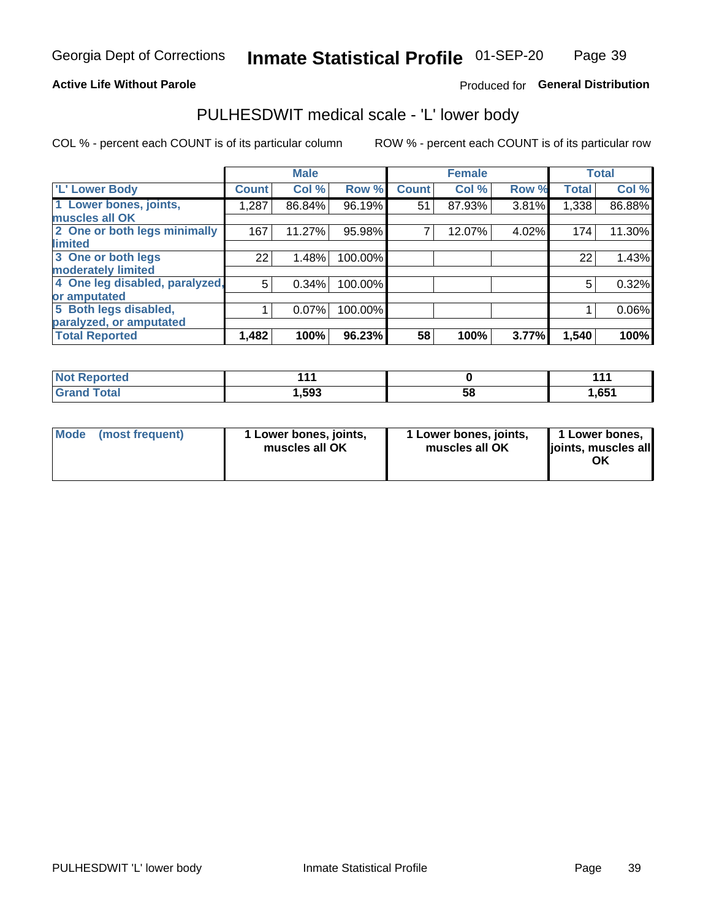Georgia Dept of Corrections **Inmate Statistical Profile** 01-SEP-20

**Active Life Without Parole**

Produced for **General Distribution**

## PULHESDWIT medical scale - 'L' lower body

COL % - percent each COUNT is of its particular column

ROW % - percent each COUNT is of its particular row

| | Male | | | Female | | | Total | |
|---|---|---|---|---|---|---|---|---|
| 'L' Lower Body | Count | Col % | Row % | Count | Col % | Row % | Total | Col % |
| 1 Lower bones, joints, muscles all OK | 1,287 | 86.84% | 96.19% | 51 | 87.93% | 3.81% | 1,338 | 86.88% |
| 2 One or both legs minimally limited | 167 | 11.27% | 95.98% | 7 | 12.07% | 4.02% | 174 | 11.30% |
| 3 One or both legs moderately limited | 22 | 1.48% | 100.00% | | | | 22 | 1.43% |
| 4 One leg disabled, paralyzed, or amputated | 5 | 0.34% | 100.00% | | | | 5 | 0.32% |
| 5 Both legs disabled, paralyzed, or amputated | 1 | 0.07% | 100.00% | | | | 1 | 0.06% |
| **Total Reported** | **1,482** | **100%** | **96.23%** | **58** | **100%** | **3.77%** | **1,540** | **100%** |

| | Male | Female | Total |
|---|---|---|---|
| Not Reported | 111 | 0 | 111 |
| Grand Total | 1,593 | 58 | 1,651 |

| Mode (most frequent) | Male | Female | Total |
|---|---|---|---|
| | 1 Lower bones, joints, muscles all OK | 1 Lower bones, joints, muscles all OK | 1 Lower bones, joints, muscles all OK |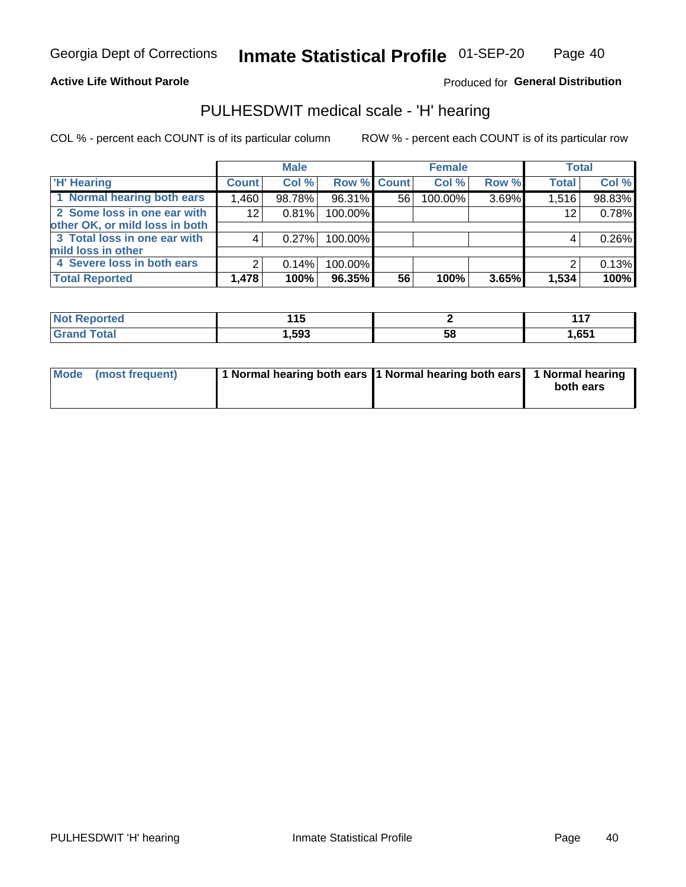Georgia Dept of Corrections **Inmate Statistical Profile** 01-SEP-20

**Active Life Without Parole**

Produced for **General Distribution**

## PULHESDWIT medical scale - 'H' hearing

COL % - percent each COUNT is of its particular column ROW % - percent each COUNT is of its particular row

| | Male | | | Female | | | Total | |
|---|---|---|---|---|---|---|---|---|
| 'H' Hearing | Count | Col % | Row % | Count | Col % | Row % | Total | Col % |
| 1 Normal hearing both ears | 1,460 | 98.78% | 96.31% | 56 | 100.00% | 3.69% | 1,516 | 98.83% |
| 2 Some loss in one ear with other OK, or mild loss in both | 12 | 0.81% | 100.00% | | | | 12 | 0.78% |
| 3 Total loss in one ear with mild loss in other | 4 | 0.27% | 100.00% | | | | 4 | 0.26% |
| 4 Severe loss in both ears | 2 | 0.14% | 100.00% | | | | 2 | 0.13% |
| **Total Reported** | **1,478** | **100%** | **96.35%** | **56** | **100%** | **3.65%** | **1,534** | **100%** |

| | Male | Female | Total |
|---|---|---|---|
| Not Reported | 115 | 2 | 117 |
| Grand Total | 1,593 | 58 | 1,651 |

| | Male | Female | Total |
|---|---|---|---|
| Mode (most frequent) | 1 Normal hearing both ears | 1 Normal hearing both ears | 1 Normal hearing both ears |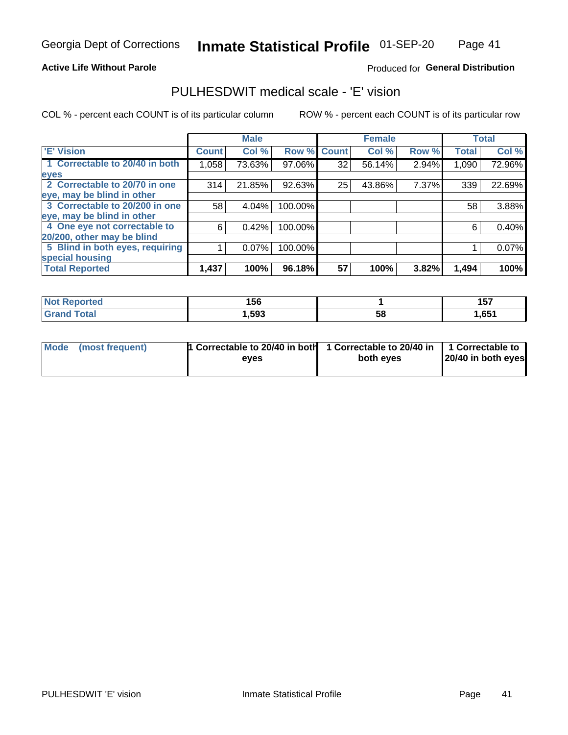Georgia Dept of Corrections **Inmate Statistical Profile** 01-SEP-20

**Active Life Without Parole**

Produced for **General Distribution**

## PULHESDWIT medical scale - 'E' vision

COL % - percent each COUNT is of its particular column    ROW % - percent each COUNT is of its particular row

| | Male | | | Female | | | Total | |
|---|---|---|---|---|---|---|---|---|
| 'E' Vision | Count | Col % | Row % | Count | Col % | Row % | Total | Col % |
| 1 Correctable to 20/40 in both eyes | 1,058 | 73.63% | 97.06% | 32 | 56.14% | 2.94% | 1,090 | 72.96% |
| 2 Correctable to 20/70 in one eye, may be blind in other | 314 | 21.85% | 92.63% | 25 | 43.86% | 7.37% | 339 | 22.69% |
| 3 Correctable to 20/200 in one eye, may be blind in other | 58 | 4.04% | 100.00% | | | | 58 | 3.88% |
| 4 One eye not correctable to 20/200, other may be blind | 6 | 0.42% | 100.00% | | | | 6 | 0.40% |
| 5 Blind in both eyes, requiring special housing | 1 | 0.07% | 100.00% | | | | 1 | 0.07% |
| **Total Reported** | **1,437** | **100%** | **96.18%** | **57** | **100%** | **3.82%** | **1,494** | **100%** |

| | Male | Female | Total |
|---|---|---|---|
| **Not Reported** | **156** | **1** | **157** |
| **Grand Total** | **1,593** | **58** | **1,651** |

| | Male | Female | Total |
|---|---|---|---|
| **Mode (most frequent)** | **1 Correctable to 20/40 in both eyes** | **1 Correctable to 20/40 in both eyes** | **1 Correctable to 20/40 in both eyes** |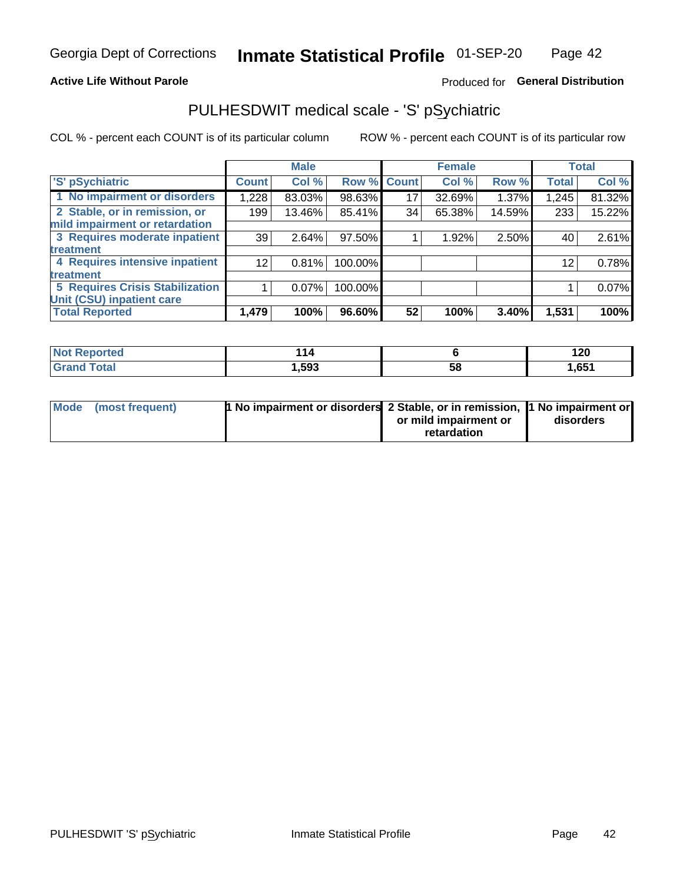Georgia Dept of Corrections **Inmate Statistical Profile** 01-SEP-20

**Active Life Without Parole**

Produced for **General Distribution**

## PULHESDWIT medical scale - 'S' pSychiatric

COL % - percent each COUNT is of its particular column

ROW % - percent each COUNT is of its particular row

| 'S' pSychiatric | Male | | | Female | | | Total | |
|---|---|---|---|---|---|---|---|---|
| | Count | Col % | Row % | Count | Col % | Row % | Total | Col % |
| 1 No impairment or disorders | 1,228 | 83.03% | 98.63% | 17 | 32.69% | 1.37% | 1,245 | 81.32% |
| 2 Stable, or in remission, or mild impairment or retardation | 199 | 13.46% | 85.41% | 34 | 65.38% | 14.59% | 233 | 15.22% |
| 3 Requires moderate inpatient treatment | 39 | 2.64% | 97.50% | 1 | 1.92% | 2.50% | 40 | 2.61% |
| 4 Requires intensive inpatient treatment | 12 | 0.81% | 100.00% | | | | 12 | 0.78% |
| 5 Requires Crisis Stabilization Unit (CSU) inpatient care | 1 | 0.07% | 100.00% | | | | 1 | 0.07% |
| **Total Reported** | **1,479** | **100%** | **96.60%** | **52** | **100%** | **3.40%** | **1,531** | **100%** |

| | Male | Female | Total |
|---|---|---|---|
| Not Reported | 114 | 6 | 120 |
| Grand Total | 1,593 | 58 | 1,651 |

| | Male | Female | Total |
|---|---|---|---|
| Mode (most frequent) | 1 No impairment or disorders | 2 Stable, or in remission, or mild impairment or retardation | 1 No impairment or disorders |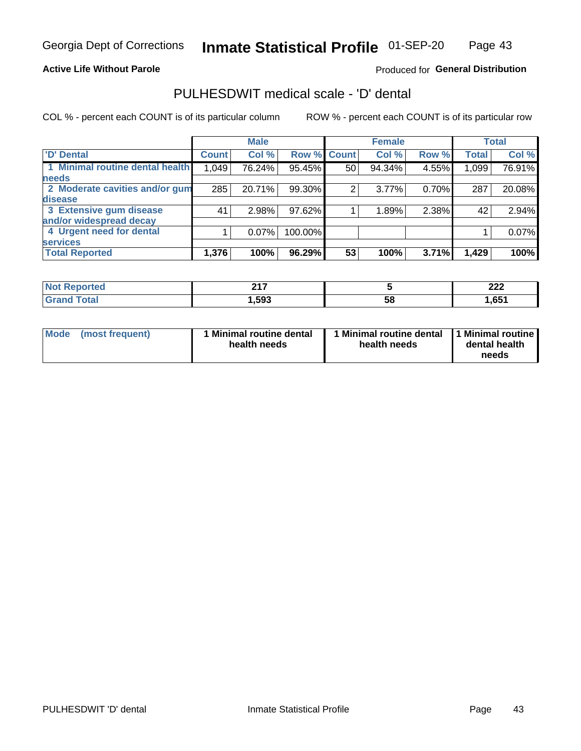Georgia Dept of Corrections **Inmate Statistical Profile** 01-SEP-20

**Active Life Without Parole**

Produced for **General Distribution**

## PULHESDWIT medical scale - 'D' dental

COL % - percent each COUNT is of its particular column

ROW % - percent each COUNT is of its particular row

| | Male | | | Female | | | Total | |
|---|---|---|---|---|---|---|---|---|
| 'D' Dental | Count | Col % | Row % | Count | Col % | Row % | Total | Col % |
| 1 Minimal routine dental health needs | 1,049 | 76.24% | 95.45% | 50 | 94.34% | 4.55% | 1,099 | 76.91% |
| 2 Moderate cavities and/or gum disease | 285 | 20.71% | 99.30% | 2 | 3.77% | 0.70% | 287 | 20.08% |
| 3 Extensive gum disease and/or widespread decay | 41 | 2.98% | 97.62% | 1 | 1.89% | 2.38% | 42 | 2.94% |
| 4 Urgent need for dental services | 1 | 0.07% | 100.00% | | | | 1 | 0.07% |
| **Total Reported** | **1,376** | **100%** | **96.29%** | **53** | **100%** | **3.71%** | **1,429** | **100%** |

| | Male | Female | Total |
|---|---|---|---|
| Not Reported | 217 | 5 | 222 |
| Grand Total | 1,593 | 58 | 1,651 |

| Mode (most frequent) | 1 Minimal routine dental health needs | 1 Minimal routine dental health needs | 1 Minimal routine dental health needs |
|---|---|---|---|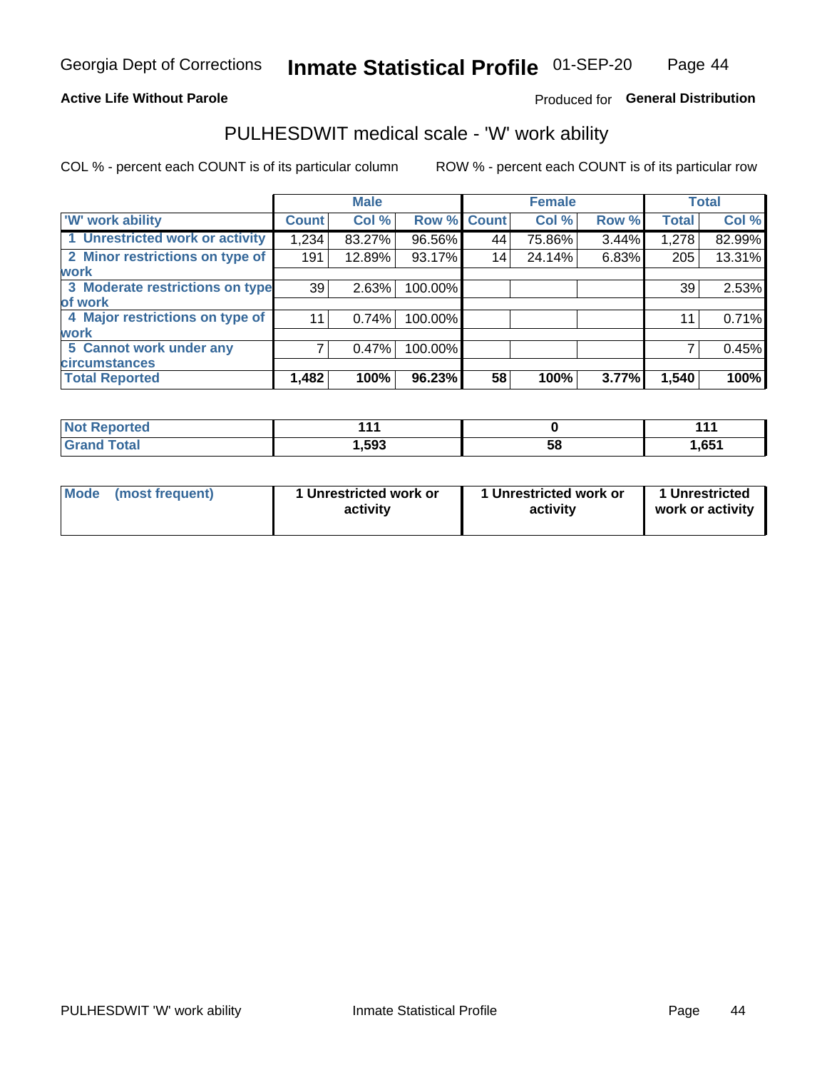Georgia Dept of Corrections **Inmate Statistical Profile** 01-SEP-20

**Active Life Without Parole**

Produced for **General Distribution**

## PULHESDWIT medical scale - 'W' work ability

COL % - percent each COUNT is of its particular column

ROW % - percent each COUNT is of its particular row

| | Male | | | Female | | | Total | |
|---|---|---|---|---|---|---|---|---|
| 'W' work ability | Count | Col % | Row % | Count | Col % | Row % | Total | Col % |
| 1 Unrestricted work or activity | 1,234 | 83.27% | 96.56% | 44 | 75.86% | 3.44% | 1,278 | 82.99% |
| 2 Minor restrictions on type of work | 191 | 12.89% | 93.17% | 14 | 24.14% | 6.83% | 205 | 13.31% |
| 3 Moderate restrictions on type of work | 39 | 2.63% | 100.00% | | | | 39 | 2.53% |
| 4 Major restrictions on type of work | 11 | 0.74% | 100.00% | | | | 11 | 0.71% |
| 5 Cannot work under any circumstances | 7 | 0.47% | 100.00% | | | | 7 | 0.45% |
| **Total Reported** | **1,482** | **100%** | **96.23%** | **58** | **100%** | **3.77%** | **1,540** | **100%** |

| | Male | Female | Total |
|---|---|---|---|
| Not Reported | 111 | 0 | 111 |
| Grand Total | 1,593 | 58 | 1,651 |

| | Male | Female | Total |
|---|---|---|---|
| Mode (most frequent) | 1 Unrestricted work or activity | 1 Unrestricted work or activity | 1 Unrestricted work or activity |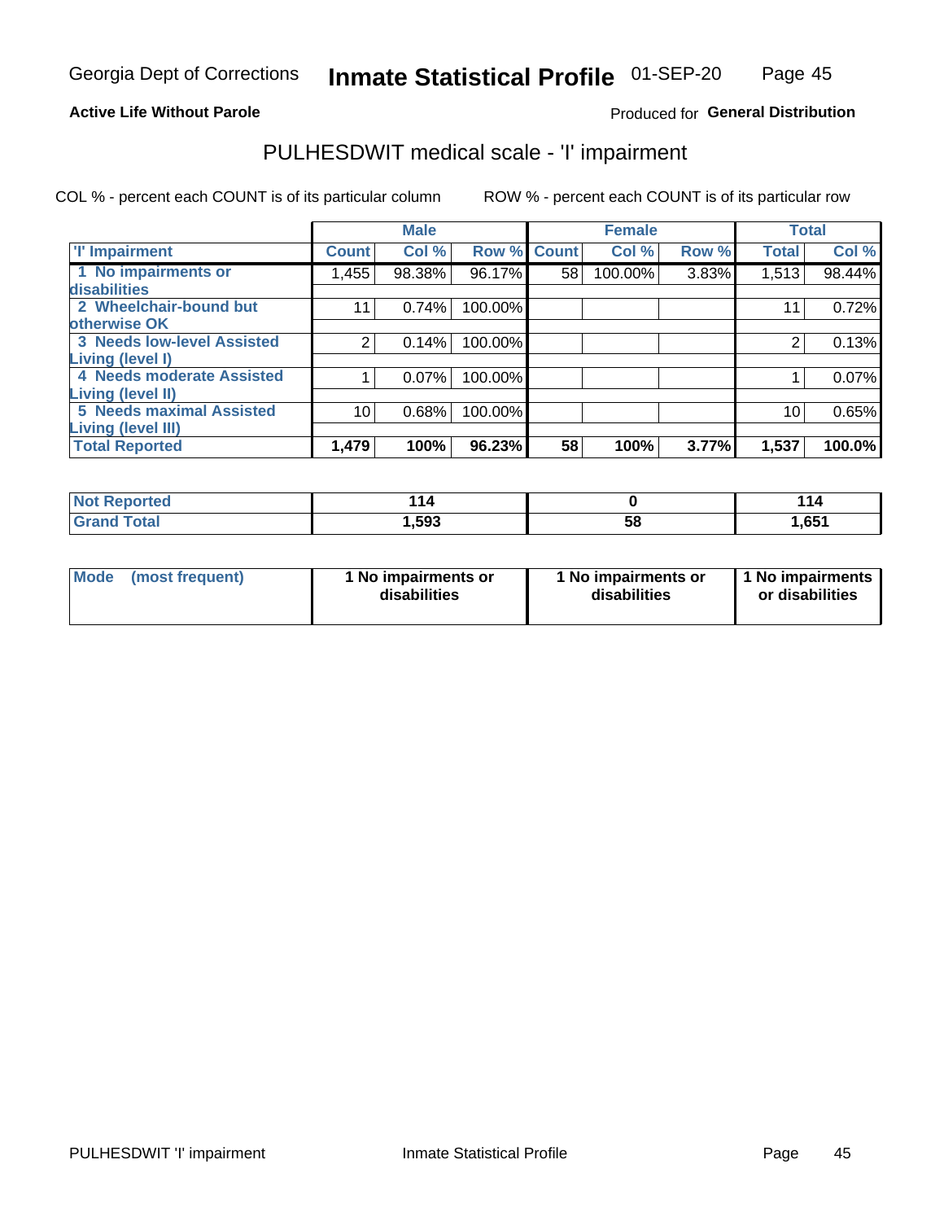Georgia Dept of Corrections **Inmate Statistical Profile** 01-SEP-20

**Active Life Without Parole**

Produced for **General Distribution**

## PULHESDWIT medical scale - 'I' impairment

COL % - percent each COUNT is of its particular column ROW % - percent each COUNT is of its particular row

| | Male | | | Female | | | Total | |
|---|---|---|---|---|---|---|---|---|
| 'I' Impairment | Count | Col % | Row % | Count | Col % | Row % | Total | Col % |
| 1 No impairments or disabilities | 1,455 | 98.38% | 96.17% | 58 | 100.00% | 3.83% | 1,513 | 98.44% |
| 2 Wheelchair-bound but otherwise OK | 11 | 0.74% | 100.00% | | | | 11 | 0.72% |
| 3 Needs low-level Assisted Living (level I) | 2 | 0.14% | 100.00% | | | | 2 | 0.13% |
| 4 Needs moderate Assisted Living (level II) | 1 | 0.07% | 100.00% | | | | 1 | 0.07% |
| 5 Needs maximal Assisted Living (level III) | 10 | 0.68% | 100.00% | | | | 10 | 0.65% |
| **Total Reported** | **1,479** | **100%** | **96.23%** | **58** | **100%** | **3.77%** | **1,537** | **100.0%** |

| | Male | Female | Total |
|---|---|---|---|
| Not Reported | 114 | 0 | 114 |
| Grand Total | 1,593 | 58 | 1,651 |

| | Male | Female | Total |
|---|---|---|---|
| Mode (most frequent) | 1 No impairments or disabilities | 1 No impairments or disabilities | 1 No impairments or disabilities |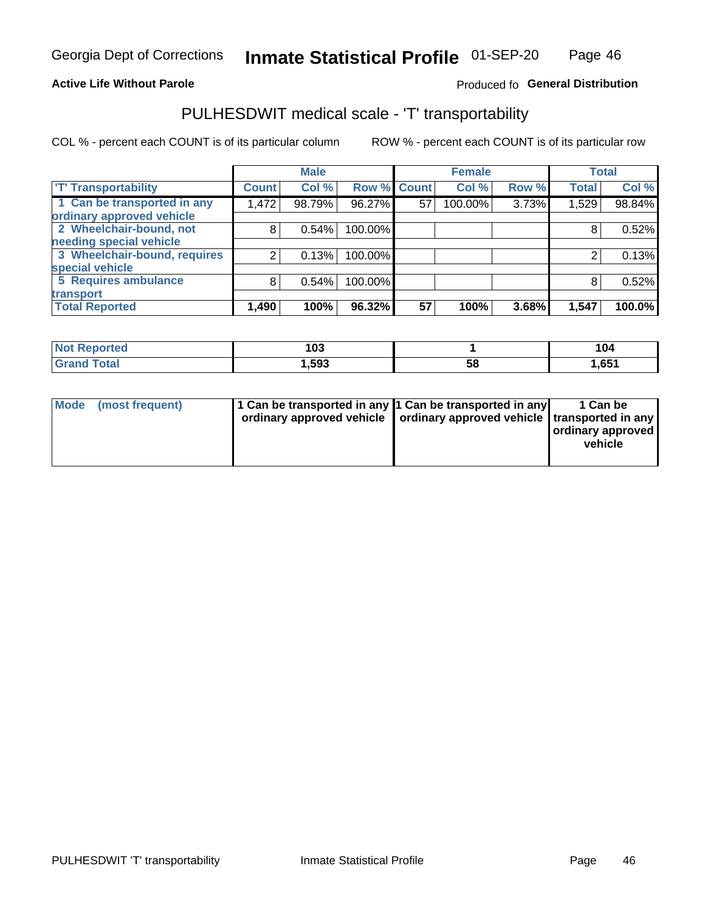Georgia Dept of Corrections **Inmate Statistical Profile** 01-SEP-20

**Active Life Without Parole**

Produced fo **General Distribution**

## PULHESDWIT medical scale - 'T' transportability

COL % - percent each COUNT is of its particular column ROW % - percent each COUNT is of its particular row

| | Male | | | Female | | | Total | |
|---|---|---|---|---|---|---|---|---|
| 'T' Transportability | Count | Col % | Row % | Count | Col % | Row % | Total | Col % |
| 1 Can be transported in any ordinary approved vehicle | 1,472 | 98.79% | 96.27% | 57 | 100.00% | 3.73% | 1,529 | 98.84% |
| 2 Wheelchair-bound, not needing special vehicle | 8 | 0.54% | 100.00% | | | | 8 | 0.52% |
| 3 Wheelchair-bound, requires special vehicle | 2 | 0.13% | 100.00% | | | | 2 | 0.13% |
| 5 Requires ambulance transport | 8 | 0.54% | 100.00% | | | | 8 | 0.52% |
| **Total Reported** | **1,490** | **100%** | **96.32%** | **57** | **100%** | **3.68%** | **1,547** | **100.0%** |

| | Male | Female | Total |
|---|---|---|---|
| Not Reported | 103 | 1 | 104 |
| Grand Total | 1,593 | 58 | 1,651 |

| | Male | Female | Total |
|---|---|---|---|
| Mode (most frequent) | 1 Can be transported in any ordinary approved vehicle | 1 Can be transported in any ordinary approved vehicle | 1 Can be transported in any ordinary approved vehicle |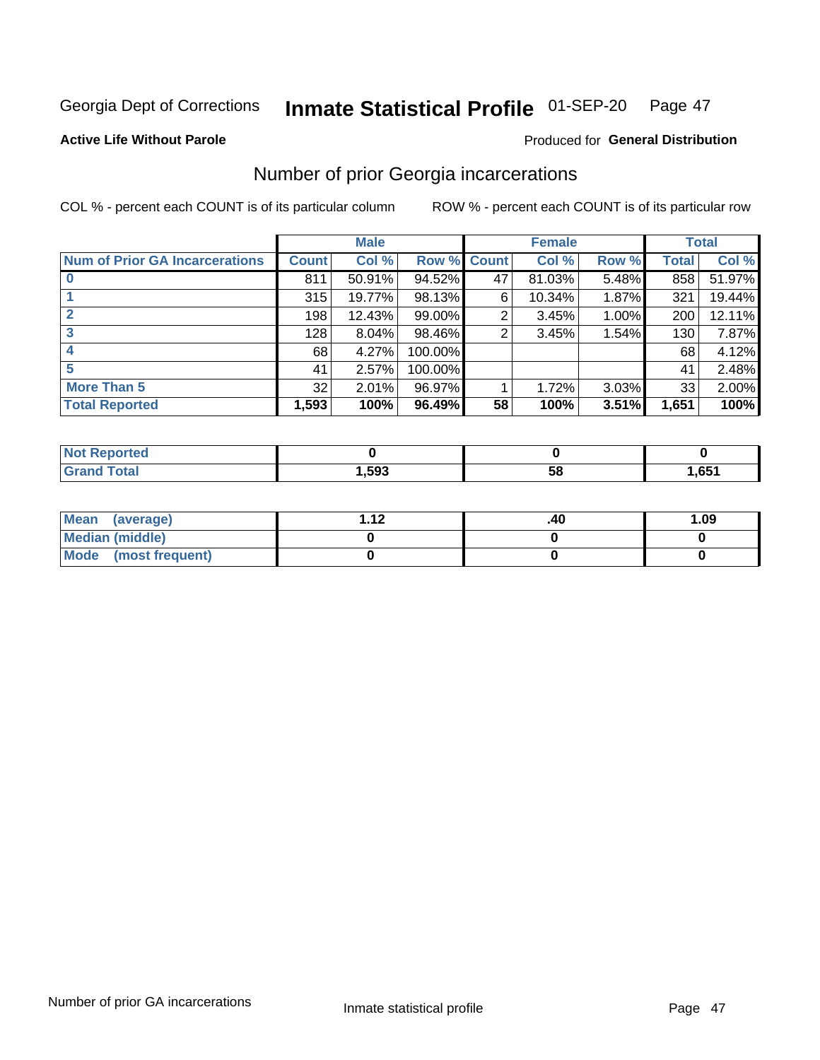Georgia Dept of Corrections **Inmate Statistical Profile** 01-SEP-20

**Active Life Without Parole**

Produced for **General Distribution**

## Number of prior Georgia incarcerations

COL % - percent each COUNT is of its particular column

ROW % - percent each COUNT is of its particular row

| | Male | | | Female | | | Total | |
|---|---|---|---|---|---|---|---|---|
| **Num of Prior GA Incarcerations** | **Count** | **Col %** | **Row %** | **Count** | **Col %** | **Row %** | **Total** | **Col %** |
| **0** | 811 | 50.91% | 94.52% | 47 | 81.03% | 5.48% | 858 | 51.97% |
| **1** | 315 | 19.77% | 98.13% | 6 | 10.34% | 1.87% | 321 | 19.44% |
| **2** | 198 | 12.43% | 99.00% | 2 | 3.45% | 1.00% | 200 | 12.11% |
| **3** | 128 | 8.04% | 98.46% | 2 | 3.45% | 1.54% | 130 | 7.87% |
| **4** | 68 | 4.27% | 100.00% | | | | 68 | 4.12% |
| **5** | 41 | 2.57% | 100.00% | | | | 41 | 2.48% |
| **More Than 5** | 32 | 2.01% | 96.97% | 1 | 1.72% | 3.03% | 33 | 2.00% |
| **Total Reported** | **1,593** | **100%** | **96.49%** | **58** | **100%** | **3.51%** | **1,651** | **100%** |

| | Male | Female | Total |
|---|---|---|---|
| **Not Reported** | **0** | **0** | **0** |
| **Grand Total** | **1,593** | **58** | **1,651** |

| | Male | Female | Total |
|---|---|---|---|
| **Mean (average)** | **1.12** | **.40** | **1.09** |
| **Median (middle)** | **0** | **0** | **0** |
| **Mode (most frequent)** | **0** | **0** | **0** |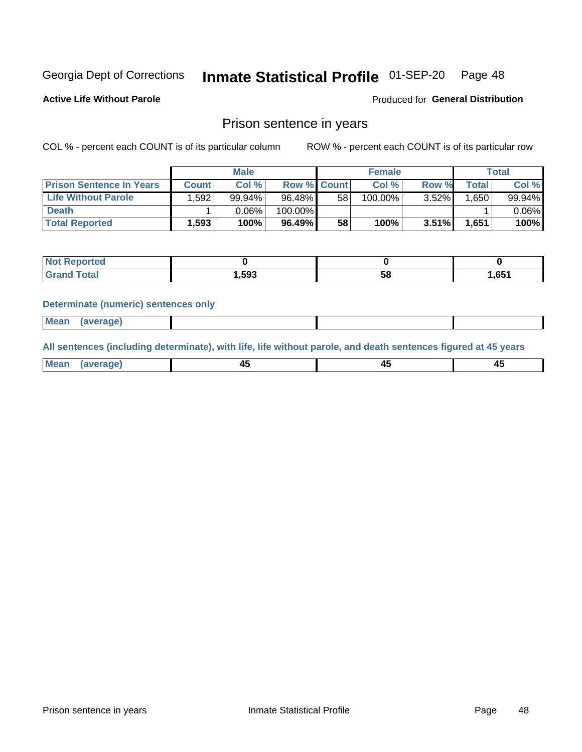Georgia Dept of Corrections **Inmate Statistical Profile** 01-SEP-20

**Active Life Without Parole**

Produced for **General Distribution**

## Prison sentence in years

COL % - percent each COUNT is of its particular column ROW % - percent each COUNT is of its particular row

| | Male | | | Female | | | Total | |
|---|---|---|---|---|---|---|---|---|
| **Prison Sentence In Years** | **Count** | **Col %** | **Row %** | **Count** | **Col %** | **Row %** | **Total** | **Col %** |
| **Life Without Parole** | 1,592 | 99.94% | 96.48% | 58 | 100.00% | 3.52% | 1,650 | 99.94% |
| **Death** | 1 | 0.06% | 100.00% | | | | 1 | 0.06% |
| **Total Reported** | **1,593** | **100%** | **96.49%** | **58** | **100%** | **3.51%** | **1,651** | **100%** |

| | Male | Female | Total |
|---|---|---|---|
| **Not Reported** | **0** | **0** | **0** |
| **Grand Total** | **1,593** | **58** | **1,651** |

**Determinate (numeric) sentences only**

| | Male | Female | Total |
|---|---|---|---|
| **Mean (average)** | | | |

**All sentences (including determinate), with life, life without parole, and death sentences figured at 45 years**

| | Male | Female | Total |
|---|---|---|---|
| **Mean (average)** | **45** | **45** | **45** |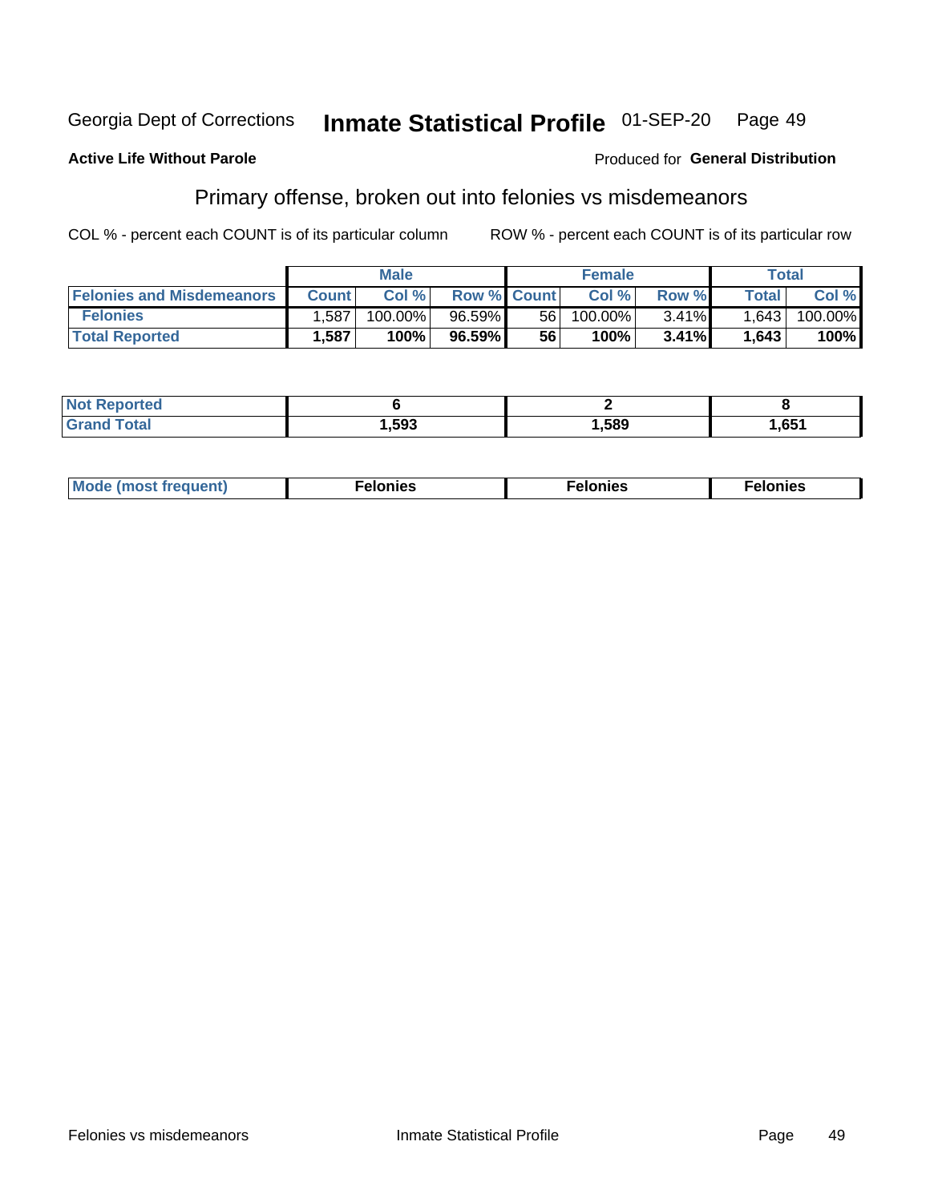Georgia Dept of Corrections **Inmate Statistical Profile** 01-SEP-20

**Active Life Without Parole**

Produced for **General Distribution**

## Primary offense, broken out into felonies vs misdemeanors

COL % - percent each COUNT is of its particular column    ROW % - percent each COUNT is of its particular row

| | Male | | | Female | | | Total | |
|---|---|---|---|---|---|---|---|---|
| **Felonies and Misdemeanors** | **Count** | **Col %** | **Row %** | **Count** | **Col %** | **Row %** | **Total** | **Col %** |
| **Felonies** | 1,587 | 100.00% | 96.59% | 56 | 100.00% | 3.41% | 1,643 | 100.00% |
| **Total Reported** | **1,587** | **100%** | **96.59%** | **56** | **100%** | **3.41%** | **1,643** | **100%** |

| | Male | Female | Total |
|---|---|---|---|
| **Not Reported** | **6** | **2** | **8** |
| **Grand Total** | **1,593** | **1,589** | **1,651** |

| | Male | Female | Total |
|---|---|---|---|
| **Mode (most frequent)** | **Felonies** | **Felonies** | **Felonies** |

Felonies vs misdemeanors    Inmate Statistical Profile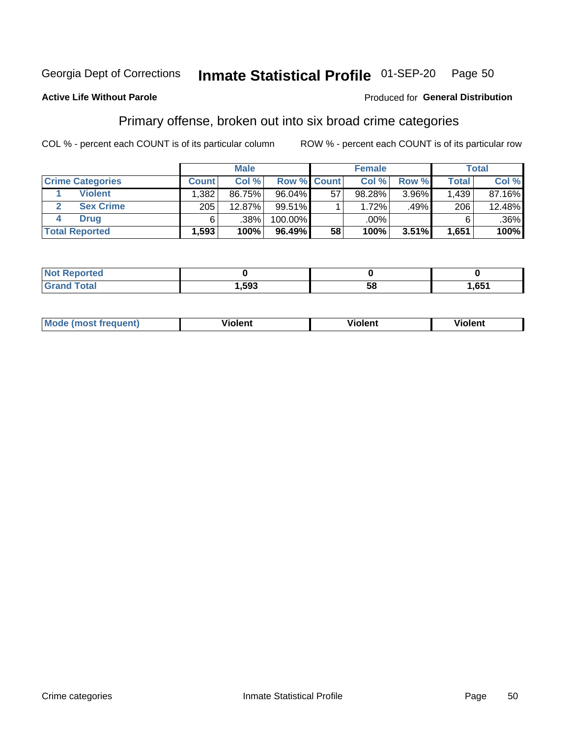Georgia Dept of Corrections **Inmate Statistical Profile** 01-SEP-20

**Active Life Without Parole**

Produced for **General Distribution**

## Primary offense, broken out into six broad crime categories

COL % - percent each COUNT is of its particular column

ROW % - percent each COUNT is of its particular row

| | | Male | | | Female | | | Total | |
|---|---|---|---|---|---|---|---|---|---|
| **Crime Categories** | | **Count** | **Col %** | **Row %** | **Count** | **Col %** | **Row %** | **Total** | **Col %** |
| 1 | Violent | 1,382 | 86.75% | 96.04% | 57 | 98.28% | 3.96% | 1,439 | 87.16% |
| 2 | Sex Crime | 205 | 12.87% | 99.51% | 1 | 1.72% | .49% | 206 | 12.48% |
| 4 | Drug | 6 | .38% | 100.00% | | .00% | | 6 | .36% |
| **Total Reported** | | **1,593** | **100%** | **96.49%** | **58** | **100%** | **3.51%** | **1,651** | **100%** |

| | Male | Female | Total |
|---|---|---|---|
| Not Reported | 0 | 0 | 0 |
| Grand Total | 1,593 | 58 | 1,651 |

| | Male | Female | Total |
|---|---|---|---|
| Mode (most frequent) | Violent | Violent | Violent |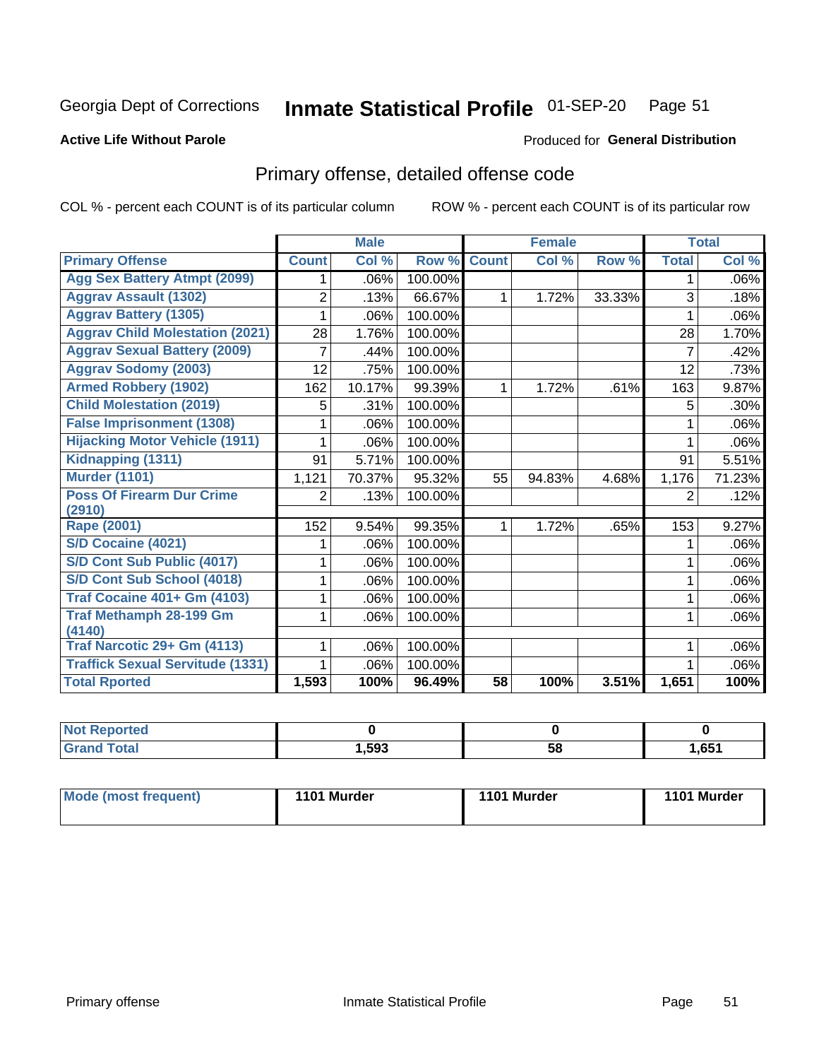Georgia Dept of Corrections **Inmate Statistical Profile** 01-SEP-20

**Active Life Without Parole**

Produced for **General Distribution**

## Primary offense, detailed offense code

COL % - percent each COUNT is of its particular column

ROW % - percent each COUNT is of its particular row

| | Male | | | Female | | | Total | |
|---|---|---|---|---|---|---|---|---|
| **Primary Offense** | **Count** | **Col %** | **Row %** | **Count** | **Col %** | **Row %** | **Total** | **Col %** |
| Agg Sex Battery Atmpt (2099) | 1 | .06% | 100.00% | | | | 1 | .06% |
| Aggrav Assault (1302) | 2 | .13% | 66.67% | 1 | 1.72% | 33.33% | 3 | .18% |
| Aggrav Battery (1305) | 1 | .06% | 100.00% | | | | 1 | .06% |
| Aggrav Child Molestation (2021) | 28 | 1.76% | 100.00% | | | | 28 | 1.70% |
| Aggrav Sexual Battery (2009) | 7 | .44% | 100.00% | | | | 7 | .42% |
| Aggrav Sodomy (2003) | 12 | .75% | 100.00% | | | | 12 | .73% |
| Armed Robbery (1902) | 162 | 10.17% | 99.39% | 1 | 1.72% | .61% | 163 | 9.87% |
| Child Molestation (2019) | 5 | .31% | 100.00% | | | | 5 | .30% |
| False Imprisonment (1308) | 1 | .06% | 100.00% | | | | 1 | .06% |
| Hijacking Motor Vehicle (1911) | 1 | .06% | 100.00% | | | | 1 | .06% |
| Kidnapping (1311) | 91 | 5.71% | 100.00% | | | | 91 | 5.51% |
| Murder (1101) | 1,121 | 70.37% | 95.32% | 55 | 94.83% | 4.68% | 1,176 | 71.23% |
| Poss Of Firearm Dur Crime (2910) | 2 | .13% | 100.00% | | | | 2 | .12% |
| Rape (2001) | 152 | 9.54% | 99.35% | 1 | 1.72% | .65% | 153 | 9.27% |
| S/D Cocaine (4021) | 1 | .06% | 100.00% | | | | 1 | .06% |
| S/D Cont Sub Public (4017) | 1 | .06% | 100.00% | | | | 1 | .06% |
| S/D Cont Sub School (4018) | 1 | .06% | 100.00% | | | | 1 | .06% |
| Traf Cocaine 401+ Gm (4103) | 1 | .06% | 100.00% | | | | 1 | .06% |
| Traf Methamph 28-199 Gm (4140) | 1 | .06% | 100.00% | | | | 1 | .06% |
| Traf Narcotic 29+ Gm (4113) | 1 | .06% | 100.00% | | | | 1 | .06% |
| Traffick Sexual Servitude (1331) | 1 | .06% | 100.00% | | | | 1 | .06% |
| **Total Rported** | **1,593** | **100%** | **96.49%** | **58** | **100%** | **3.51%** | **1,651** | **100%** |

| | Male | Female | Total |
|---|---|---|---|
| Not Reported | **0** | **0** | **0** |
| Grand Total | **1,593** | **58** | **1,651** |

| | Male | Female | Total |
|---|---|---|---|
| Mode (most frequent) | **1101 Murder** | **1101 Murder** | **1101 Murder** |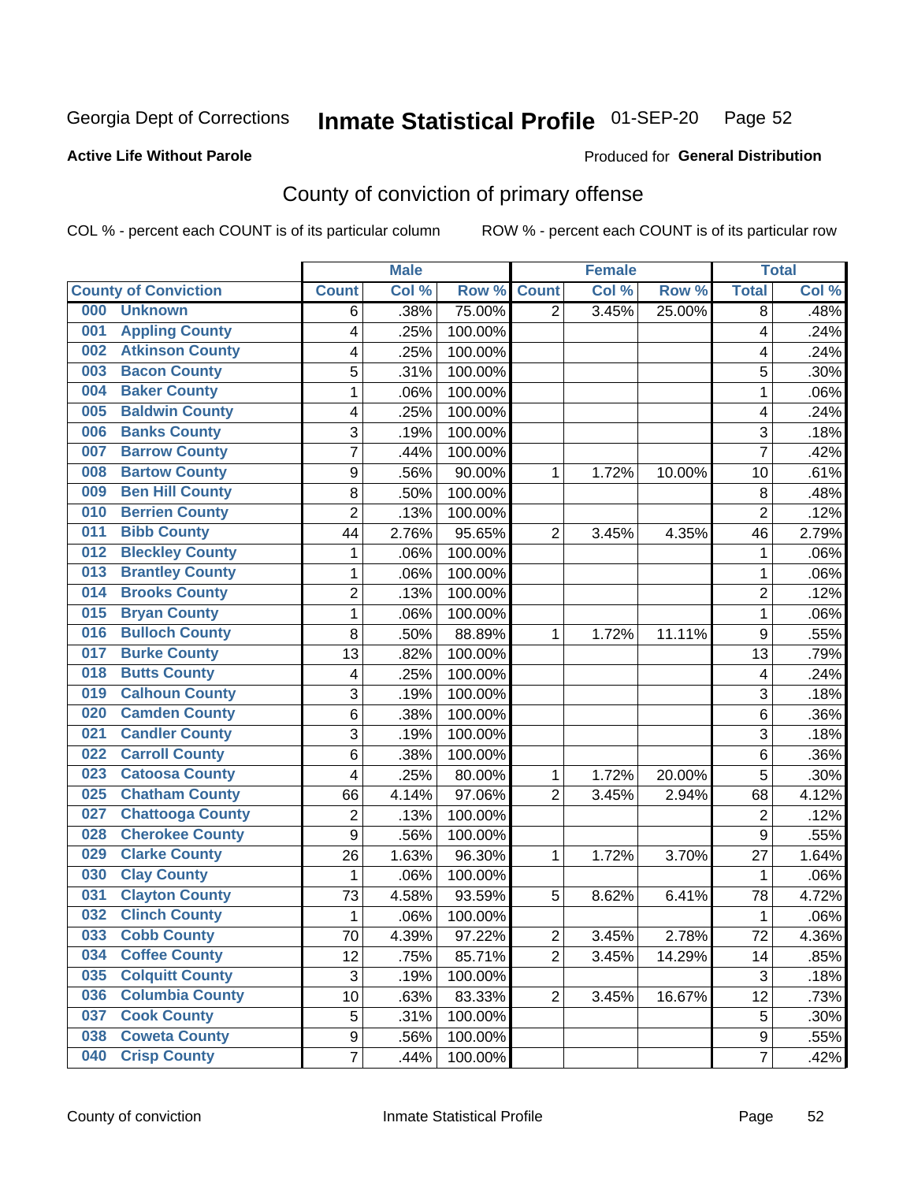Georgia Dept of Corrections **Inmate Statistical Profile** 01-SEP-20

**Active Life Without Parole**

Produced for **General Distribution**

## County of conviction of primary offense

COL % - percent each COUNT is of its particular column    ROW % - percent each COUNT is of its particular row

| County of Conviction | Male | | | Female | | | Total | |
|---|---|---|---|---|---|---|---|---|
| | Count | Col % | Row % | Count | Col % | Row % | Total | Col % |
| 000 Unknown | 6 | .38% | 75.00% | 2 | 3.45% | 25.00% | 8 | .48% |
| 001 Appling County | 4 | .25% | 100.00% | | | | 4 | .24% |
| 002 Atkinson County | 4 | .25% | 100.00% | | | | 4 | .24% |
| 003 Bacon County | 5 | .31% | 100.00% | | | | 5 | .30% |
| 004 Baker County | 1 | .06% | 100.00% | | | | 1 | .06% |
| 005 Baldwin County | 4 | .25% | 100.00% | | | | 4 | .24% |
| 006 Banks County | 3 | .19% | 100.00% | | | | 3 | .18% |
| 007 Barrow County | 7 | .44% | 100.00% | | | | 7 | .42% |
| 008 Bartow County | 9 | .56% | 90.00% | 1 | 1.72% | 10.00% | 10 | .61% |
| 009 Ben Hill County | 8 | .50% | 100.00% | | | | 8 | .48% |
| 010 Berrien County | 2 | .13% | 100.00% | | | | 2 | .12% |
| 011 Bibb County | 44 | 2.76% | 95.65% | 2 | 3.45% | 4.35% | 46 | 2.79% |
| 012 Bleckley County | 1 | .06% | 100.00% | | | | 1 | .06% |
| 013 Brantley County | 1 | .06% | 100.00% | | | | 1 | .06% |
| 014 Brooks County | 2 | .13% | 100.00% | | | | 2 | .12% |
| 015 Bryan County | 1 | .06% | 100.00% | | | | 1 | .06% |
| 016 Bulloch County | 8 | .50% | 88.89% | 1 | 1.72% | 11.11% | 9 | .55% |
| 017 Burke County | 13 | .82% | 100.00% | | | | 13 | .79% |
| 018 Butts County | 4 | .25% | 100.00% | | | | 4 | .24% |
| 019 Calhoun County | 3 | .19% | 100.00% | | | | 3 | .18% |
| 020 Camden County | 6 | .38% | 100.00% | | | | 6 | .36% |
| 021 Candler County | 3 | .19% | 100.00% | | | | 3 | .18% |
| 022 Carroll County | 6 | .38% | 100.00% | | | | 6 | .36% |
| 023 Catoosa County | 4 | .25% | 80.00% | 1 | 1.72% | 20.00% | 5 | .30% |
| 025 Chatham County | 66 | 4.14% | 97.06% | 2 | 3.45% | 2.94% | 68 | 4.12% |
| 027 Chattooga County | 2 | .13% | 100.00% | | | | 2 | .12% |
| 028 Cherokee County | 9 | .56% | 100.00% | | | | 9 | .55% |
| 029 Clarke County | 26 | 1.63% | 96.30% | 1 | 1.72% | 3.70% | 27 | 1.64% |
| 030 Clay County | 1 | .06% | 100.00% | | | | 1 | .06% |
| 031 Clayton County | 73 | 4.58% | 93.59% | 5 | 8.62% | 6.41% | 78 | 4.72% |
| 032 Clinch County | 1 | .06% | 100.00% | | | | 1 | .06% |
| 033 Cobb County | 70 | 4.39% | 97.22% | 2 | 3.45% | 2.78% | 72 | 4.36% |
| 034 Coffee County | 12 | .75% | 85.71% | 2 | 3.45% | 14.29% | 14 | .85% |
| 035 Colquitt County | 3 | .19% | 100.00% | | | | 3 | .18% |
| 036 Columbia County | 10 | .63% | 83.33% | 2 | 3.45% | 16.67% | 12 | .73% |
| 037 Cook County | 5 | .31% | 100.00% | | | | 5 | .30% |
| 038 Coweta County | 9 | .56% | 100.00% | | | | 9 | .55% |
| 040 Crisp County | 7 | .44% | 100.00% | | | | 7 | .42% |

County of conviction    Inmate Statistical Profile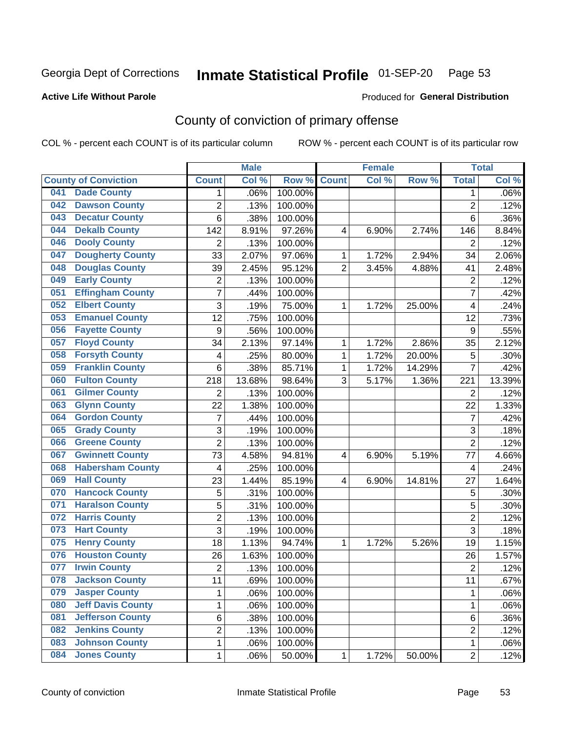Georgia Dept of Corrections **Inmate Statistical Profile** 01-SEP-20

**Active Life Without Parole**

Produced for **General Distribution**

## County of conviction of primary offense

COL % - percent each COUNT is of its particular column     ROW % - percent each COUNT is of its particular row

| | Male | | | Female | | | Total | |
|---|---|---|---|---|---|---|---|---|
| County of Conviction | Count | Col % | Row % | Count | Col % | Row % | Total | Col % |
| 041 Dade County | 1 | .06% | 100.00% | | | | 1 | .06% |
| 042 Dawson County | 2 | .13% | 100.00% | | | | 2 | .12% |
| 043 Decatur County | 6 | .38% | 100.00% | | | | 6 | .36% |
| 044 Dekalb County | 142 | 8.91% | 97.26% | 4 | 6.90% | 2.74% | 146 | 8.84% |
| 046 Dooly County | 2 | .13% | 100.00% | | | | 2 | .12% |
| 047 Dougherty County | 33 | 2.07% | 97.06% | 1 | 1.72% | 2.94% | 34 | 2.06% |
| 048 Douglas County | 39 | 2.45% | 95.12% | 2 | 3.45% | 4.88% | 41 | 2.48% |
| 049 Early County | 2 | .13% | 100.00% | | | | 2 | .12% |
| 051 Effingham County | 7 | .44% | 100.00% | | | | 7 | .42% |
| 052 Elbert County | 3 | .19% | 75.00% | 1 | 1.72% | 25.00% | 4 | .24% |
| 053 Emanuel County | 12 | .75% | 100.00% | | | | 12 | .73% |
| 056 Fayette County | 9 | .56% | 100.00% | | | | 9 | .55% |
| 057 Floyd County | 34 | 2.13% | 97.14% | 1 | 1.72% | 2.86% | 35 | 2.12% |
| 058 Forsyth County | 4 | .25% | 80.00% | 1 | 1.72% | 20.00% | 5 | .30% |
| 059 Franklin County | 6 | .38% | 85.71% | 1 | 1.72% | 14.29% | 7 | .42% |
| 060 Fulton County | 218 | 13.68% | 98.64% | 3 | 5.17% | 1.36% | 221 | 13.39% |
| 061 Gilmer County | 2 | .13% | 100.00% | | | | 2 | .12% |
| 063 Glynn County | 22 | 1.38% | 100.00% | | | | 22 | 1.33% |
| 064 Gordon County | 7 | .44% | 100.00% | | | | 7 | .42% |
| 065 Grady County | 3 | .19% | 100.00% | | | | 3 | .18% |
| 066 Greene County | 2 | .13% | 100.00% | | | | 2 | .12% |
| 067 Gwinnett County | 73 | 4.58% | 94.81% | 4 | 6.90% | 5.19% | 77 | 4.66% |
| 068 Habersham County | 4 | .25% | 100.00% | | | | 4 | .24% |
| 069 Hall County | 23 | 1.44% | 85.19% | 4 | 6.90% | 14.81% | 27 | 1.64% |
| 070 Hancock County | 5 | .31% | 100.00% | | | | 5 | .30% |
| 071 Haralson County | 5 | .31% | 100.00% | | | | 5 | .30% |
| 072 Harris County | 2 | .13% | 100.00% | | | | 2 | .12% |
| 073 Hart County | 3 | .19% | 100.00% | | | | 3 | .18% |
| 075 Henry County | 18 | 1.13% | 94.74% | 1 | 1.72% | 5.26% | 19 | 1.15% |
| 076 Houston County | 26 | 1.63% | 100.00% | | | | 26 | 1.57% |
| 077 Irwin County | 2 | .13% | 100.00% | | | | 2 | .12% |
| 078 Jackson County | 11 | .69% | 100.00% | | | | 11 | .67% |
| 079 Jasper County | 1 | .06% | 100.00% | | | | 1 | .06% |
| 080 Jeff Davis County | 1 | .06% | 100.00% | | | | 1 | .06% |
| 081 Jefferson County | 6 | .38% | 100.00% | | | | 6 | .36% |
| 082 Jenkins County | 2 | .13% | 100.00% | | | | 2 | .12% |
| 083 Johnson County | 1 | .06% | 100.00% | | | | 1 | .06% |
| 084 Jones County | 1 | .06% | 50.00% | 1 | 1.72% | 50.00% | 2 | .12% |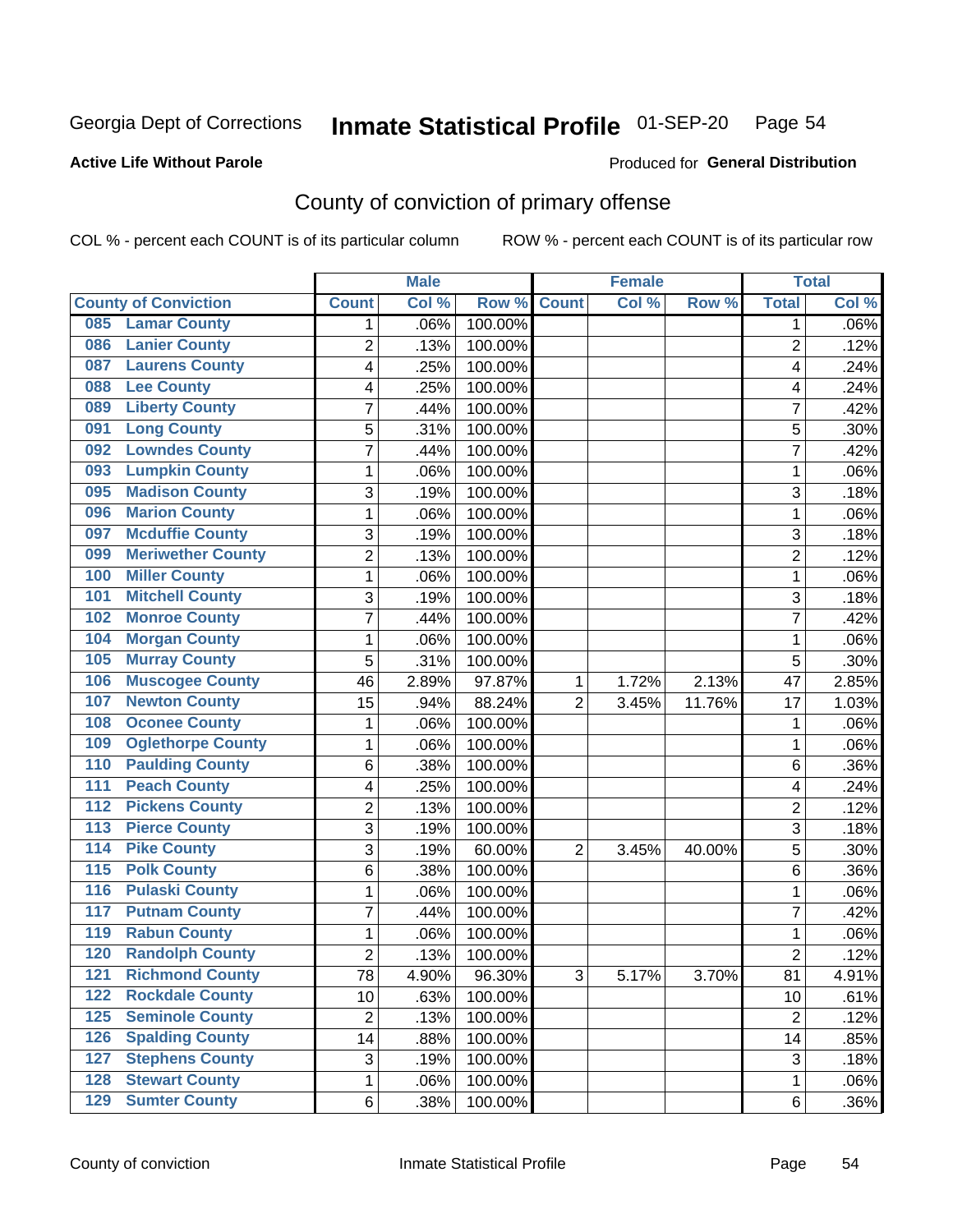Georgia Dept of Corrections **Inmate Statistical Profile** 01-SEP-20

**Active Life Without Parole**

Produced for **General Distribution**

## County of conviction of primary offense

COL % - percent each COUNT is of its particular column    ROW % - percent each COUNT is of its particular row

| | | Male | | | Female | | | Total | |
|---|---|---|---|---|---|---|---|---|---|
| County of Conviction | | Count | Col % | Row % | Count | Col % | Row % | Total | Col % |
| 085 | Lamar County | 1 | .06% | 100.00% | | | | 1 | .06% |
| 086 | Lanier County | 2 | .13% | 100.00% | | | | 2 | .12% |
| 087 | Laurens County | 4 | .25% | 100.00% | | | | 4 | .24% |
| 088 | Lee County | 4 | .25% | 100.00% | | | | 4 | .24% |
| 089 | Liberty County | 7 | .44% | 100.00% | | | | 7 | .42% |
| 091 | Long County | 5 | .31% | 100.00% | | | | 5 | .30% |
| 092 | Lowndes County | 7 | .44% | 100.00% | | | | 7 | .42% |
| 093 | Lumpkin County | 1 | .06% | 100.00% | | | | 1 | .06% |
| 095 | Madison County | 3 | .19% | 100.00% | | | | 3 | .18% |
| 096 | Marion County | 1 | .06% | 100.00% | | | | 1 | .06% |
| 097 | Mcduffie County | 3 | .19% | 100.00% | | | | 3 | .18% |
| 099 | Meriwether County | 2 | .13% | 100.00% | | | | 2 | .12% |
| 100 | Miller County | 1 | .06% | 100.00% | | | | 1 | .06% |
| 101 | Mitchell County | 3 | .19% | 100.00% | | | | 3 | .18% |
| 102 | Monroe County | 7 | .44% | 100.00% | | | | 7 | .42% |
| 104 | Morgan County | 1 | .06% | 100.00% | | | | 1 | .06% |
| 105 | Murray County | 5 | .31% | 100.00% | | | | 5 | .30% |
| 106 | Muscogee County | 46 | 2.89% | 97.87% | 1 | 1.72% | 2.13% | 47 | 2.85% |
| 107 | Newton County | 15 | .94% | 88.24% | 2 | 3.45% | 11.76% | 17 | 1.03% |
| 108 | Oconee County | 1 | .06% | 100.00% | | | | 1 | .06% |
| 109 | Oglethorpe County | 1 | .06% | 100.00% | | | | 1 | .06% |
| 110 | Paulding County | 6 | .38% | 100.00% | | | | 6 | .36% |
| 111 | Peach County | 4 | .25% | 100.00% | | | | 4 | .24% |
| 112 | Pickens County | 2 | .13% | 100.00% | | | | 2 | .12% |
| 113 | Pierce County | 3 | .19% | 100.00% | | | | 3 | .18% |
| 114 | Pike County | 3 | .19% | 60.00% | 2 | 3.45% | 40.00% | 5 | .30% |
| 115 | Polk County | 6 | .38% | 100.00% | | | | 6 | .36% |
| 116 | Pulaski County | 1 | .06% | 100.00% | | | | 1 | .06% |
| 117 | Putnam County | 7 | .44% | 100.00% | | | | 7 | .42% |
| 119 | Rabun County | 1 | .06% | 100.00% | | | | 1 | .06% |
| 120 | Randolph County | 2 | .13% | 100.00% | | | | 2 | .12% |
| 121 | Richmond County | 78 | 4.90% | 96.30% | 3 | 5.17% | 3.70% | 81 | 4.91% |
| 122 | Rockdale County | 10 | .63% | 100.00% | | | | 10 | .61% |
| 125 | Seminole County | 2 | .13% | 100.00% | | | | 2 | .12% |
| 126 | Spalding County | 14 | .88% | 100.00% | | | | 14 | .85% |
| 127 | Stephens County | 3 | .19% | 100.00% | | | | 3 | .18% |
| 128 | Stewart County | 1 | .06% | 100.00% | | | | 1 | .06% |
| 129 | Sumter County | 6 | .38% | 100.00% | | | | 6 | .36% |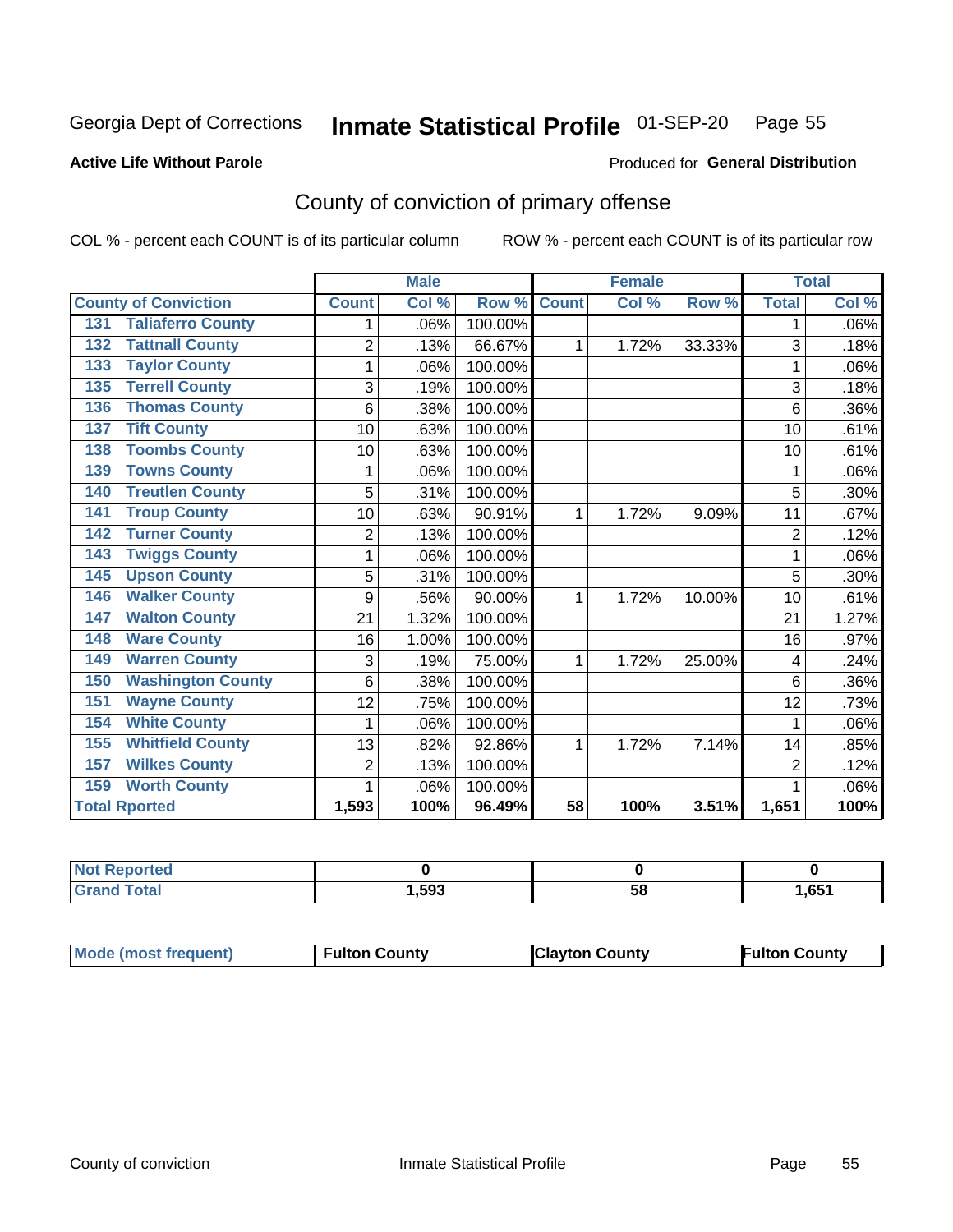Georgia Dept of Corrections **Inmate Statistical Profile** 01-SEP-20

**Active Life Without Parole**

Produced for **General Distribution**

## County of conviction of primary offense

COL % - percent each COUNT is of its particular column

ROW % - percent each COUNT is of its particular row

| County of Conviction | Male | | | Female | | | Total | |
|---|---|---|---|---|---|---|---|---|
| | Count | Col % | Row % | Count | Col % | Row % | Total | Col % |
| 131 Taliaferro County | 1 | .06% | 100.00% | | | | 1 | .06% |
| 132 Tattnall County | 2 | .13% | 66.67% | 1 | 1.72% | 33.33% | 3 | .18% |
| 133 Taylor County | 1 | .06% | 100.00% | | | | 1 | .06% |
| 135 Terrell County | 3 | .19% | 100.00% | | | | 3 | .18% |
| 136 Thomas County | 6 | .38% | 100.00% | | | | 6 | .36% |
| 137 Tift County | 10 | .63% | 100.00% | | | | 10 | .61% |
| 138 Toombs County | 10 | .63% | 100.00% | | | | 10 | .61% |
| 139 Towns County | 1 | .06% | 100.00% | | | | 1 | .06% |
| 140 Treutlen County | 5 | .31% | 100.00% | | | | 5 | .30% |
| 141 Troup County | 10 | .63% | 90.91% | 1 | 1.72% | 9.09% | 11 | .67% |
| 142 Turner County | 2 | .13% | 100.00% | | | | 2 | .12% |
| 143 Twiggs County | 1 | .06% | 100.00% | | | | 1 | .06% |
| 145 Upson County | 5 | .31% | 100.00% | | | | 5 | .30% |
| 146 Walker County | 9 | .56% | 90.00% | 1 | 1.72% | 10.00% | 10 | .61% |
| 147 Walton County | 21 | 1.32% | 100.00% | | | | 21 | 1.27% |
| 148 Ware County | 16 | 1.00% | 100.00% | | | | 16 | .97% |
| 149 Warren County | 3 | .19% | 75.00% | 1 | 1.72% | 25.00% | 4 | .24% |
| 150 Washington County | 6 | .38% | 100.00% | | | | 6 | .36% |
| 151 Wayne County | 12 | .75% | 100.00% | | | | 12 | .73% |
| 154 White County | 1 | .06% | 100.00% | | | | 1 | .06% |
| 155 Whitfield County | 13 | .82% | 92.86% | 1 | 1.72% | 7.14% | 14 | .85% |
| 157 Wilkes County | 2 | .13% | 100.00% | | | | 2 | .12% |
| 159 Worth County | 1 | .06% | 100.00% | | | | 1 | .06% |
| **Total Rported** | **1,593** | **100%** | **96.49%** | **58** | **100%** | **3.51%** | **1,651** | **100%** |

| | Male | Female | Total |
|---|---|---|---|
| Not Reported | **0** | **0** | **0** |
| Grand Total | **1,593** | **58** | **1,651** |

| | Male | Female | Total |
|---|---|---|---|
| Mode (most frequent) | **Fulton County** | **Clayton County** | **Fulton County** |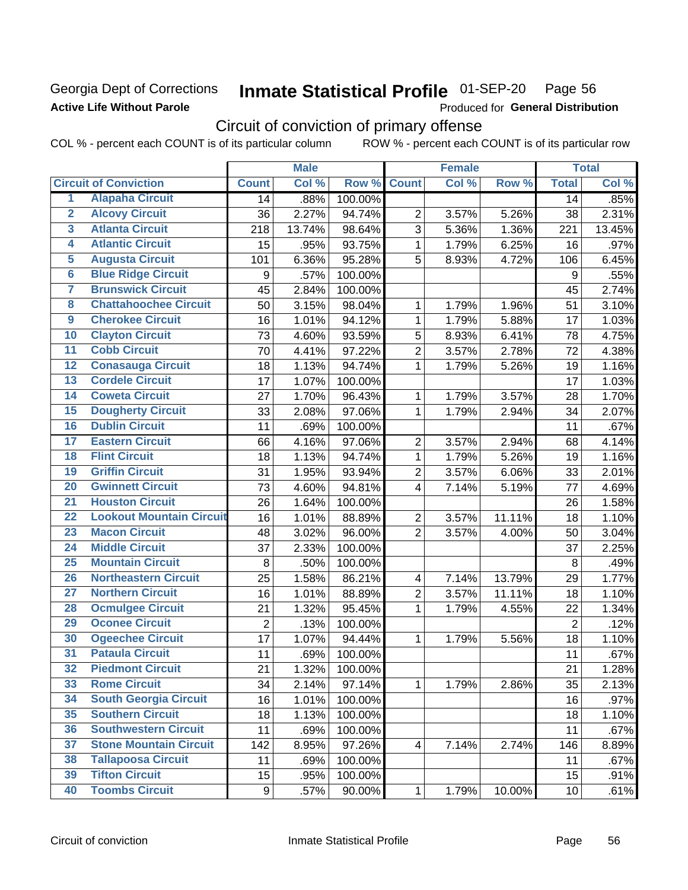Georgia Dept of Corrections
**Active Life Without Parole**

# Inmate Statistical Profile 01-SEP-20 Page 56

Produced for **General Distribution**

## Circuit of conviction of primary offense

COL % - percent each COUNT is of its particular column ROW % - percent each COUNT is of its particular row

| | | Male | | | Female | | | Total | |
|---|---|---|---|---|---|---|---|---|---|
| **Circuit of Conviction** | | **Count** | **Col %** | **Row %** | **Count** | **Col %** | **Row %** | **Total** | **Col %** |
| 1 | Alapaha Circuit | 14 | .88% | 100.00% | | | | 14 | .85% |
| 2 | Alcovy Circuit | 36 | 2.27% | 94.74% | 2 | 3.57% | 5.26% | 38 | 2.31% |
| 3 | Atlanta Circuit | 218 | 13.74% | 98.64% | 3 | 5.36% | 1.36% | 221 | 13.45% |
| 4 | Atlantic Circuit | 15 | .95% | 93.75% | 1 | 1.79% | 6.25% | 16 | .97% |
| 5 | Augusta Circuit | 101 | 6.36% | 95.28% | 5 | 8.93% | 4.72% | 106 | 6.45% |
| 6 | Blue Ridge Circuit | 9 | .57% | 100.00% | | | | 9 | .55% |
| 7 | Brunswick Circuit | 45 | 2.84% | 100.00% | | | | 45 | 2.74% |
| 8 | Chattahoochee Circuit | 50 | 3.15% | 98.04% | 1 | 1.79% | 1.96% | 51 | 3.10% |
| 9 | Cherokee Circuit | 16 | 1.01% | 94.12% | 1 | 1.79% | 5.88% | 17 | 1.03% |
| 10 | Clayton Circuit | 73 | 4.60% | 93.59% | 5 | 8.93% | 6.41% | 78 | 4.75% |
| 11 | Cobb Circuit | 70 | 4.41% | 97.22% | 2 | 3.57% | 2.78% | 72 | 4.38% |
| 12 | Conasauga Circuit | 18 | 1.13% | 94.74% | 1 | 1.79% | 5.26% | 19 | 1.16% |
| 13 | Cordele Circuit | 17 | 1.07% | 100.00% | | | | 17 | 1.03% |
| 14 | Coweta Circuit | 27 | 1.70% | 96.43% | 1 | 1.79% | 3.57% | 28 | 1.70% |
| 15 | Dougherty Circuit | 33 | 2.08% | 97.06% | 1 | 1.79% | 2.94% | 34 | 2.07% |
| 16 | Dublin Circuit | 11 | .69% | 100.00% | | | | 11 | .67% |
| 17 | Eastern Circuit | 66 | 4.16% | 97.06% | 2 | 3.57% | 2.94% | 68 | 4.14% |
| 18 | Flint Circuit | 18 | 1.13% | 94.74% | 1 | 1.79% | 5.26% | 19 | 1.16% |
| 19 | Griffin Circuit | 31 | 1.95% | 93.94% | 2 | 3.57% | 6.06% | 33 | 2.01% |
| 20 | Gwinnett Circuit | 73 | 4.60% | 94.81% | 4 | 7.14% | 5.19% | 77 | 4.69% |
| 21 | Houston Circuit | 26 | 1.64% | 100.00% | | | | 26 | 1.58% |
| 22 | Lookout Mountain Circuit | 16 | 1.01% | 88.89% | 2 | 3.57% | 11.11% | 18 | 1.10% |
| 23 | Macon Circuit | 48 | 3.02% | 96.00% | 2 | 3.57% | 4.00% | 50 | 3.04% |
| 24 | Middle Circuit | 37 | 2.33% | 100.00% | | | | 37 | 2.25% |
| 25 | Mountain Circuit | 8 | .50% | 100.00% | | | | 8 | .49% |
| 26 | Northeastern Circuit | 25 | 1.58% | 86.21% | 4 | 7.14% | 13.79% | 29 | 1.77% |
| 27 | Northern Circuit | 16 | 1.01% | 88.89% | 2 | 3.57% | 11.11% | 18 | 1.10% |
| 28 | Ocmulgee Circuit | 21 | 1.32% | 95.45% | 1 | 1.79% | 4.55% | 22 | 1.34% |
| 29 | Oconee Circuit | 2 | .13% | 100.00% | | | | 2 | .12% |
| 30 | Ogeechee Circuit | 17 | 1.07% | 94.44% | 1 | 1.79% | 5.56% | 18 | 1.10% |
| 31 | Pataula Circuit | 11 | .69% | 100.00% | | | | 11 | .67% |
| 32 | Piedmont Circuit | 21 | 1.32% | 100.00% | | | | 21 | 1.28% |
| 33 | Rome Circuit | 34 | 2.14% | 97.14% | 1 | 1.79% | 2.86% | 35 | 2.13% |
| 34 | South Georgia Circuit | 16 | 1.01% | 100.00% | | | | 16 | .97% |
| 35 | Southern Circuit | 18 | 1.13% | 100.00% | | | | 18 | 1.10% |
| 36 | Southwestern Circuit | 11 | .69% | 100.00% | | | | 11 | .67% |
| 37 | Stone Mountain Circuit | 142 | 8.95% | 97.26% | 4 | 7.14% | 2.74% | 146 | 8.89% |
| 38 | Tallapoosa Circuit | 11 | .69% | 100.00% | | | | 11 | .67% |
| 39 | Tifton Circuit | 15 | .95% | 100.00% | | | | 15 | .91% |
| 40 | Toombs Circuit | 9 | .57% | 90.00% | 1 | 1.79% | 10.00% | 10 | .61% |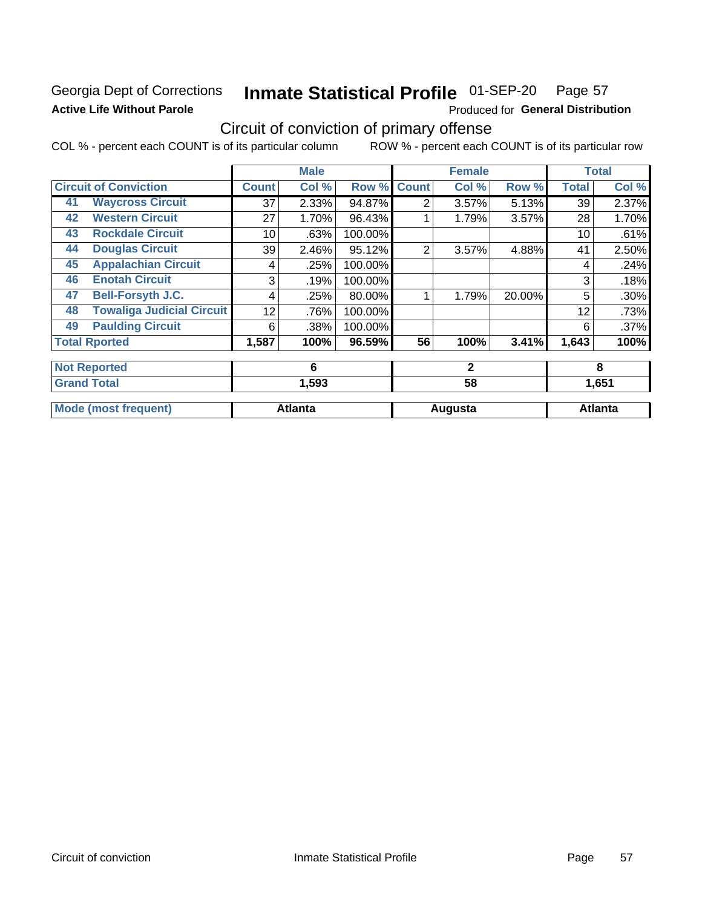Georgia Dept of Corrections

**Active Life Without Parole**

# Inmate Statistical Profile 01-SEP-20 Page 57

Produced for **General Distribution**

## Circuit of conviction of primary offense

COL % - percent each COUNT is of its particular column      ROW % - percent each COUNT is of its particular row

| | | Male | | | Female | | | Total | |
|---|---|---|---|---|---|---|---|---|---|
| **Circuit of Conviction** | | **Count** | **Col %** | **Row %** | **Count** | **Col %** | **Row %** | **Total** | **Col %** |
| 41 | **Waycross Circuit** | 37 | 2.33% | 94.87% | 2 | 3.57% | 5.13% | 39 | 2.37% |
| 42 | **Western Circuit** | 27 | 1.70% | 96.43% | 1 | 1.79% | 3.57% | 28 | 1.70% |
| 43 | **Rockdale Circuit** | 10 | .63% | 100.00% | | | | 10 | .61% |
| 44 | **Douglas Circuit** | 39 | 2.46% | 95.12% | 2 | 3.57% | 4.88% | 41 | 2.50% |
| 45 | **Appalachian Circuit** | 4 | .25% | 100.00% | | | | 4 | .24% |
| 46 | **Enotah Circuit** | 3 | .19% | 100.00% | | | | 3 | .18% |
| 47 | **Bell-Forsyth J.C.** | 4 | .25% | 80.00% | 1 | 1.79% | 20.00% | 5 | .30% |
| 48 | **Towaliga Judicial Circuit** | 12 | .76% | 100.00% | | | | 12 | .73% |
| 49 | **Paulding Circuit** | 6 | .38% | 100.00% | | | | 6 | .37% |
| **Total Rported** | | **1,587** | **100%** | **96.59%** | **56** | **100%** | **3.41%** | **1,643** | **100%** |
| **Not Reported** | | **6** | | | **2** | | | **8** | |
| **Grand Total** | | **1,593** | | | **58** | | | **1,651** | |
| **Mode (most frequent)** | | **Atlanta** | | | **Augusta** | | | **Atlanta** | |

Circuit of conviction      Inmate Statistical Profile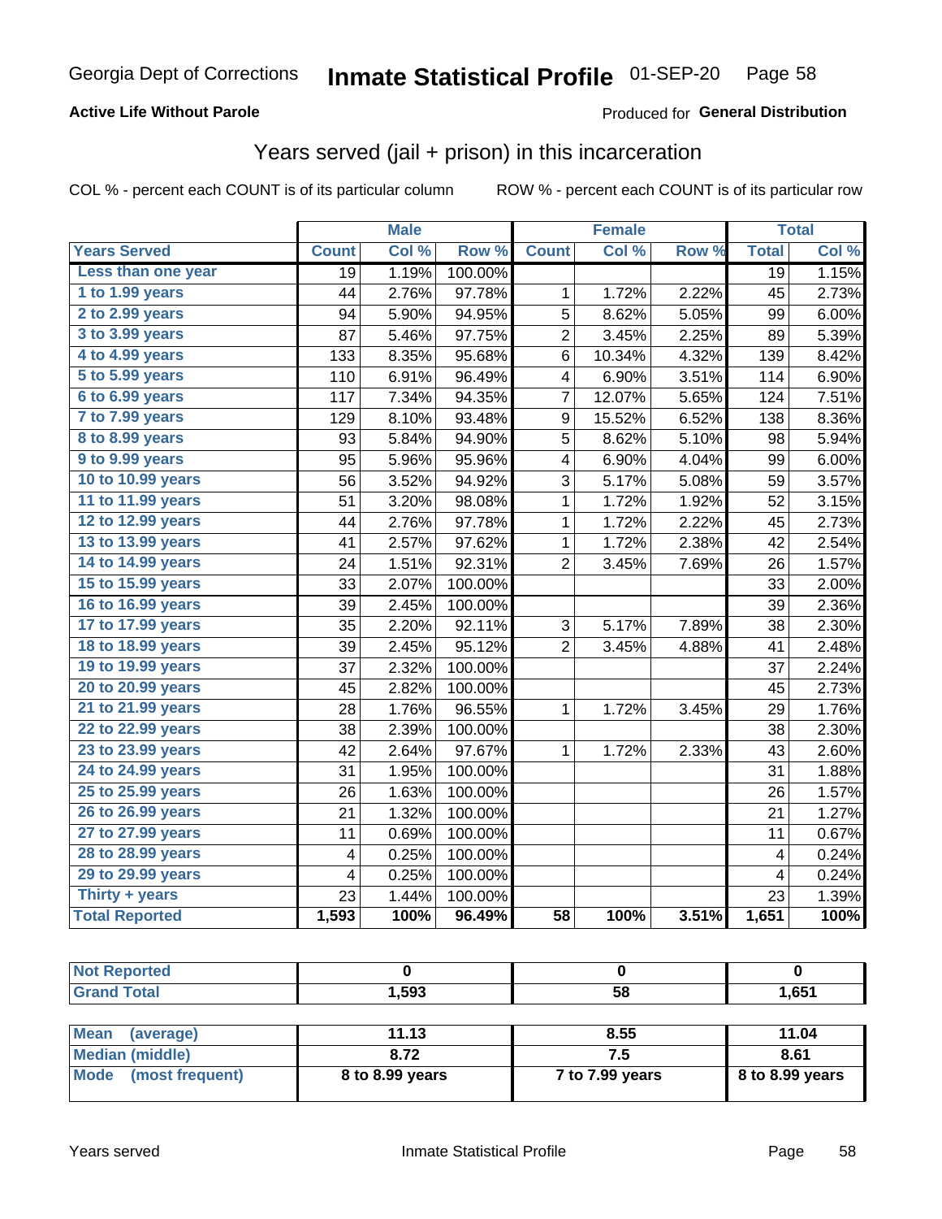Georgia Dept of Corrections **Inmate Statistical Profile** 01-SEP-20

**Active Life Without Parole**

Produced for **General Distribution**

## Years served (jail + prison) in this incarceration

COL % - percent each COUNT is of its particular column

ROW % - percent each COUNT is of its particular row

| | Male | | | Female | | | Total | |
|---|---|---|---|---|---|---|---|---|
| **Years Served** | **Count** | **Col %** | **Row %** | **Count** | **Col %** | **Row %** | **Total** | **Col %** |
| Less than one year | 19 | 1.19% | 100.00% | | | | 19 | 1.15% |
| 1 to 1.99 years | 44 | 2.76% | 97.78% | 1 | 1.72% | 2.22% | 45 | 2.73% |
| 2 to 2.99 years | 94 | 5.90% | 94.95% | 5 | 8.62% | 5.05% | 99 | 6.00% |
| 3 to 3.99 years | 87 | 5.46% | 97.75% | 2 | 3.45% | 2.25% | 89 | 5.39% |
| 4 to 4.99 years | 133 | 8.35% | 95.68% | 6 | 10.34% | 4.32% | 139 | 8.42% |
| 5 to 5.99 years | 110 | 6.91% | 96.49% | 4 | 6.90% | 3.51% | 114 | 6.90% |
| 6 to 6.99 years | 117 | 7.34% | 94.35% | 7 | 12.07% | 5.65% | 124 | 7.51% |
| 7 to 7.99 years | 129 | 8.10% | 93.48% | 9 | 15.52% | 6.52% | 138 | 8.36% |
| 8 to 8.99 years | 93 | 5.84% | 94.90% | 5 | 8.62% | 5.10% | 98 | 5.94% |
| 9 to 9.99 years | 95 | 5.96% | 95.96% | 4 | 6.90% | 4.04% | 99 | 6.00% |
| 10 to 10.99 years | 56 | 3.52% | 94.92% | 3 | 5.17% | 5.08% | 59 | 3.57% |
| 11 to 11.99 years | 51 | 3.20% | 98.08% | 1 | 1.72% | 1.92% | 52 | 3.15% |
| 12 to 12.99 years | 44 | 2.76% | 97.78% | 1 | 1.72% | 2.22% | 45 | 2.73% |
| 13 to 13.99 years | 41 | 2.57% | 97.62% | 1 | 1.72% | 2.38% | 42 | 2.54% |
| 14 to 14.99 years | 24 | 1.51% | 92.31% | 2 | 3.45% | 7.69% | 26 | 1.57% |
| 15 to 15.99 years | 33 | 2.07% | 100.00% | | | | 33 | 2.00% |
| 16 to 16.99 years | 39 | 2.45% | 100.00% | | | | 39 | 2.36% |
| 17 to 17.99 years | 35 | 2.20% | 92.11% | 3 | 5.17% | 7.89% | 38 | 2.30% |
| 18 to 18.99 years | 39 | 2.45% | 95.12% | 2 | 3.45% | 4.88% | 41 | 2.48% |
| 19 to 19.99 years | 37 | 2.32% | 100.00% | | | | 37 | 2.24% |
| 20 to 20.99 years | 45 | 2.82% | 100.00% | | | | 45 | 2.73% |
| 21 to 21.99 years | 28 | 1.76% | 96.55% | 1 | 1.72% | 3.45% | 29 | 1.76% |
| 22 to 22.99 years | 38 | 2.39% | 100.00% | | | | 38 | 2.30% |
| 23 to 23.99 years | 42 | 2.64% | 97.67% | 1 | 1.72% | 2.33% | 43 | 2.60% |
| 24 to 24.99 years | 31 | 1.95% | 100.00% | | | | 31 | 1.88% |
| 25 to 25.99 years | 26 | 1.63% | 100.00% | | | | 26 | 1.57% |
| 26 to 26.99 years | 21 | 1.32% | 100.00% | | | | 21 | 1.27% |
| 27 to 27.99 years | 11 | 0.69% | 100.00% | | | | 11 | 0.67% |
| 28 to 28.99 years | 4 | 0.25% | 100.00% | | | | 4 | 0.24% |
| 29 to 29.99 years | 4 | 0.25% | 100.00% | | | | 4 | 0.24% |
| Thirty + years | 23 | 1.44% | 100.00% | | | | 23 | 1.39% |
| **Total Reported** | **1,593** | **100%** | **96.49%** | **58** | **100%** | **3.51%** | **1,651** | **100%** |

| | Male | Female | Total |
|---|---|---|---|
| Not Reported | 0 | 0 | 0 |
| Grand Total | 1,593 | 58 | 1,651 |

| | Male | Female | Total |
|---|---|---|---|
| Mean (average) | 11.13 | 8.55 | 11.04 |
| Median (middle) | 8.72 | 7.5 | 8.61 |
| Mode (most frequent) | 8 to 8.99 years | 7 to 7.99 years | 8 to 8.99 years |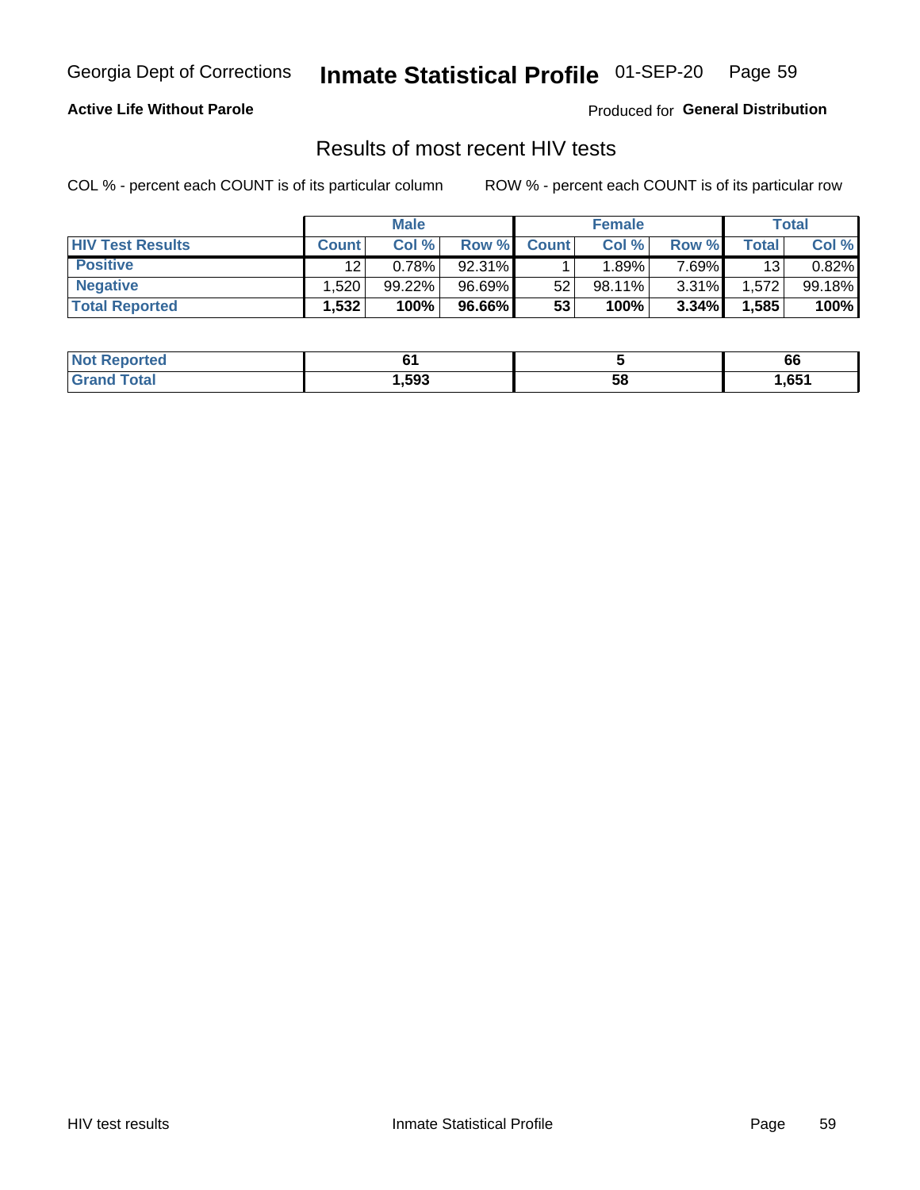Georgia Dept of Corrections **Inmate Statistical Profile** 01-SEP-20

**Active Life Without Parole**

Produced for **General Distribution**

## Results of most recent HIV tests

COL % - percent each COUNT is of its particular column

ROW % - percent each COUNT is of its particular row

| | Male | | | Female | | | Total | |
|---|---|---|---|---|---|---|---|---|
| **HIV Test Results** | **Count** | **Col %** | **Row %** | **Count** | **Col %** | **Row %** | **Total** | **Col %** |
| **Positive** | 12 | 0.78% | 92.31% | 1 | 1.89% | 7.69% | 13 | 0.82% |
| **Negative** | 1,520 | 99.22% | 96.69% | 52 | 98.11% | 3.31% | 1,572 | 99.18% |
| **Total Reported** | **1,532** | **100%** | **96.66%** | **53** | **100%** | **3.34%** | **1,585** | **100%** |

| | Male | Female | Total |
|---|---|---|---|
| **Not Reported** | **61** | **5** | **66** |
| **Grand Total** | **1,593** | **58** | **1,651** |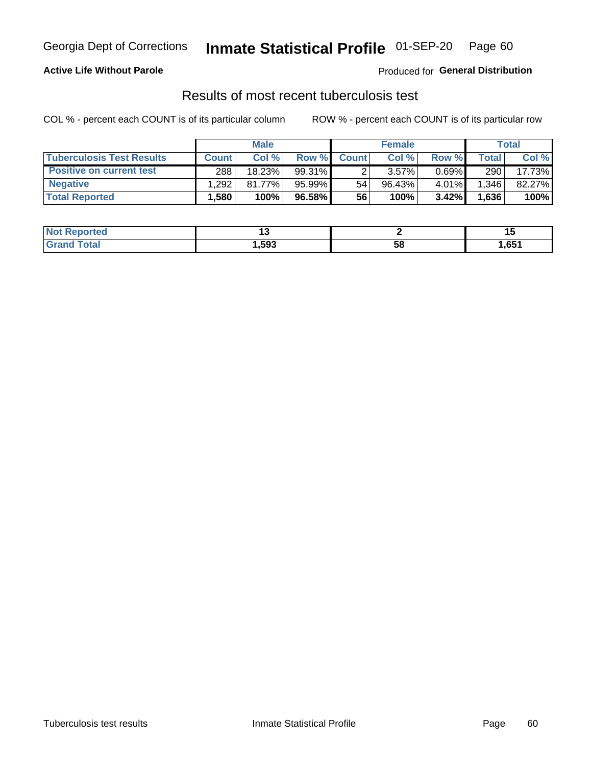Georgia Dept of Corrections **Inmate Statistical Profile** 01-SEP-20

**Active Life Without Parole**

Produced for **General Distribution**

## Results of most recent tuberculosis test

COL % - percent each COUNT is of its particular column

ROW % - percent each COUNT is of its particular row

| | Male | | | Female | | | Total | |
|---|---|---|---|---|---|---|---|---|
| **Tuberculosis Test Results** | **Count** | **Col %** | **Row %** | **Count** | **Col %** | **Row %** | **Total** | **Col %** |
| **Positive on current test** | 288 | 18.23% | 99.31% | 2 | 3.57% | 0.69% | 290 | 17.73% |
| **Negative** | 1,292 | 81.77% | 95.99% | 54 | 96.43% | 4.01% | 1,346 | 82.27% |
| **Total Reported** | **1,580** | **100%** | **96.58%** | **56** | **100%** | **3.42%** | **1,636** | **100%** |

| | Male | Female | Total |
|---|---|---|---|
| **Not Reported** | **13** | **2** | **15** |
| **Grand Total** | **1,593** | **58** | **1,651** |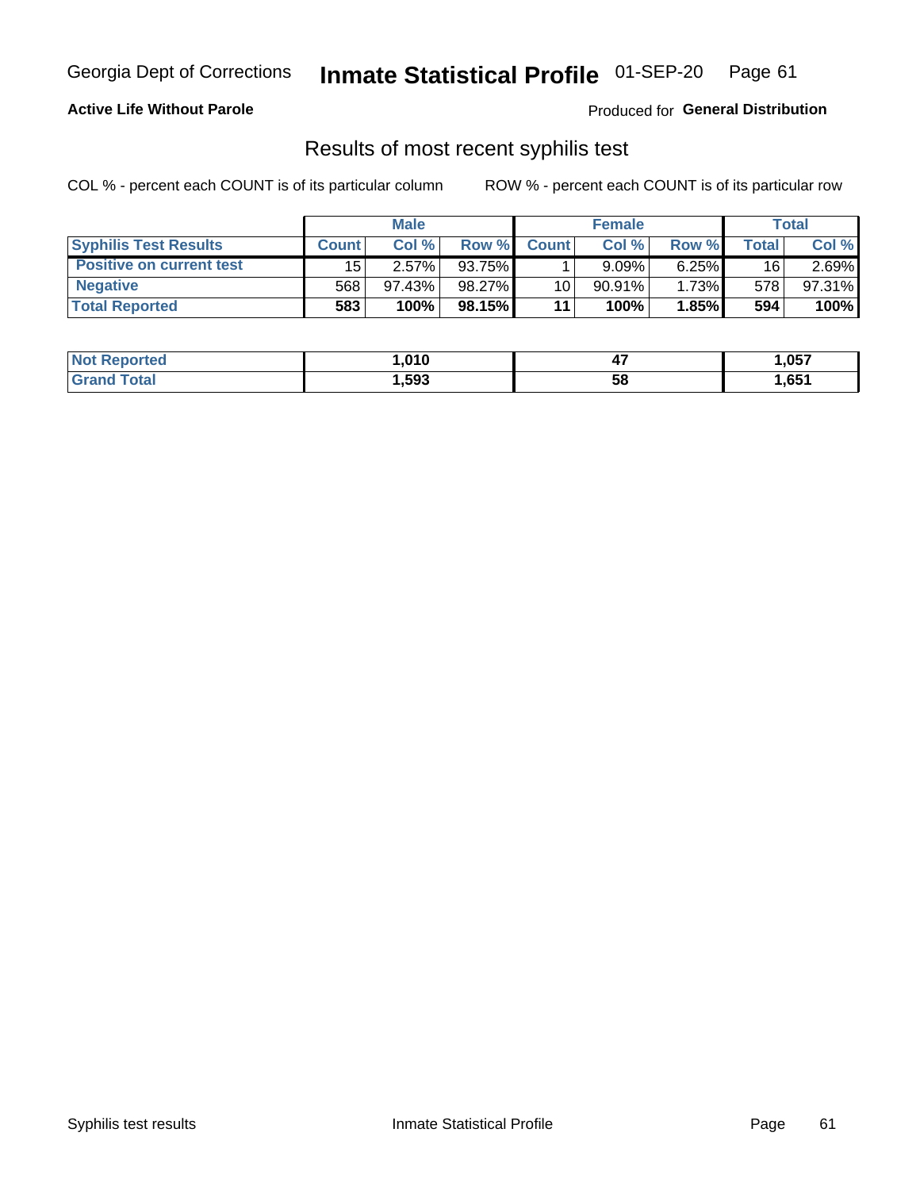Georgia Dept of Corrections **Inmate Statistical Profile** 01-SEP-20

**Active Life Without Parole**

Produced for **General Distribution**

## Results of most recent syphilis test

COL % - percent each COUNT is of its particular column    ROW % - percent each COUNT is of its particular row

| | Male | | | Female | | | Total | |
|---|---|---|---|---|---|---|---|---|
| **Syphilis Test Results** | **Count** | **Col %** | **Row %** | **Count** | **Col %** | **Row %** | **Total** | **Col %** |
| **Positive on current test** | 15 | 2.57% | 93.75% | 1 | 9.09% | 6.25% | 16 | 2.69% |
| **Negative** | 568 | 97.43% | 98.27% | 10 | 90.91% | 1.73% | 578 | 97.31% |
| **Total Reported** | **583** | **100%** | **98.15%** | **11** | **100%** | **1.85%** | **594** | **100%** |

| | Male | Female | Total |
|---|---|---|---|
| **Not Reported** | **1,010** | **47** | **1,057** |
| **Grand Total** | **1,593** | **58** | **1,651** |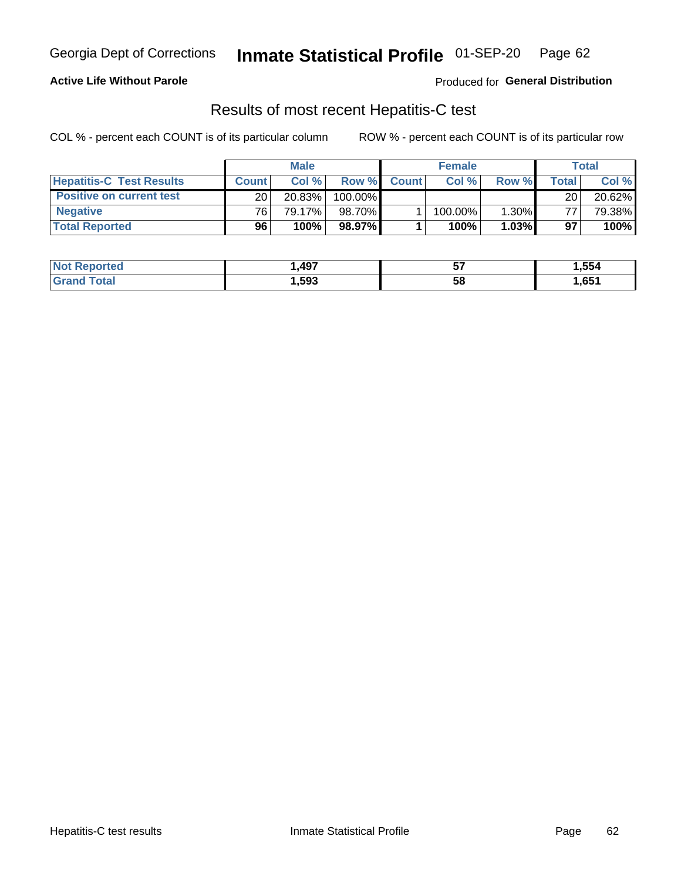Georgia Dept of Corrections **Inmate Statistical Profile** 01-SEP-20

**Active Life Without Parole**

Produced for **General Distribution**

## Results of most recent Hepatitis-C test

COL % - percent each COUNT is of its particular column

ROW % - percent each COUNT is of its particular row

| | Male | | | Female | | | Total | |
|---|---|---|---|---|---|---|---|---|
| **Hepatitis-C Test Results** | **Count** | **Col %** | **Row %** | **Count** | **Col %** | **Row %** | **Total** | **Col %** |
| **Positive on current test** | 20 | 20.83% | 100.00% | | | | 20 | 20.62% |
| **Negative** | 76 | 79.17% | 98.70% | 1 | 100.00% | 1.30% | 77 | 79.38% |
| **Total Reported** | **96** | **100%** | **98.97%** | **1** | **100%** | **1.03%** | **97** | **100%** |

| | Male | Female | Total |
|---|---|---|---|
| **Not Reported** | **1,497** | **57** | **1,554** |
| **Grand Total** | **1,593** | **58** | **1,651** |

Hepatitis-C test results Inmate Statistical Profile